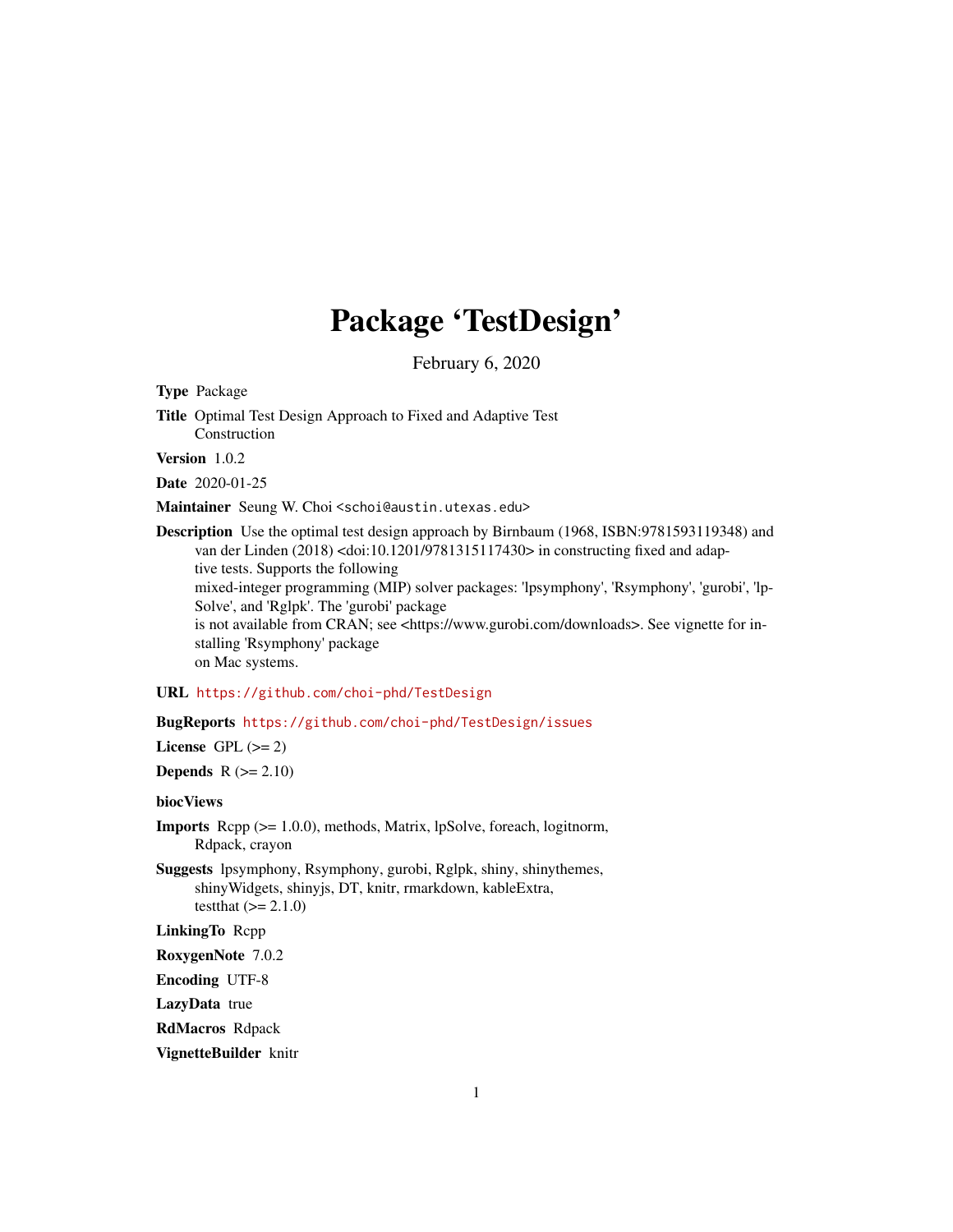# Package 'TestDesign'

February 6, 2020

**Type** Package

**Title** Optimal Test Design Approach to Fixed and Adaptive Test Construction

**Version** 1.0.2

**Date** 2020-01-25

**Maintainer** Seung W. Choi <schoi@austin.utexas.edu>

**Description** Use the optimal test design approach by Birnbaum (1968, ISBN:9781593119348) and van der Linden (2018) <doi:10.1201/9781315117430> in constructing fixed and adaptive tests. Supports the following mixed-integer programming (MIP) solver packages: 'lpsymphony', 'Rsymphony', 'gurobi', 'lpSolve', and 'Rglpk'. The 'gurobi' package is not available from CRAN; see <https://www.gurobi.com/downloads>. See vignette for installing 'Rsymphony' package on Mac systems.

**URL** https://github.com/choi-phd/TestDesign

**BugReports** https://github.com/choi-phd/TestDesign/issues

**License** GPL (>= 2)

**Depends** R (>= 2.10)

**biocViews**

**Imports** Rcpp (>= 1.0.0), methods, Matrix, lpSolve, foreach, logitnorm, Rdpack, crayon

**Suggests** lpsymphony, Rsymphony, gurobi, Rglpk, shiny, shinythemes, shinyWidgets, shinyjs, DT, knitr, rmarkdown, kableExtra, testthat (>= 2.1.0)

**LinkingTo** Rcpp

**RoxygenNote** 7.0.2

**Encoding** UTF-8

**LazyData** true

**RdMacros** Rdpack

**VignetteBuilder** knitr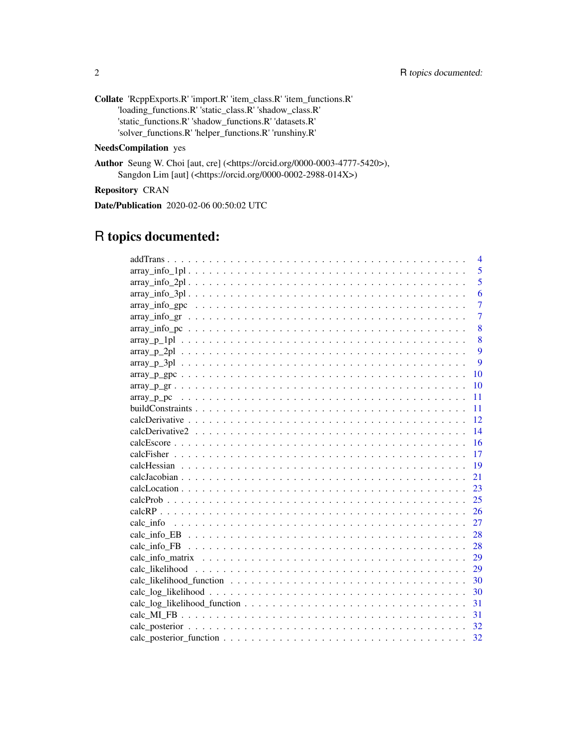**Collate** 'RcppExports.R' 'import.R' 'item_class.R' 'item_functions.R'
'loading_functions.R' 'static_class.R' 'shadow_class.R'
'static_functions.R' 'shadow_functions.R' 'datasets.R'
'solver_functions.R' 'helper_functions.R' 'runshiny.R'

**NeedsCompilation** yes

**Author** Seung W. Choi [aut, cre] (<https://orcid.org/0000-0003-4777-5420>),
Sangdon Lim [aut] (<https://orcid.org/0000-0002-2988-014X>)

**Repository** CRAN

**Date/Publication** 2020-02-06 00:50:02 UTC

# R topics documented:

| | |
|---|---|
| addTrans | 4 |
| array_info_1pl | 5 |
| array_info_2pl | 5 |
| array_info_3pl | 6 |
| array_info_gpc | 7 |
| array_info_gr | 7 |
| array_info_pc | 8 |
| array_p_1pl | 8 |
| array_p_2pl | 9 |
| array_p_3pl | 9 |
| array_p_gpc | 10 |
| array_p_gr | 10 |
| array_p_pc | 11 |
| buildConstraints | 11 |
| calcDerivative | 12 |
| calcDerivative2 | 14 |
| calcEscore | 16 |
| calcFisher | 17 |
| calcHessian | 19 |
| calcJacobian | 21 |
| calcLocation | 23 |
| calcProb | 25 |
| calcRP | 26 |
| calc_info | 27 |
| calc_info_EB | 28 |
| calc_info_FB | 28 |
| calc_info_matrix | 29 |
| calc_likelihood | 29 |
| calc_likelihood_function | 30 |
| calc_log_likelihood | 30 |
| calc_log_likelihood_function | 31 |
| calc_MI_FB | 31 |
| calc_posterior | 32 |
| calc_posterior_function | 32 |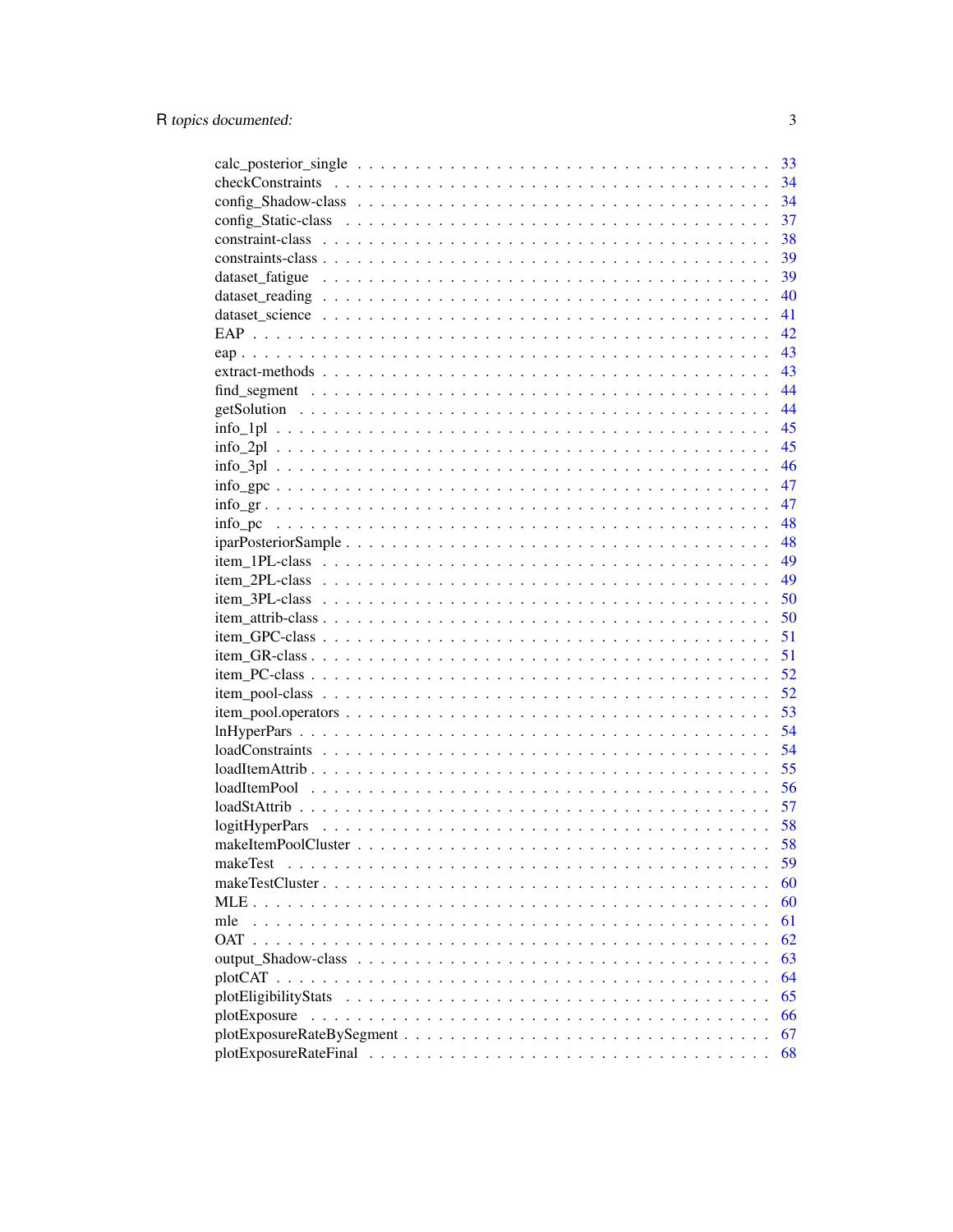calc_posterior_single . . . . . . . . . . . . . . . . . . . . . . . . . . . . . . . . 33
checkConstraints . . . . . . . . . . . . . . . . . . . . . . . . . . . . . . . . . . 34
config_Shadow-class . . . . . . . . . . . . . . . . . . . . . . . . . . . . . . . . 34
config_Static-class . . . . . . . . . . . . . . . . . . . . . . . . . . . . . . . . . 37
constraint-class . . . . . . . . . . . . . . . . . . . . . . . . . . . . . . . . . . 38
constraints-class . . . . . . . . . . . . . . . . . . . . . . . . . . . . . . . . . . 39
dataset_fatigue . . . . . . . . . . . . . . . . . . . . . . . . . . . . . . . . . . 39
dataset_reading . . . . . . . . . . . . . . . . . . . . . . . . . . . . . . . . . . 40
dataset_science . . . . . . . . . . . . . . . . . . . . . . . . . . . . . . . . . . 41
EAP . . . . . . . . . . . . . . . . . . . . . . . . . . . . . . . . . . . . . . . . 42
eap . . . . . . . . . . . . . . . . . . . . . . . . . . . . . . . . . . . . . . . . 43
extract-methods . . . . . . . . . . . . . . . . . . . . . . . . . . . . . . . . . . 43
find_segment . . . . . . . . . . . . . . . . . . . . . . . . . . . . . . . . . . . 44
getSolution . . . . . . . . . . . . . . . . . . . . . . . . . . . . . . . . . . . . 44
info_1pl . . . . . . . . . . . . . . . . . . . . . . . . . . . . . . . . . . . . . . 45
info_2pl . . . . . . . . . . . . . . . . . . . . . . . . . . . . . . . . . . . . . . 45
info_3pl . . . . . . . . . . . . . . . . . . . . . . . . . . . . . . . . . . . . . . 46
info_gpc . . . . . . . . . . . . . . . . . . . . . . . . . . . . . . . . . . . . . . 47
info_gr . . . . . . . . . . . . . . . . . . . . . . . . . . . . . . . . . . . . . . . 47
info_pc . . . . . . . . . . . . . . . . . . . . . . . . . . . . . . . . . . . . . . 48
iparPosteriorSample . . . . . . . . . . . . . . . . . . . . . . . . . . . . . . . . 48
item_1PL-class . . . . . . . . . . . . . . . . . . . . . . . . . . . . . . . . . . 49
item_2PL-class . . . . . . . . . . . . . . . . . . . . . . . . . . . . . . . . . . 49
item_3PL-class . . . . . . . . . . . . . . . . . . . . . . . . . . . . . . . . . . 50
item_attrib-class . . . . . . . . . . . . . . . . . . . . . . . . . . . . . . . . . 50
item_GPC-class . . . . . . . . . . . . . . . . . . . . . . . . . . . . . . . . . . 51
item_GR-class . . . . . . . . . . . . . . . . . . . . . . . . . . . . . . . . . . . 51
item_PC-class . . . . . . . . . . . . . . . . . . . . . . . . . . . . . . . . . . . 52
item_pool-class . . . . . . . . . . . . . . . . . . . . . . . . . . . . . . . . . . 52
item_pool.operators . . . . . . . . . . . . . . . . . . . . . . . . . . . . . . . . 53
lnHyperPars . . . . . . . . . . . . . . . . . . . . . . . . . . . . . . . . . . . . 54
loadConstraints . . . . . . . . . . . . . . . . . . . . . . . . . . . . . . . . . . 54
loadItemAttrib . . . . . . . . . . . . . . . . . . . . . . . . . . . . . . . . . . . 55
loadItemPool . . . . . . . . . . . . . . . . . . . . . . . . . . . . . . . . . . . . 56
loadStAttrib . . . . . . . . . . . . . . . . . . . . . . . . . . . . . . . . . . . . 57
logitHyperPars . . . . . . . . . . . . . . . . . . . . . . . . . . . . . . . . . . . 58
makeItemPoolCluster . . . . . . . . . . . . . . . . . . . . . . . . . . . . . . . . 58
makeTest . . . . . . . . . . . . . . . . . . . . . . . . . . . . . . . . . . . . . 59
makeTestCluster . . . . . . . . . . . . . . . . . . . . . . . . . . . . . . . . . . 60
MLE . . . . . . . . . . . . . . . . . . . . . . . . . . . . . . . . . . . . . . . . 60
mle . . . . . . . . . . . . . . . . . . . . . . . . . . . . . . . . . . . . . . . . 61
OAT . . . . . . . . . . . . . . . . . . . . . . . . . . . . . . . . . . . . . . . . 62
output_Shadow-class . . . . . . . . . . . . . . . . . . . . . . . . . . . . . . . . 63
plotCAT . . . . . . . . . . . . . . . . . . . . . . . . . . . . . . . . . . . . . . 64
plotEligibilityStats . . . . . . . . . . . . . . . . . . . . . . . . . . . . . . . . 65
plotExposure . . . . . . . . . . . . . . . . . . . . . . . . . . . . . . . . . . . . 66
plotExposureRateBySegment . . . . . . . . . . . . . . . . . . . . . . . . . . . . . 67
plotExposureRateFinal . . . . . . . . . . . . . . . . . . . . . . . . . . . . . . . 68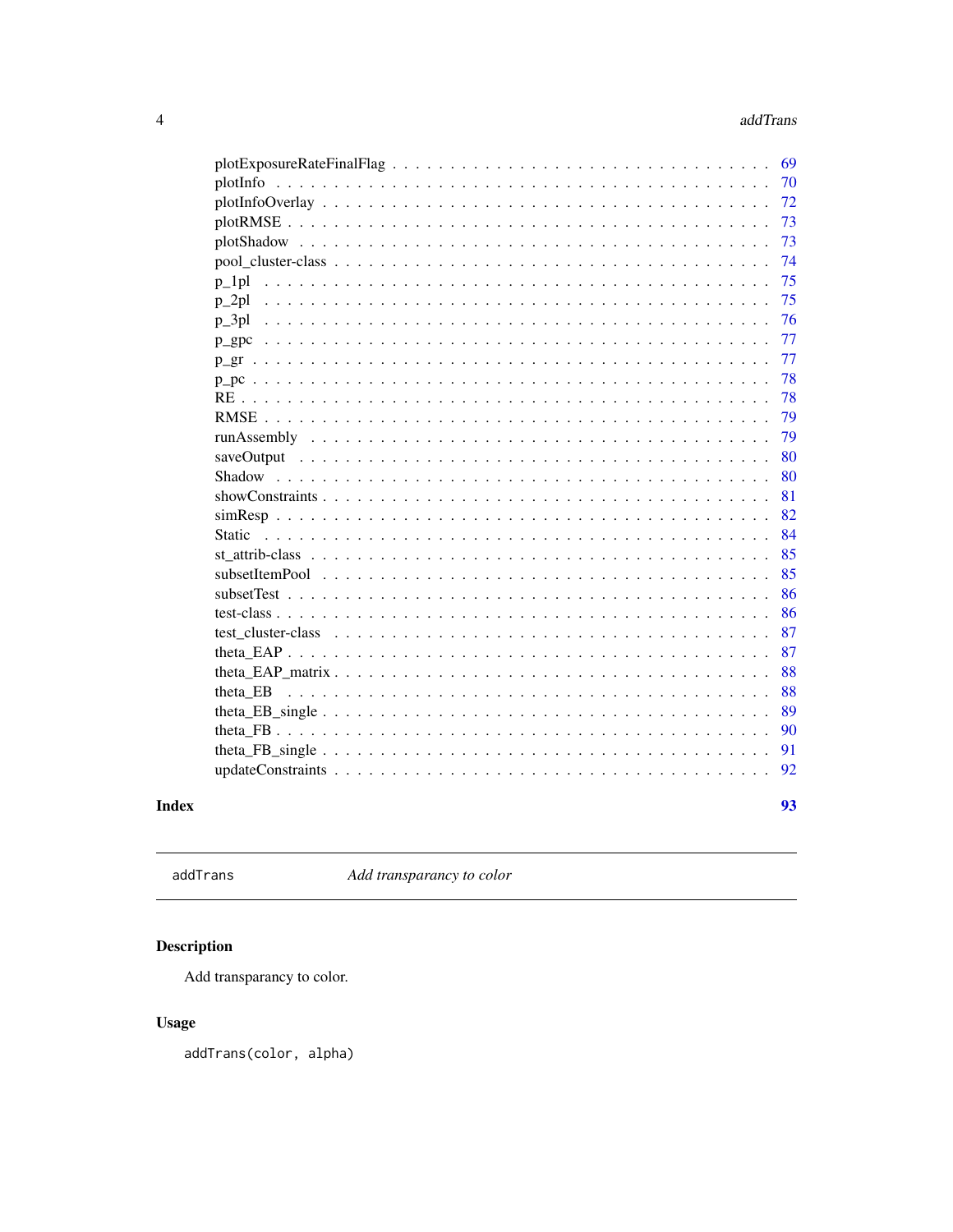plotExposureRateFinalFlag . . . . . . . . . . . . . . . . . . . . . . . . . . . . . 69
plotInfo . . . . . . . . . . . . . . . . . . . . . . . . . . . . . . . . . . . . . 70
plotInfoOverlay . . . . . . . . . . . . . . . . . . . . . . . . . . . . . . . . . . 72
plotRMSE . . . . . . . . . . . . . . . . . . . . . . . . . . . . . . . . . . . . . 73
plotShadow . . . . . . . . . . . . . . . . . . . . . . . . . . . . . . . . . . . . 73
pool_cluster-class . . . . . . . . . . . . . . . . . . . . . . . . . . . . . . . . . 74
p_1pl . . . . . . . . . . . . . . . . . . . . . . . . . . . . . . . . . . . . . . . 75
p_2pl . . . . . . . . . . . . . . . . . . . . . . . . . . . . . . . . . . . . . . . 75
p_3pl . . . . . . . . . . . . . . . . . . . . . . . . . . . . . . . . . . . . . . . 76
p_gpc . . . . . . . . . . . . . . . . . . . . . . . . . . . . . . . . . . . . . . . 77
p_gr . . . . . . . . . . . . . . . . . . . . . . . . . . . . . . . . . . . . . . . 77
p_pc . . . . . . . . . . . . . . . . . . . . . . . . . . . . . . . . . . . . . . . 78
RE . . . . . . . . . . . . . . . . . . . . . . . . . . . . . . . . . . . . . . . . 78
RMSE . . . . . . . . . . . . . . . . . . . . . . . . . . . . . . . . . . . . . . . 79
runAssembly . . . . . . . . . . . . . . . . . . . . . . . . . . . . . . . . . . . . 79
saveOutput . . . . . . . . . . . . . . . . . . . . . . . . . . . . . . . . . . . . 80
Shadow . . . . . . . . . . . . . . . . . . . . . . . . . . . . . . . . . . . . . . 80
showConstraints . . . . . . . . . . . . . . . . . . . . . . . . . . . . . . . . . . 81
simResp . . . . . . . . . . . . . . . . . . . . . . . . . . . . . . . . . . . . . . 82
Static . . . . . . . . . . . . . . . . . . . . . . . . . . . . . . . . . . . . . . . 84
st_attrib-class . . . . . . . . . . . . . . . . . . . . . . . . . . . . . . . . . . . 85
subsetItemPool . . . . . . . . . . . . . . . . . . . . . . . . . . . . . . . . . . . 85
subsetTest . . . . . . . . . . . . . . . . . . . . . . . . . . . . . . . . . . . . . 86
test-class . . . . . . . . . . . . . . . . . . . . . . . . . . . . . . . . . . . . . 86
test_cluster-class . . . . . . . . . . . . . . . . . . . . . . . . . . . . . . . . . 87
theta_EAP . . . . . . . . . . . . . . . . . . . . . . . . . . . . . . . . . . . . . 87
theta_EAP_matrix . . . . . . . . . . . . . . . . . . . . . . . . . . . . . . . . . . 88
theta_EB . . . . . . . . . . . . . . . . . . . . . . . . . . . . . . . . . . . . . . 88
theta_EB_single . . . . . . . . . . . . . . . . . . . . . . . . . . . . . . . . . . 89
theta_FB . . . . . . . . . . . . . . . . . . . . . . . . . . . . . . . . . . . . . . 90
theta_FB_single . . . . . . . . . . . . . . . . . . . . . . . . . . . . . . . . . . 91
updateConstraints . . . . . . . . . . . . . . . . . . . . . . . . . . . . . . . . . 92

**Index** **93**

---

`addTrans` *Add transparancy to color*

---

## Description

Add transparancy to color.

## Usage

```
addTrans(color, alpha)
```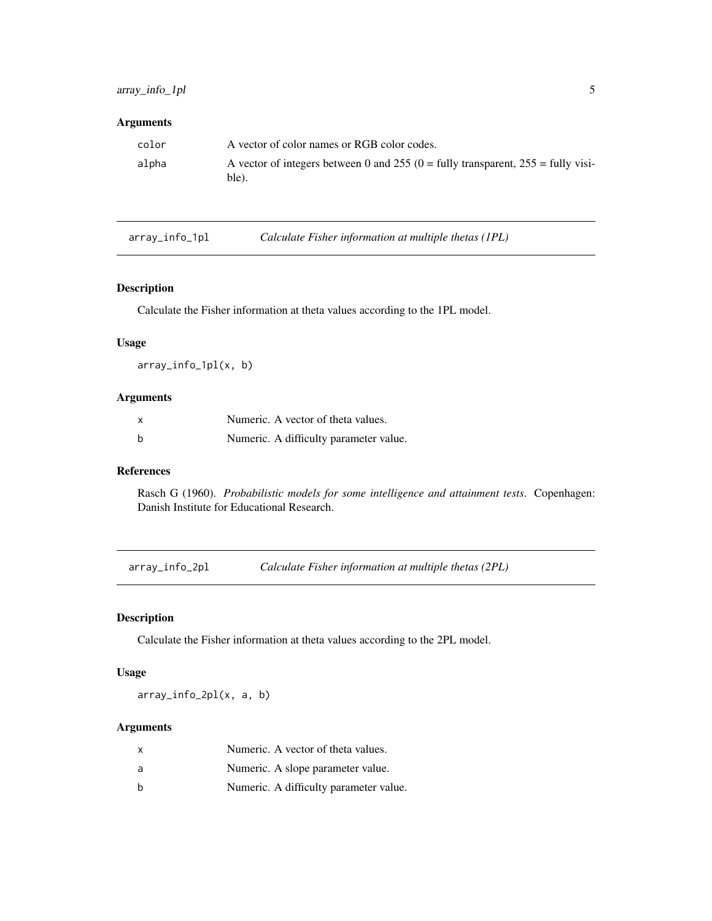## Arguments

| | |
|---|---|
| color | A vector of color names or RGB color codes. |
| alpha | A vector of integers between 0 and 255 (0 = fully transparent, 255 = fully visible). |

---

## array_info_1pl *Calculate Fisher information at multiple thetas (1PL)*

### Description

Calculate the Fisher information at theta values according to the 1PL model.

### Usage

```
array_info_1pl(x, b)
```

### Arguments

| | |
|---|---|
| x | Numeric. A vector of theta values. |
| b | Numeric. A difficulty parameter value. |

### References

Rasch G (1960). *Probabilistic models for some intelligence and attainment tests*. Copenhagen: Danish Institute for Educational Research.

---

## array_info_2pl *Calculate Fisher information at multiple thetas (2PL)*

### Description

Calculate the Fisher information at theta values according to the 2PL model.

### Usage

```
array_info_2pl(x, a, b)
```

### Arguments

| | |
|---|---|
| x | Numeric. A vector of theta values. |
| a | Numeric. A slope parameter value. |
| b | Numeric. A difficulty parameter value. |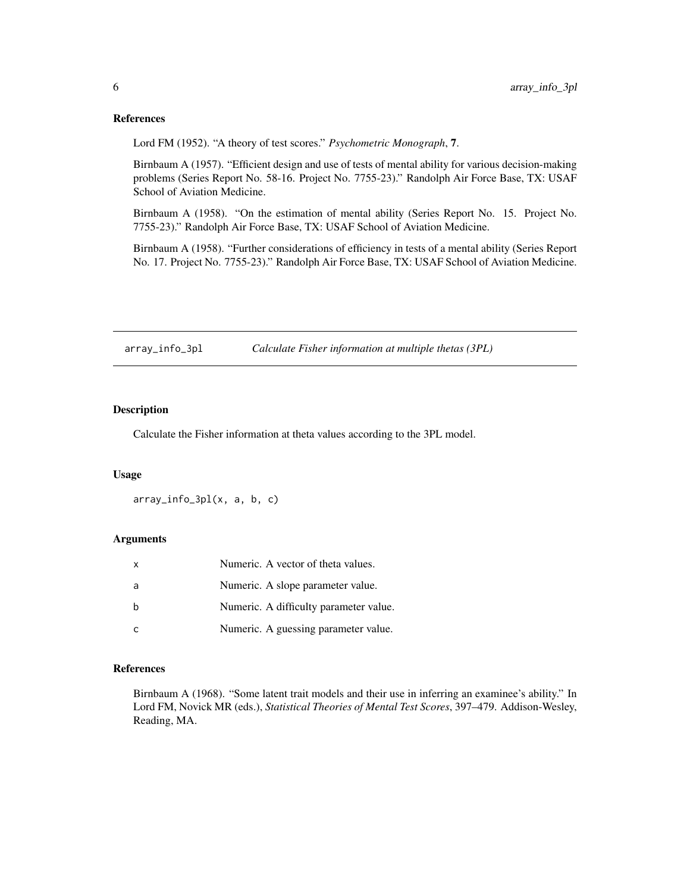## References

Lord FM (1952). "A theory of test scores." *Psychometric Monograph*, **7**.

Birnbaum A (1957). "Efficient design and use of tests of mental ability for various decision-making problems (Series Report No. 58-16. Project No. 7755-23)." Randolph Air Force Base, TX: USAF School of Aviation Medicine.

Birnbaum A (1958). "On the estimation of mental ability (Series Report No. 15. Project No. 7755-23)." Randolph Air Force Base, TX: USAF School of Aviation Medicine.

Birnbaum A (1958). "Further considerations of efficiency in tests of a mental ability (Series Report No. 17. Project No. 7755-23)." Randolph Air Force Base, TX: USAF School of Aviation Medicine.

---

# array_info_3pl — *Calculate Fisher information at multiple thetas (3PL)*

## Description

Calculate the Fisher information at theta values according to the 3PL model.

## Usage

```
array_info_3pl(x, a, b, c)
```

## Arguments

| | |
|---|---|
| x | Numeric. A vector of theta values. |
| a | Numeric. A slope parameter value. |
| b | Numeric. A difficulty parameter value. |
| c | Numeric. A guessing parameter value. |

## References

Birnbaum A (1968). "Some latent trait models and their use in inferring an examinee's ability." In Lord FM, Novick MR (eds.), *Statistical Theories of Mental Test Scores*, 397–479. Addison-Wesley, Reading, MA.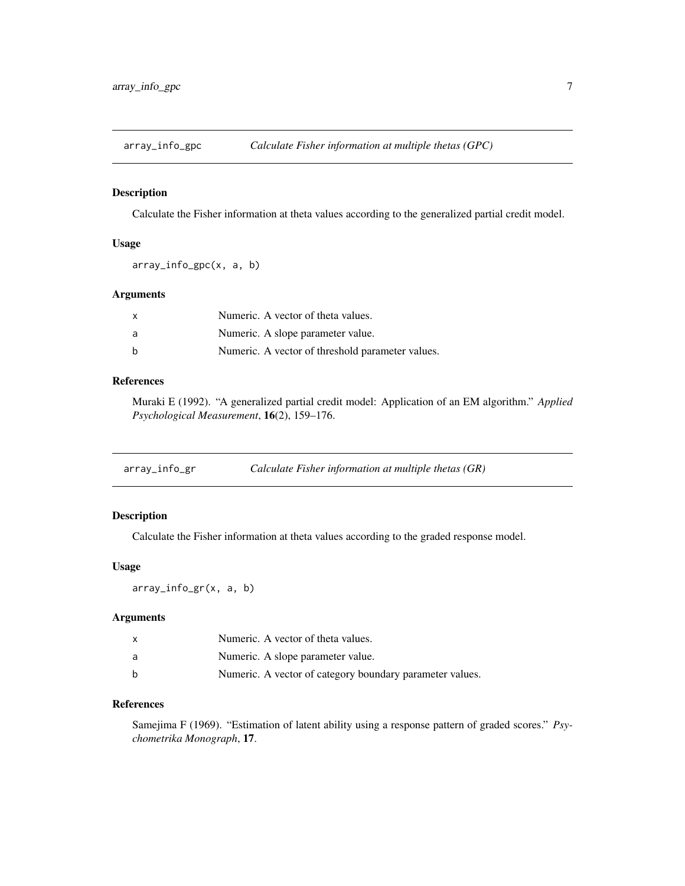## array_info_gpc — *Calculate Fisher information at multiple thetas (GPC)*

### Description

Calculate the Fisher information at theta values according to the generalized partial credit model.

### Usage

```
array_info_gpc(x, a, b)
```

### Arguments

| | |
|---|---|
| x | Numeric. A vector of theta values. |
| a | Numeric. A slope parameter value. |
| b | Numeric. A vector of threshold parameter values. |

### References

Muraki E (1992). "A generalized partial credit model: Application of an EM algorithm." *Applied Psychological Measurement*, **16**(2), 159–176.

## array_info_gr — *Calculate Fisher information at multiple thetas (GR)*

### Description

Calculate the Fisher information at theta values according to the graded response model.

### Usage

```
array_info_gr(x, a, b)
```

### Arguments

| | |
|---|---|
| x | Numeric. A vector of theta values. |
| a | Numeric. A slope parameter value. |
| b | Numeric. A vector of category boundary parameter values. |

### References

Samejima F (1969). "Estimation of latent ability using a response pattern of graded scores." *Psychometrika Monograph*, **17**.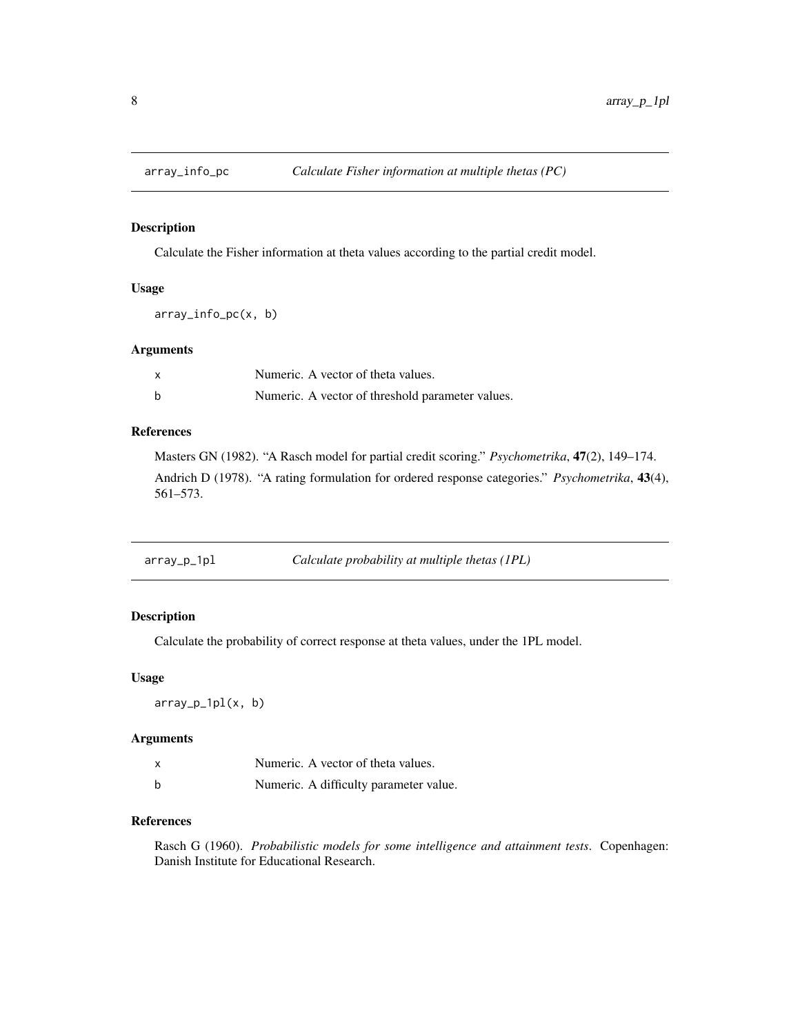## array_info_pc — *Calculate Fisher information at multiple thetas (PC)*

### Description

Calculate the Fisher information at theta values according to the partial credit model.

### Usage

```
array_info_pc(x, b)
```

### Arguments

| | |
|---|---|
| x | Numeric. A vector of theta values. |
| b | Numeric. A vector of threshold parameter values. |

### References

Masters GN (1982). "A Rasch model for partial credit scoring." *Psychometrika*, **47**(2), 149–174.

Andrich D (1978). "A rating formulation for ordered response categories." *Psychometrika*, **43**(4), 561–573.

## array_p_1pl — *Calculate probability at multiple thetas (1PL)*

### Description

Calculate the probability of correct response at theta values, under the 1PL model.

### Usage

```
array_p_1pl(x, b)
```

### Arguments

| | |
|---|---|
| x | Numeric. A vector of theta values. |
| b | Numeric. A difficulty parameter value. |

### References

Rasch G (1960). *Probabilistic models for some intelligence and attainment tests*. Copenhagen: Danish Institute for Educational Research.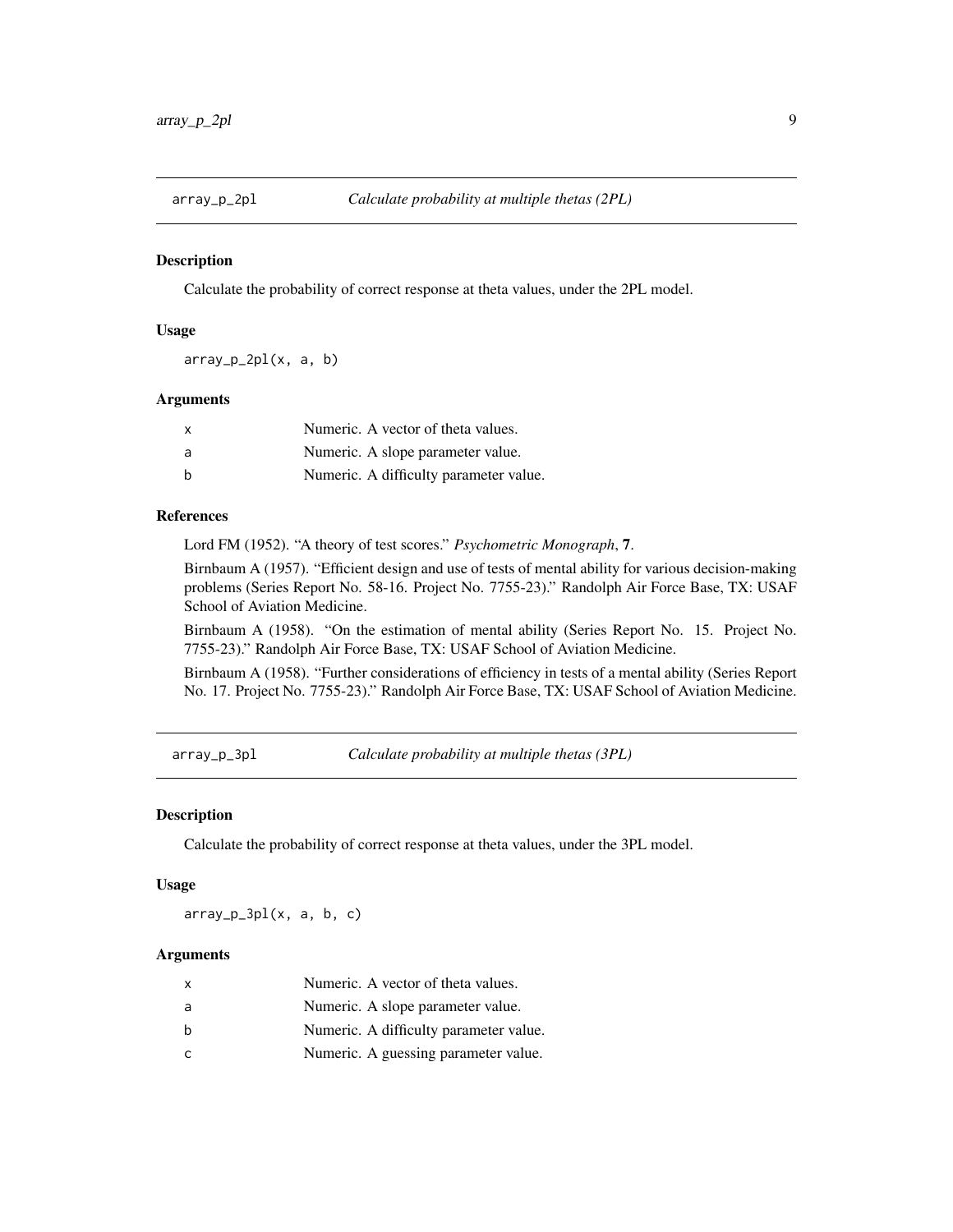## array_p_2pl — *Calculate probability at multiple thetas (2PL)*

### Description

Calculate the probability of correct response at theta values, under the 2PL model.

### Usage

```
array_p_2pl(x, a, b)
```

### Arguments

| | |
|---|---|
| x | Numeric. A vector of theta values. |
| a | Numeric. A slope parameter value. |
| b | Numeric. A difficulty parameter value. |

### References

Lord FM (1952). "A theory of test scores." *Psychometric Monograph*, **7**.

Birnbaum A (1957). "Efficient design and use of tests of mental ability for various decision-making problems (Series Report No. 58-16. Project No. 7755-23)." Randolph Air Force Base, TX: USAF School of Aviation Medicine.

Birnbaum A (1958). "On the estimation of mental ability (Series Report No. 15. Project No. 7755-23)." Randolph Air Force Base, TX: USAF School of Aviation Medicine.

Birnbaum A (1958). "Further considerations of efficiency in tests of a mental ability (Series Report No. 17. Project No. 7755-23)." Randolph Air Force Base, TX: USAF School of Aviation Medicine.

## array_p_3pl — *Calculate probability at multiple thetas (3PL)*

### Description

Calculate the probability of correct response at theta values, under the 3PL model.

### Usage

```
array_p_3pl(x, a, b, c)
```

### Arguments

| | |
|---|---|
| x | Numeric. A vector of theta values. |
| a | Numeric. A slope parameter value. |
| b | Numeric. A difficulty parameter value. |
| c | Numeric. A guessing parameter value. |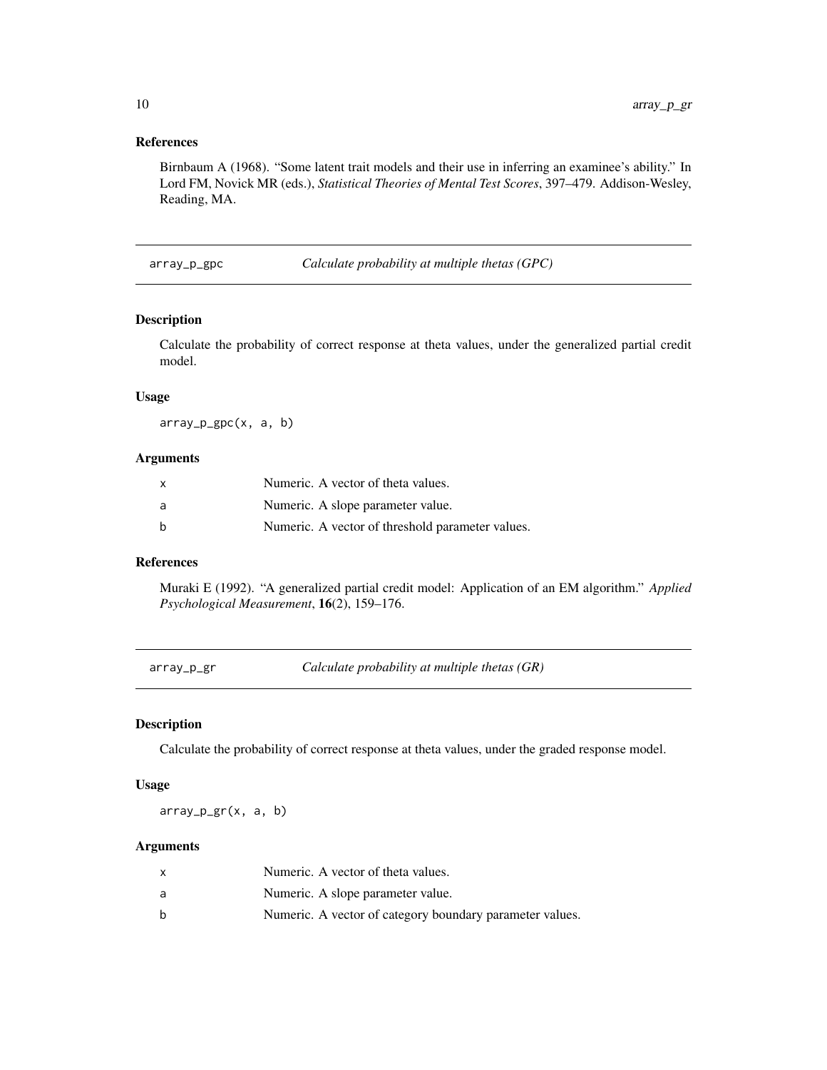### References

Birnbaum A (1968). "Some latent trait models and their use in inferring an examinee's ability." In Lord FM, Novick MR (eds.), *Statistical Theories of Mental Test Scores*, 397–479. Addison-Wesley, Reading, MA.

---

## array_p_gpc — *Calculate probability at multiple thetas (GPC)*

### Description

Calculate the probability of correct response at theta values, under the generalized partial credit model.

### Usage

```
array_p_gpc(x, a, b)
```

### Arguments

| | |
|---|---|
| x | Numeric. A vector of theta values. |
| a | Numeric. A slope parameter value. |
| b | Numeric. A vector of threshold parameter values. |

### References

Muraki E (1992). "A generalized partial credit model: Application of an EM algorithm." *Applied Psychological Measurement*, **16**(2), 159–176.

---

## array_p_gr — *Calculate probability at multiple thetas (GR)*

### Description

Calculate the probability of correct response at theta values, under the graded response model.

### Usage

```
array_p_gr(x, a, b)
```

### Arguments

| | |
|---|---|
| x | Numeric. A vector of theta values. |
| a | Numeric. A slope parameter value. |
| b | Numeric. A vector of category boundary parameter values. |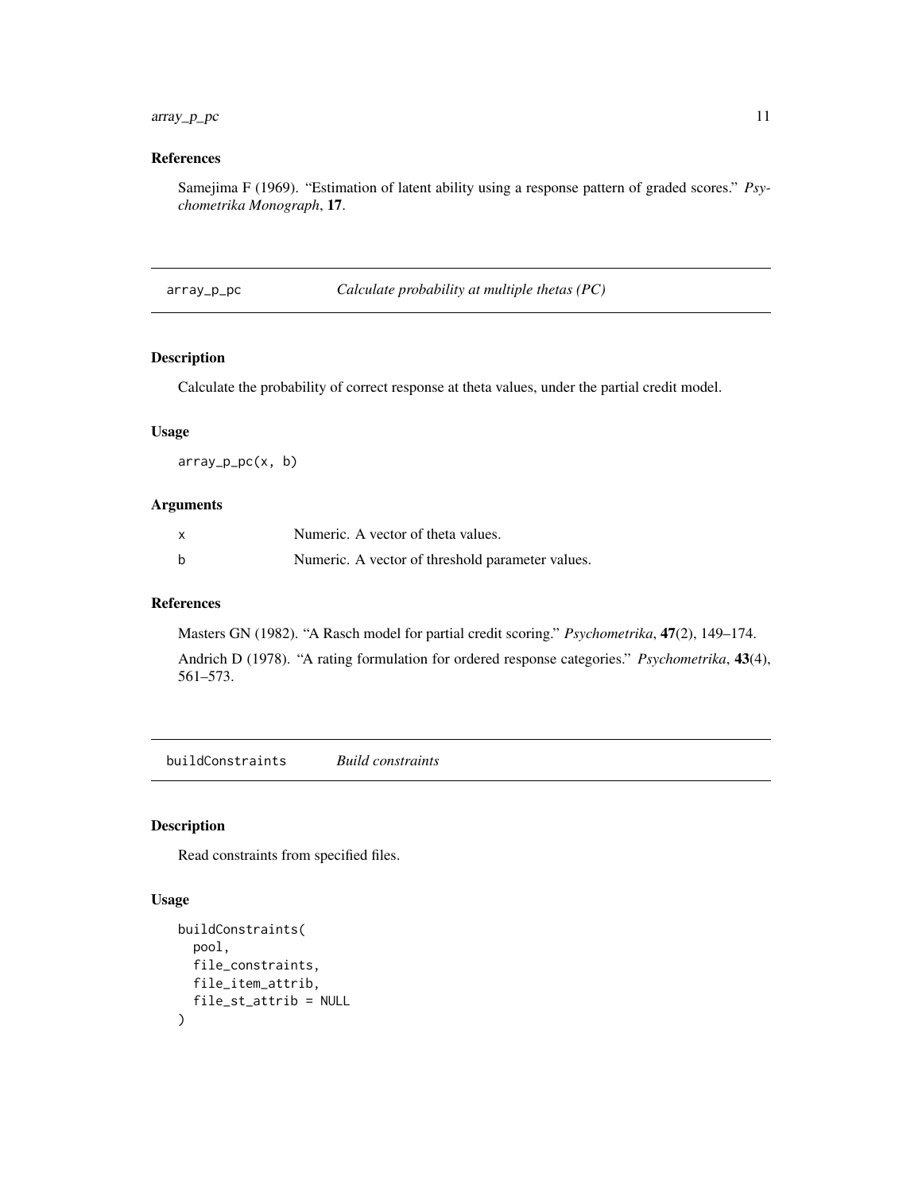### References

Samejima F (1969). "Estimation of latent ability using a response pattern of graded scores." *Psychometrika Monograph*, **17**.

---

## array_p_pc *Calculate probability at multiple thetas (PC)*

### Description

Calculate the probability of correct response at theta values, under the partial credit model.

### Usage

```
array_p_pc(x, b)
```

### Arguments

| | |
|---|---|
| x | Numeric. A vector of theta values. |
| b | Numeric. A vector of threshold parameter values. |

### References

Masters GN (1982). "A Rasch model for partial credit scoring." *Psychometrika*, **47**(2), 149–174.

Andrich D (1978). "A rating formulation for ordered response categories." *Psychometrika*, **43**(4), 561–573.

---

## buildConstraints *Build constraints*

### Description

Read constraints from specified files.

### Usage

```
buildConstraints(
  pool,
  file_constraints,
  file_item_attrib,
  file_st_attrib = NULL
)
```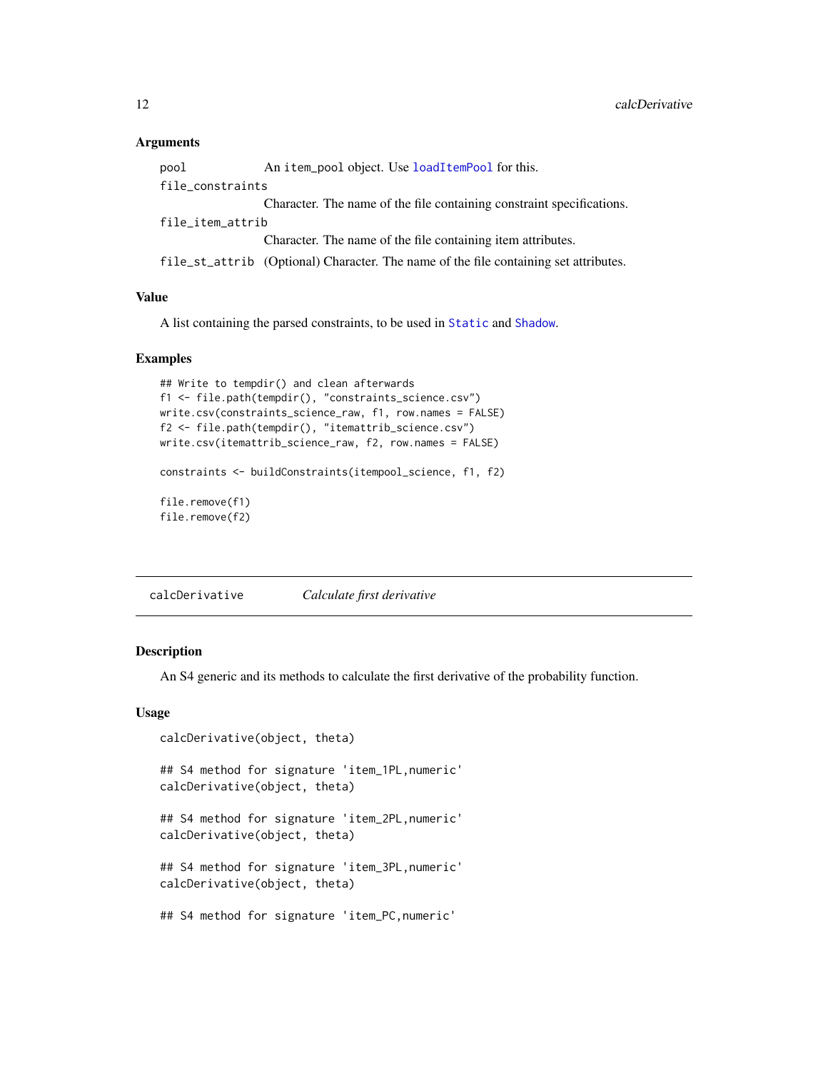### Arguments

| | |
|---|---|
| `pool` | An `item_pool` object. Use `loadItemPool` for this. |
| `file_constraints` | Character. The name of the file containing constraint specifications. |
| `file_item_attrib` | Character. The name of the file containing item attributes. |
| `file_st_attrib` | (Optional) Character. The name of the file containing set attributes. |

### Value

A list containing the parsed constraints, to be used in `Static` and `Shadow`.

### Examples

```
## Write to tempdir() and clean afterwards
f1 <- file.path(tempdir(), "constraints_science.csv")
write.csv(constraints_science_raw, f1, row.names = FALSE)
f2 <- file.path(tempdir(), "itemattrib_science.csv")
write.csv(itemattrib_science_raw, f2, row.names = FALSE)

constraints <- buildConstraints(itempool_science, f1, f2)

file.remove(f1)
file.remove(f2)
```

---

## calcDerivative    *Calculate first derivative*

### Description

An S4 generic and its methods to calculate the first derivative of the probability function.

### Usage

```
calcDerivative(object, theta)

## S4 method for signature 'item_1PL,numeric'
calcDerivative(object, theta)

## S4 method for signature 'item_2PL,numeric'
calcDerivative(object, theta)

## S4 method for signature 'item_3PL,numeric'
calcDerivative(object, theta)

## S4 method for signature 'item_PC,numeric'
```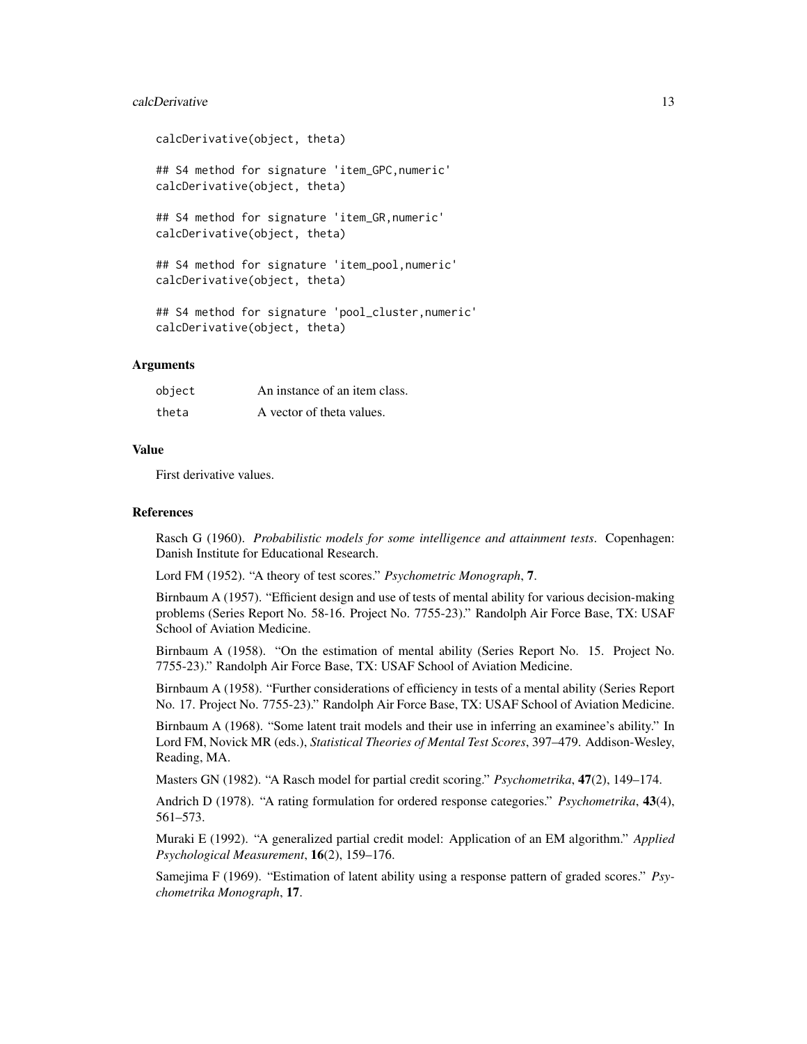```
calcDerivative(object, theta)

## S4 method for signature 'item_GPC,numeric'
calcDerivative(object, theta)

## S4 method for signature 'item_GR,numeric'
calcDerivative(object, theta)

## S4 method for signature 'item_pool,numeric'
calcDerivative(object, theta)

## S4 method for signature 'pool_cluster,numeric'
calcDerivative(object, theta)
```

### Arguments

| | |
|---|---|
| `object` | An instance of an item class. |
| `theta` | A vector of theta values. |

### Value

First derivative values.

### References

Rasch G (1960). *Probabilistic models for some intelligence and attainment tests*. Copenhagen: Danish Institute for Educational Research.

Lord FM (1952). "A theory of test scores." *Psychometric Monograph*, **7**.

Birnbaum A (1957). "Efficient design and use of tests of mental ability for various decision-making problems (Series Report No. 58-16. Project No. 7755-23)." Randolph Air Force Base, TX: USAF School of Aviation Medicine.

Birnbaum A (1958). "On the estimation of mental ability (Series Report No. 15. Project No. 7755-23)." Randolph Air Force Base, TX: USAF School of Aviation Medicine.

Birnbaum A (1958). "Further considerations of efficiency in tests of a mental ability (Series Report No. 17. Project No. 7755-23)." Randolph Air Force Base, TX: USAF School of Aviation Medicine.

Birnbaum A (1968). "Some latent trait models and their use in inferring an examinee's ability." In Lord FM, Novick MR (eds.), *Statistical Theories of Mental Test Scores*, 397–479. Addison-Wesley, Reading, MA.

Masters GN (1982). "A Rasch model for partial credit scoring." *Psychometrika*, **47**(2), 149–174.

Andrich D (1978). "A rating formulation for ordered response categories." *Psychometrika*, **43**(4), 561–573.

Muraki E (1992). "A generalized partial credit model: Application of an EM algorithm." *Applied Psychological Measurement*, **16**(2), 159–176.

Samejima F (1969). "Estimation of latent ability using a response pattern of graded scores." *Psychometrika Monograph*, **17**.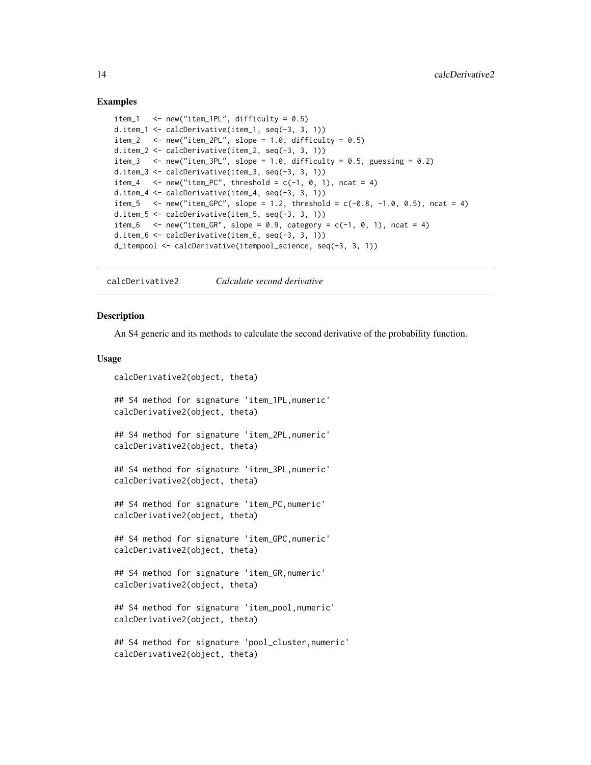## Examples

```
item_1   <- new("item_1PL", difficulty = 0.5)
d.item_1 <- calcDerivative(item_1, seq(-3, 3, 1))
item_2   <- new("item_2PL", slope = 1.0, difficulty = 0.5)
d.item_2 <- calcDerivative(item_2, seq(-3, 3, 1))
item_3   <- new("item_3PL", slope = 1.0, difficulty = 0.5, guessing = 0.2)
d.item_3 <- calcDerivative(item_3, seq(-3, 3, 1))
item_4   <- new("item_PC", threshold = c(-1, 0, 1), ncat = 4)
d.item_4 <- calcDerivative(item_4, seq(-3, 3, 1))
item_5   <- new("item_GPC", slope = 1.2, threshold = c(-0.8, -1.0, 0.5), ncat = 4)
d.item_5 <- calcDerivative(item_5, seq(-3, 3, 1))
item_6   <- new("item_GR", slope = 0.9, category = c(-1, 0, 1), ncat = 4)
d.item_6 <- calcDerivative(item_6, seq(-3, 3, 1))
d_itempool <- calcDerivative(itempool_science, seq(-3, 3, 1))
```

# calcDerivative2 — *Calculate second derivative*

## Description

An S4 generic and its methods to calculate the second derivative of the probability function.

## Usage

```
calcDerivative2(object, theta)

## S4 method for signature 'item_1PL,numeric'
calcDerivative2(object, theta)

## S4 method for signature 'item_2PL,numeric'
calcDerivative2(object, theta)

## S4 method for signature 'item_3PL,numeric'
calcDerivative2(object, theta)

## S4 method for signature 'item_PC,numeric'
calcDerivative2(object, theta)

## S4 method for signature 'item_GPC,numeric'
calcDerivative2(object, theta)

## S4 method for signature 'item_GR,numeric'
calcDerivative2(object, theta)

## S4 method for signature 'item_pool,numeric'
calcDerivative2(object, theta)

## S4 method for signature 'pool_cluster,numeric'
calcDerivative2(object, theta)
```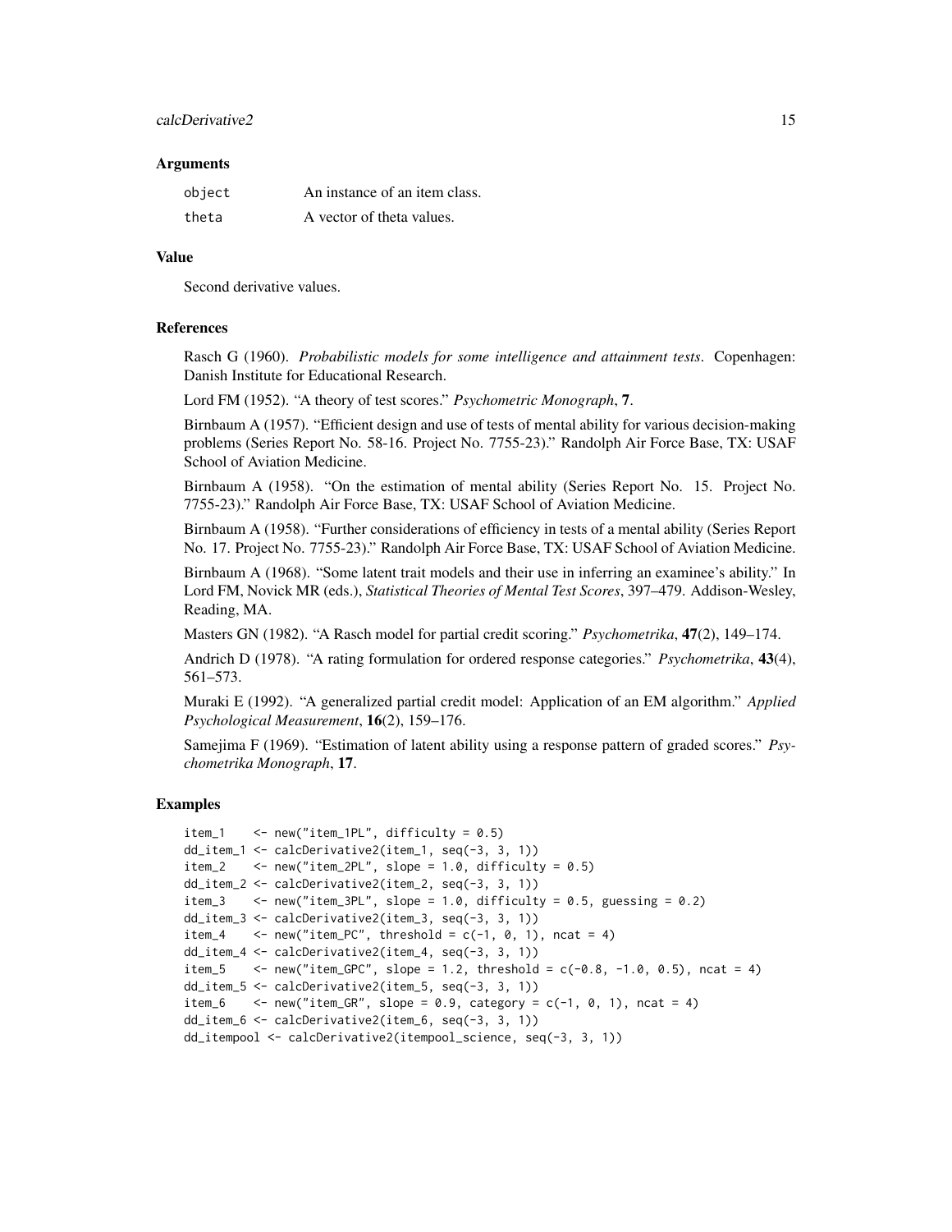### Arguments

| | |
|---|---|
| `object` | An instance of an item class. |
| `theta` | A vector of theta values. |

### Value

Second derivative values.

### References

Rasch G (1960). *Probabilistic models for some intelligence and attainment tests*. Copenhagen: Danish Institute for Educational Research.

Lord FM (1952). "A theory of test scores." *Psychometric Monograph*, **7**.

Birnbaum A (1957). "Efficient design and use of tests of mental ability for various decision-making problems (Series Report No. 58-16. Project No. 7755-23)." Randolph Air Force Base, TX: USAF School of Aviation Medicine.

Birnbaum A (1958). "On the estimation of mental ability (Series Report No. 15. Project No. 7755-23)." Randolph Air Force Base, TX: USAF School of Aviation Medicine.

Birnbaum A (1958). "Further considerations of efficiency in tests of a mental ability (Series Report No. 17. Project No. 7755-23)." Randolph Air Force Base, TX: USAF School of Aviation Medicine.

Birnbaum A (1968). "Some latent trait models and their use in inferring an examinee's ability." In Lord FM, Novick MR (eds.), *Statistical Theories of Mental Test Scores*, 397–479. Addison-Wesley, Reading, MA.

Masters GN (1982). "A Rasch model for partial credit scoring." *Psychometrika*, **47**(2), 149–174.

Andrich D (1978). "A rating formulation for ordered response categories." *Psychometrika*, **43**(4), 561–573.

Muraki E (1992). "A generalized partial credit model: Application of an EM algorithm." *Applied Psychological Measurement*, **16**(2), 159–176.

Samejima F (1969). "Estimation of latent ability using a response pattern of graded scores." *Psychometrika Monograph*, **17**.

### Examples

```
item_1    <- new("item_1PL", difficulty = 0.5)
dd_item_1 <- calcDerivative2(item_1, seq(-3, 3, 1))
item_2    <- new("item_2PL", slope = 1.0, difficulty = 0.5)
dd_item_2 <- calcDerivative2(item_2, seq(-3, 3, 1))
item_3    <- new("item_3PL", slope = 1.0, difficulty = 0.5, guessing = 0.2)
dd_item_3 <- calcDerivative2(item_3, seq(-3, 3, 1))
item_4    <- new("item_PC", threshold = c(-1, 0, 1), ncat = 4)
dd_item_4 <- calcDerivative2(item_4, seq(-3, 3, 1))
item_5    <- new("item_GPC", slope = 1.2, threshold = c(-0.8, -1.0, 0.5), ncat = 4)
dd_item_5 <- calcDerivative2(item_5, seq(-3, 3, 1))
item_6    <- new("item_GR", slope = 0.9, category = c(-1, 0, 1), ncat = 4)
dd_item_6 <- calcDerivative2(item_6, seq(-3, 3, 1))
dd_itempool <- calcDerivative2(itempool_science, seq(-3, 3, 1))
```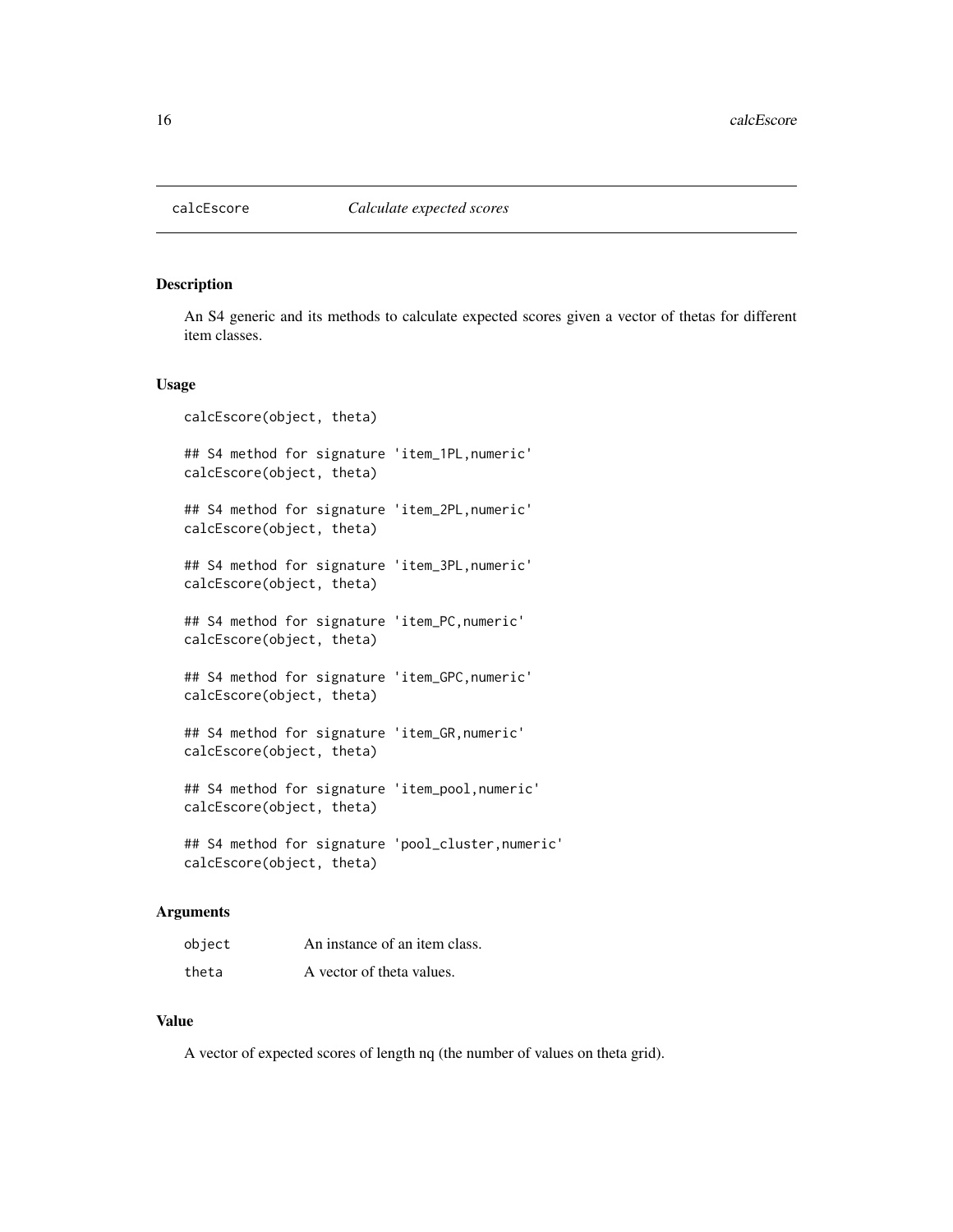# calcEscore — *Calculate expected scores*

## Description

An S4 generic and its methods to calculate expected scores given a vector of thetas for different item classes.

## Usage

```
calcEscore(object, theta)

## S4 method for signature 'item_1PL,numeric'
calcEscore(object, theta)

## S4 method for signature 'item_2PL,numeric'
calcEscore(object, theta)

## S4 method for signature 'item_3PL,numeric'
calcEscore(object, theta)

## S4 method for signature 'item_PC,numeric'
calcEscore(object, theta)

## S4 method for signature 'item_GPC,numeric'
calcEscore(object, theta)

## S4 method for signature 'item_GR,numeric'
calcEscore(object, theta)

## S4 method for signature 'item_pool,numeric'
calcEscore(object, theta)

## S4 method for signature 'pool_cluster,numeric'
calcEscore(object, theta)
```

## Arguments

| | |
|---|---|
| object | An instance of an item class. |
| theta | A vector of theta values. |

## Value

A vector of expected scores of length nq (the number of values on theta grid).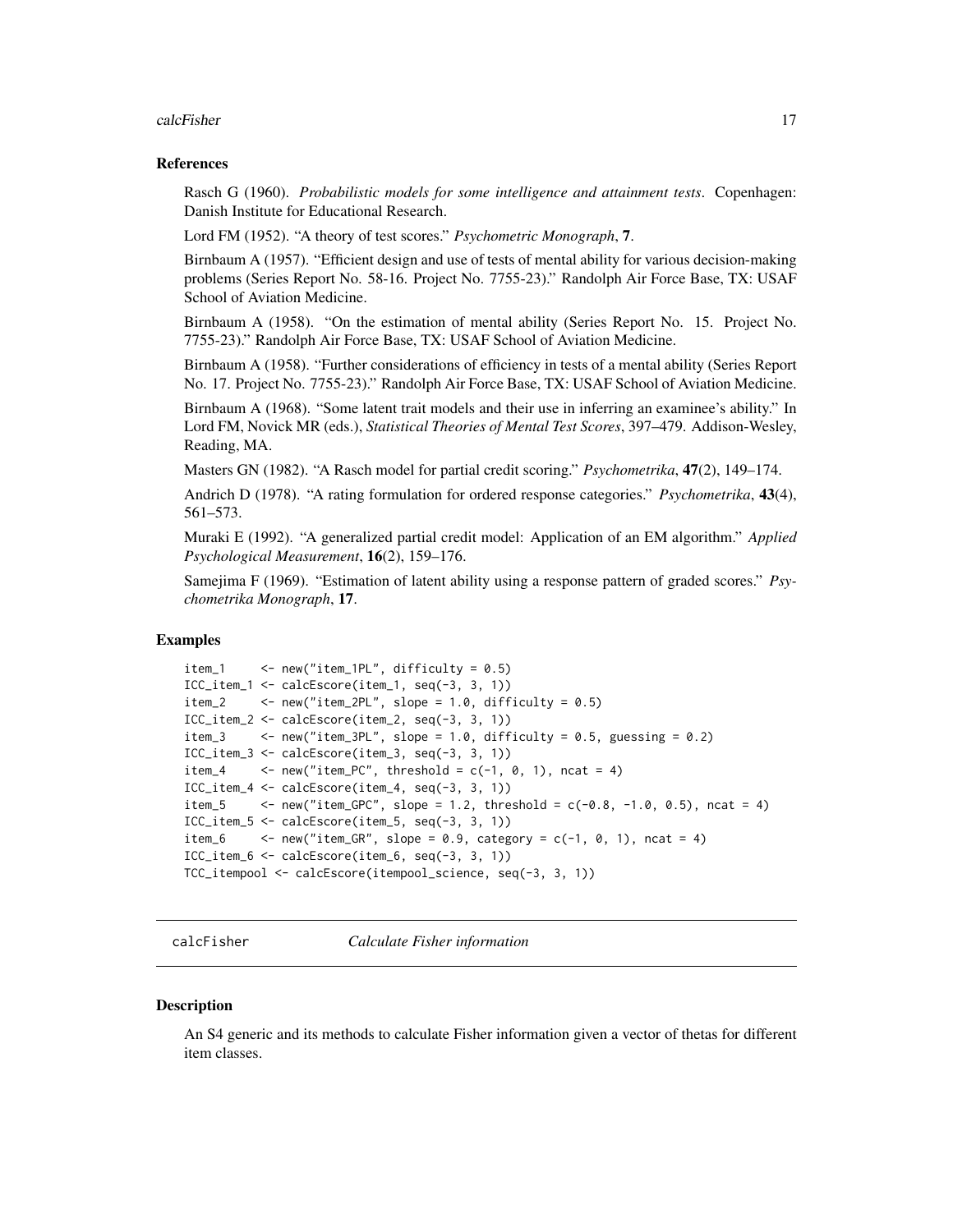### References

Rasch G (1960). *Probabilistic models for some intelligence and attainment tests*. Copenhagen: Danish Institute for Educational Research.

Lord FM (1952). "A theory of test scores." *Psychometric Monograph*, **7**.

Birnbaum A (1957). "Efficient design and use of tests of mental ability for various decision-making problems (Series Report No. 58-16. Project No. 7755-23)." Randolph Air Force Base, TX: USAF School of Aviation Medicine.

Birnbaum A (1958). "On the estimation of mental ability (Series Report No. 15. Project No. 7755-23)." Randolph Air Force Base, TX: USAF School of Aviation Medicine.

Birnbaum A (1958). "Further considerations of efficiency in tests of a mental ability (Series Report No. 17. Project No. 7755-23)." Randolph Air Force Base, TX: USAF School of Aviation Medicine.

Birnbaum A (1968). "Some latent trait models and their use in inferring an examinee's ability." In Lord FM, Novick MR (eds.), *Statistical Theories of Mental Test Scores*, 397–479. Addison-Wesley, Reading, MA.

Masters GN (1982). "A Rasch model for partial credit scoring." *Psychometrika*, **47**(2), 149–174.

Andrich D (1978). "A rating formulation for ordered response categories." *Psychometrika*, **43**(4), 561–573.

Muraki E (1992). "A generalized partial credit model: Application of an EM algorithm." *Applied Psychological Measurement*, **16**(2), 159–176.

Samejima F (1969). "Estimation of latent ability using a response pattern of graded scores." *Psychometrika Monograph*, **17**.

### Examples

```
item_1     <- new("item_1PL", difficulty = 0.5)
ICC_item_1 <- calcEscore(item_1, seq(-3, 3, 1))
item_2     <- new("item_2PL", slope = 1.0, difficulty = 0.5)
ICC_item_2 <- calcEscore(item_2, seq(-3, 3, 1))
item_3     <- new("item_3PL", slope = 1.0, difficulty = 0.5, guessing = 0.2)
ICC_item_3 <- calcEscore(item_3, seq(-3, 3, 1))
item_4     <- new("item_PC", threshold = c(-1, 0, 1), ncat = 4)
ICC_item_4 <- calcEscore(item_4, seq(-3, 3, 1))
item_5     <- new("item_GPC", slope = 1.2, threshold = c(-0.8, -1.0, 0.5), ncat = 4)
ICC_item_5 <- calcEscore(item_5, seq(-3, 3, 1))
item_6     <- new("item_GR", slope = 0.9, category = c(-1, 0, 1), ncat = 4)
ICC_item_6 <- calcEscore(item_6, seq(-3, 3, 1))
TCC_itempool <- calcEscore(itempool_science, seq(-3, 3, 1))
```

---

## calcFisher *Calculate Fisher information*

### Description

An S4 generic and its methods to calculate Fisher information given a vector of thetas for different item classes.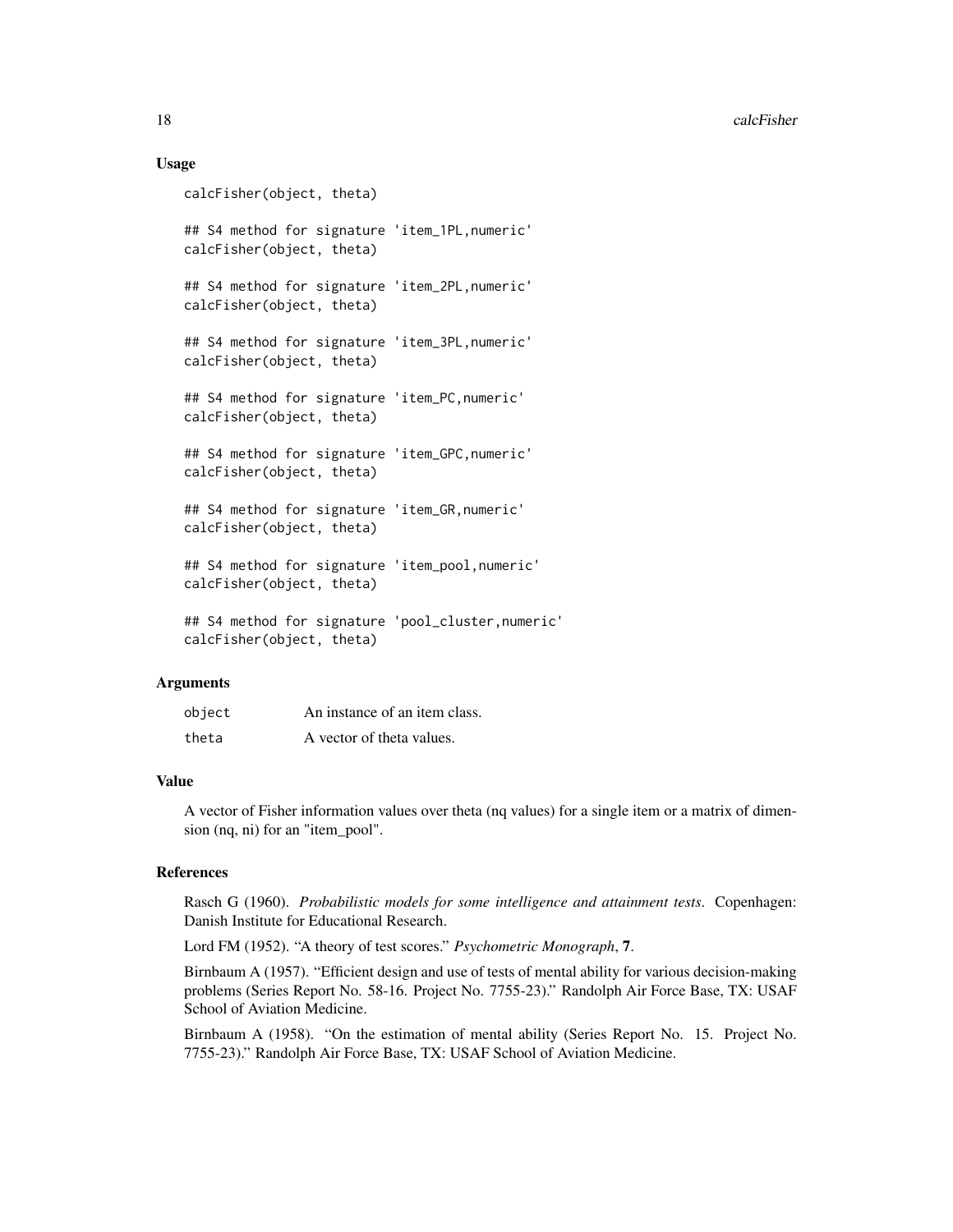### Usage

```
calcFisher(object, theta)

## S4 method for signature 'item_1PL,numeric'
calcFisher(object, theta)

## S4 method for signature 'item_2PL,numeric'
calcFisher(object, theta)

## S4 method for signature 'item_3PL,numeric'
calcFisher(object, theta)

## S4 method for signature 'item_PC,numeric'
calcFisher(object, theta)

## S4 method for signature 'item_GPC,numeric'
calcFisher(object, theta)

## S4 method for signature 'item_GR,numeric'
calcFisher(object, theta)

## S4 method for signature 'item_pool,numeric'
calcFisher(object, theta)

## S4 method for signature 'pool_cluster,numeric'
calcFisher(object, theta)
```

### Arguments

| | |
|---|---|
| `object` | An instance of an item class. |
| `theta` | A vector of theta values. |

### Value

A vector of Fisher information values over theta (nq values) for a single item or a matrix of dimension (nq, ni) for an "item_pool".

### References

Rasch G (1960). *Probabilistic models for some intelligence and attainment tests*. Copenhagen: Danish Institute for Educational Research.

Lord FM (1952). "A theory of test scores." *Psychometric Monograph*, **7**.

Birnbaum A (1957). "Efficient design and use of tests of mental ability for various decision-making problems (Series Report No. 58-16. Project No. 7755-23)." Randolph Air Force Base, TX: USAF School of Aviation Medicine.

Birnbaum A (1958). "On the estimation of mental ability (Series Report No. 15. Project No. 7755-23)." Randolph Air Force Base, TX: USAF School of Aviation Medicine.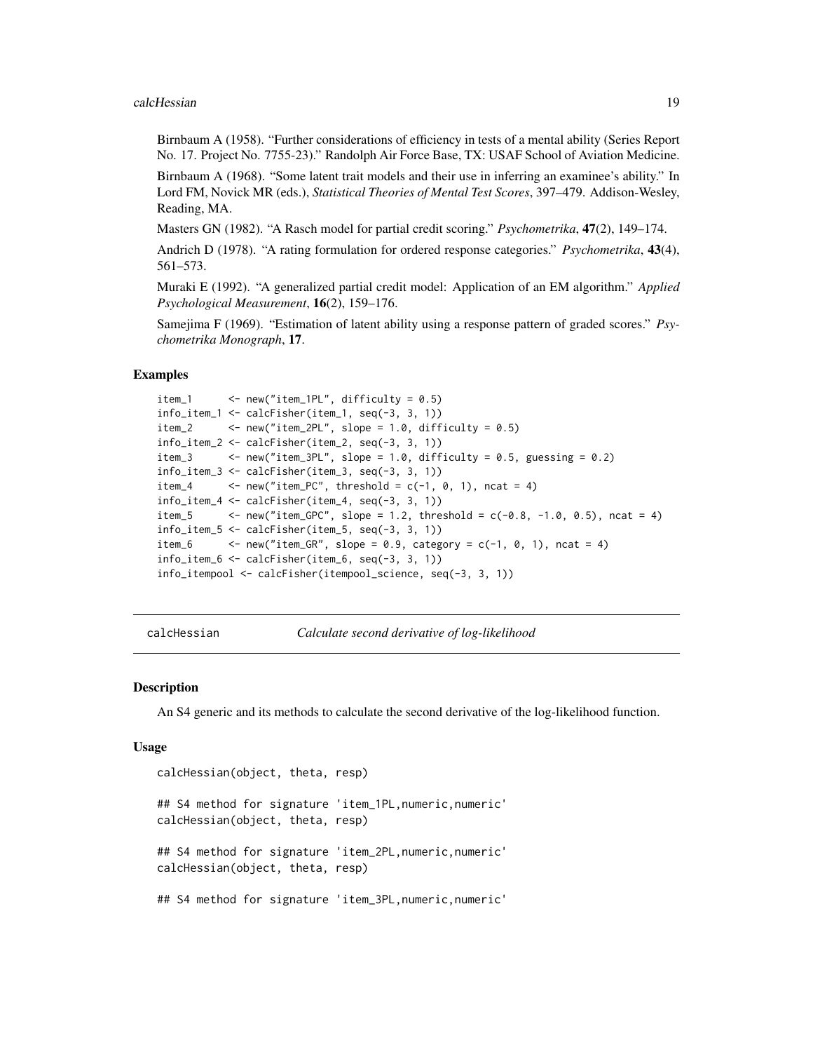Birnbaum A (1958). "Further considerations of efficiency in tests of a mental ability (Series Report No. 17. Project No. 7755-23)." Randolph Air Force Base, TX: USAF School of Aviation Medicine.

Birnbaum A (1968). "Some latent trait models and their use in inferring an examinee's ability." In Lord FM, Novick MR (eds.), *Statistical Theories of Mental Test Scores*, 397–479. Addison-Wesley, Reading, MA.

Masters GN (1982). "A Rasch model for partial credit scoring." *Psychometrika*, **47**(2), 149–174.

Andrich D (1978). "A rating formulation for ordered response categories." *Psychometrika*, **43**(4), 561–573.

Muraki E (1992). "A generalized partial credit model: Application of an EM algorithm." *Applied Psychological Measurement*, **16**(2), 159–176.

Samejima F (1969). "Estimation of latent ability using a response pattern of graded scores." *Psychometrika Monograph*, **17**.

### Examples

```
item_1      <- new("item_1PL", difficulty = 0.5)
info_item_1 <- calcFisher(item_1, seq(-3, 3, 1))
item_2      <- new("item_2PL", slope = 1.0, difficulty = 0.5)
info_item_2 <- calcFisher(item_2, seq(-3, 3, 1))
item_3      <- new("item_3PL", slope = 1.0, difficulty = 0.5, guessing = 0.2)
info_item_3 <- calcFisher(item_3, seq(-3, 3, 1))
item_4      <- new("item_PC", threshold = c(-1, 0, 1), ncat = 4)
info_item_4 <- calcFisher(item_4, seq(-3, 3, 1))
item_5      <- new("item_GPC", slope = 1.2, threshold = c(-0.8, -1.0, 0.5), ncat = 4)
info_item_5 <- calcFisher(item_5, seq(-3, 3, 1))
item_6      <- new("item_GR", slope = 0.9, category = c(-1, 0, 1), ncat = 4)
info_item_6 <- calcFisher(item_6, seq(-3, 3, 1))
info_itempool <- calcFisher(itempool_science, seq(-3, 3, 1))
```

---

## calcHessian — *Calculate second derivative of log-likelihood*

### Description

An S4 generic and its methods to calculate the second derivative of the log-likelihood function.

### Usage

```
calcHessian(object, theta, resp)

## S4 method for signature 'item_1PL,numeric,numeric'
calcHessian(object, theta, resp)

## S4 method for signature 'item_2PL,numeric,numeric'
calcHessian(object, theta, resp)

## S4 method for signature 'item_3PL,numeric,numeric'
```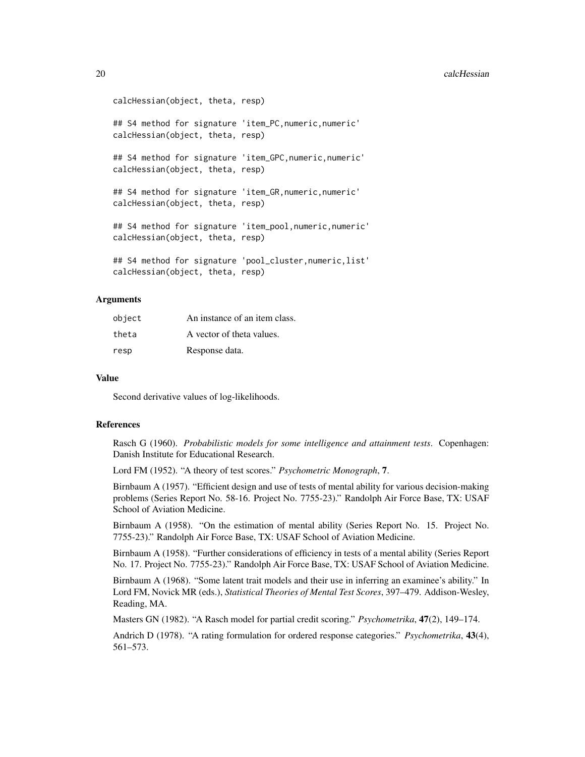```
calcHessian(object, theta, resp)

## S4 method for signature 'item_PC,numeric,numeric'
calcHessian(object, theta, resp)

## S4 method for signature 'item_GPC,numeric,numeric'
calcHessian(object, theta, resp)

## S4 method for signature 'item_GR,numeric,numeric'
calcHessian(object, theta, resp)

## S4 method for signature 'item_pool,numeric,numeric'
calcHessian(object, theta, resp)

## S4 method for signature 'pool_cluster,numeric,list'
calcHessian(object, theta, resp)
```

### Arguments

| | |
|---|---|
| `object` | An instance of an item class. |
| `theta` | A vector of theta values. |
| `resp` | Response data. |

### Value

Second derivative values of log-likelihoods.

### References

Rasch G (1960). *Probabilistic models for some intelligence and attainment tests*. Copenhagen: Danish Institute for Educational Research.

Lord FM (1952). "A theory of test scores." *Psychometric Monograph*, **7**.

Birnbaum A (1957). "Efficient design and use of tests of mental ability for various decision-making problems (Series Report No. 58-16. Project No. 7755-23)." Randolph Air Force Base, TX: USAF School of Aviation Medicine.

Birnbaum A (1958). "On the estimation of mental ability (Series Report No. 15. Project No. 7755-23)." Randolph Air Force Base, TX: USAF School of Aviation Medicine.

Birnbaum A (1958). "Further considerations of efficiency in tests of a mental ability (Series Report No. 17. Project No. 7755-23)." Randolph Air Force Base, TX: USAF School of Aviation Medicine.

Birnbaum A (1968). "Some latent trait models and their use in inferring an examinee's ability." In Lord FM, Novick MR (eds.), *Statistical Theories of Mental Test Scores*, 397–479. Addison-Wesley, Reading, MA.

Masters GN (1982). "A Rasch model for partial credit scoring." *Psychometrika*, **47**(2), 149–174.

Andrich D (1978). "A rating formulation for ordered response categories." *Psychometrika*, **43**(4), 561–573.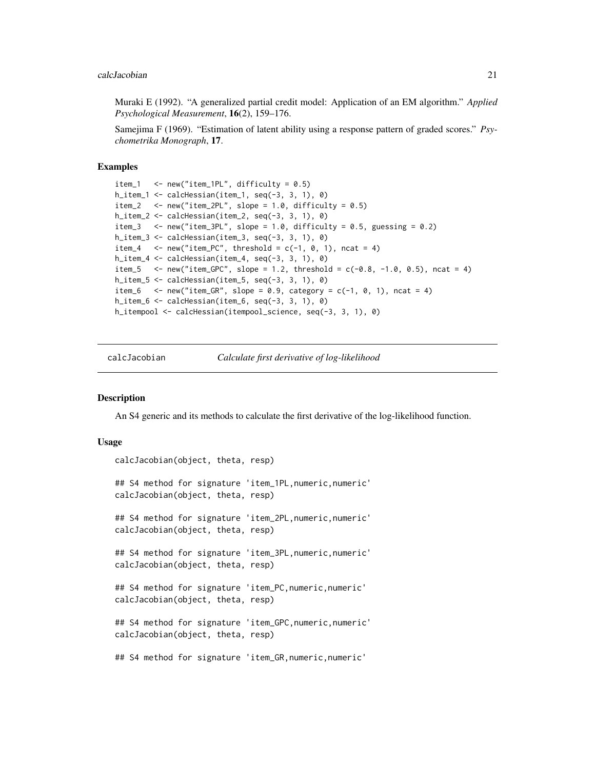Muraki E (1992). "A generalized partial credit model: Application of an EM algorithm." *Applied Psychological Measurement*, **16**(2), 159–176.

Samejima F (1969). "Estimation of latent ability using a response pattern of graded scores." *Psychometrika Monograph*, **17**.

### Examples

```
item_1   <- new("item_1PL", difficulty = 0.5)
h_item_1 <- calcHessian(item_1, seq(-3, 3, 1), 0)
item_2   <- new("item_2PL", slope = 1.0, difficulty = 0.5)
h_item_2 <- calcHessian(item_2, seq(-3, 3, 1), 0)
item_3   <- new("item_3PL", slope = 1.0, difficulty = 0.5, guessing = 0.2)
h_item_3 <- calcHessian(item_3, seq(-3, 3, 1), 0)
item_4   <- new("item_PC", threshold = c(-1, 0, 1), ncat = 4)
h_item_4 <- calcHessian(item_4, seq(-3, 3, 1), 0)
item_5   <- new("item_GPC", slope = 1.2, threshold = c(-0.8, -1.0, 0.5), ncat = 4)
h_item_5 <- calcHessian(item_5, seq(-3, 3, 1), 0)
item_6   <- new("item_GR", slope = 0.9, category = c(-1, 0, 1), ncat = 4)
h_item_6 <- calcHessian(item_6, seq(-3, 3, 1), 0)
h_itempool <- calcHessian(itempool_science, seq(-3, 3, 1), 0)
```

---

## calcJacobian &emsp; *Calculate first derivative of log-likelihood*

### Description

An S4 generic and its methods to calculate the first derivative of the log-likelihood function.

### Usage

```
calcJacobian(object, theta, resp)

## S4 method for signature 'item_1PL,numeric,numeric'
calcJacobian(object, theta, resp)

## S4 method for signature 'item_2PL,numeric,numeric'
calcJacobian(object, theta, resp)

## S4 method for signature 'item_3PL,numeric,numeric'
calcJacobian(object, theta, resp)

## S4 method for signature 'item_PC,numeric,numeric'
calcJacobian(object, theta, resp)

## S4 method for signature 'item_GPC,numeric,numeric'
calcJacobian(object, theta, resp)

## S4 method for signature 'item_GR,numeric,numeric'
```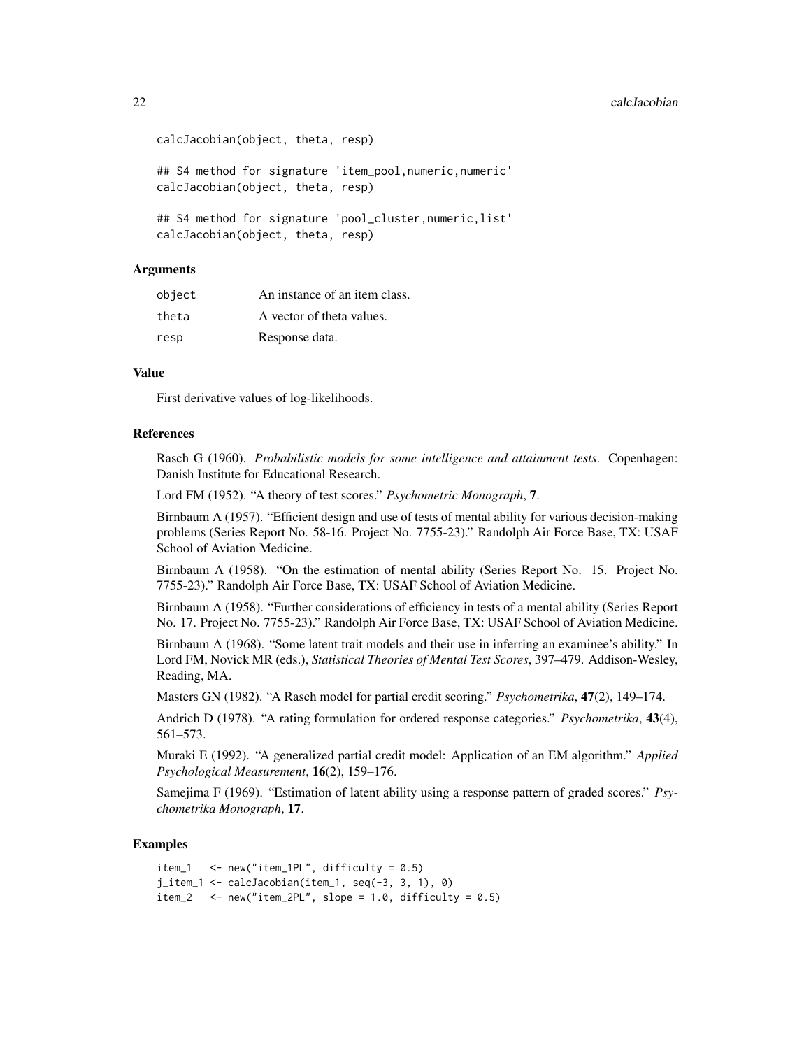```
calcJacobian(object, theta, resp)

## S4 method for signature 'item_pool,numeric,numeric'
calcJacobian(object, theta, resp)

## S4 method for signature 'pool_cluster,numeric,list'
calcJacobian(object, theta, resp)
```

### Arguments

| | |
|---|---|
| object | An instance of an item class. |
| theta | A vector of theta values. |
| resp | Response data. |

### Value

First derivative values of log-likelihoods.

### References

Rasch G (1960). *Probabilistic models for some intelligence and attainment tests*. Copenhagen: Danish Institute for Educational Research.

Lord FM (1952). "A theory of test scores." *Psychometric Monograph*, **7**.

Birnbaum A (1957). "Efficient design and use of tests of mental ability for various decision-making problems (Series Report No. 58-16. Project No. 7755-23)." Randolph Air Force Base, TX: USAF School of Aviation Medicine.

Birnbaum A (1958). "On the estimation of mental ability (Series Report No. 15. Project No. 7755-23)." Randolph Air Force Base, TX: USAF School of Aviation Medicine.

Birnbaum A (1958). "Further considerations of efficiency in tests of a mental ability (Series Report No. 17. Project No. 7755-23)." Randolph Air Force Base, TX: USAF School of Aviation Medicine.

Birnbaum A (1968). "Some latent trait models and their use in inferring an examinee's ability." In Lord FM, Novick MR (eds.), *Statistical Theories of Mental Test Scores*, 397–479. Addison-Wesley, Reading, MA.

Masters GN (1982). "A Rasch model for partial credit scoring." *Psychometrika*, **47**(2), 149–174.

Andrich D (1978). "A rating formulation for ordered response categories." *Psychometrika*, **43**(4), 561–573.

Muraki E (1992). "A generalized partial credit model: Application of an EM algorithm." *Applied Psychological Measurement*, **16**(2), 159–176.

Samejima F (1969). "Estimation of latent ability using a response pattern of graded scores." *Psychometrika Monograph*, **17**.

### Examples

```
item_1   <- new("item_1PL", difficulty = 0.5)
j_item_1 <- calcJacobian(item_1, seq(-3, 3, 1), 0)
item_2   <- new("item_2PL", slope = 1.0, difficulty = 0.5)
```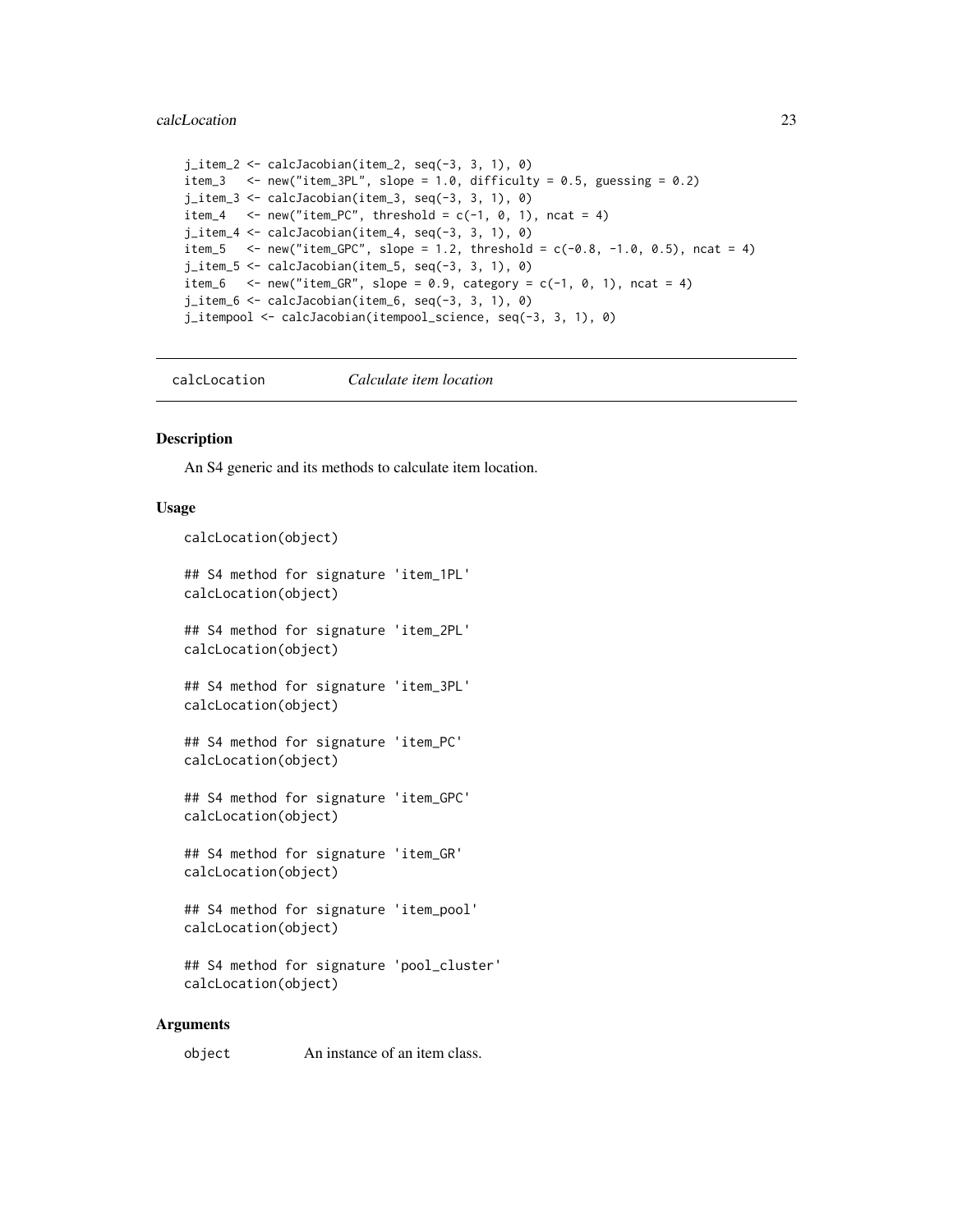```
j_item_2 <- calcJacobian(item_2, seq(-3, 3, 1), 0)
item_3   <- new("item_3PL", slope = 1.0, difficulty = 0.5, guessing = 0.2)
j_item_3 <- calcJacobian(item_3, seq(-3, 3, 1), 0)
item_4   <- new("item_PC", threshold = c(-1, 0, 1), ncat = 4)
j_item_4 <- calcJacobian(item_4, seq(-3, 3, 1), 0)
item_5   <- new("item_GPC", slope = 1.2, threshold = c(-0.8, -1.0, 0.5), ncat = 4)
j_item_5 <- calcJacobian(item_5, seq(-3, 3, 1), 0)
item_6   <- new("item_GR", slope = 0.9, category = c(-1, 0, 1), ncat = 4)
j_item_6 <- calcJacobian(item_6, seq(-3, 3, 1), 0)
j_itempool <- calcJacobian(itempool_science, seq(-3, 3, 1), 0)
```

## calcLocation *Calculate item location*

### Description

An S4 generic and its methods to calculate item location.

### Usage

```
calcLocation(object)

## S4 method for signature 'item_1PL'
calcLocation(object)

## S4 method for signature 'item_2PL'
calcLocation(object)

## S4 method for signature 'item_3PL'
calcLocation(object)

## S4 method for signature 'item_PC'
calcLocation(object)

## S4 method for signature 'item_GPC'
calcLocation(object)

## S4 method for signature 'item_GR'
calcLocation(object)

## S4 method for signature 'item_pool'
calcLocation(object)

## S4 method for signature 'pool_cluster'
calcLocation(object)
```

### Arguments

| | |
|---|---|
| object | An instance of an item class. |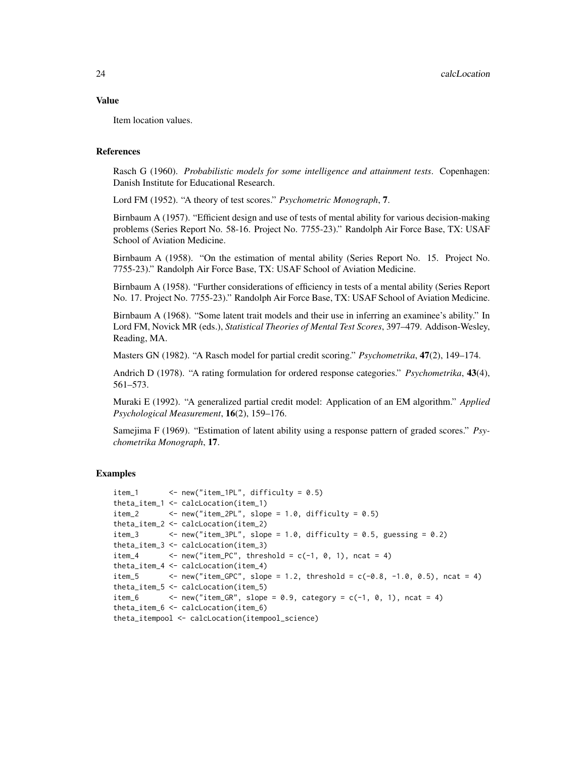## Value

Item location values.

## References

Rasch G (1960). *Probabilistic models for some intelligence and attainment tests*. Copenhagen: Danish Institute for Educational Research.

Lord FM (1952). "A theory of test scores." *Psychometric Monograph*, **7**.

Birnbaum A (1957). "Efficient design and use of tests of mental ability for various decision-making problems (Series Report No. 58-16. Project No. 7755-23)." Randolph Air Force Base, TX: USAF School of Aviation Medicine.

Birnbaum A (1958). "On the estimation of mental ability (Series Report No. 15. Project No. 7755-23)." Randolph Air Force Base, TX: USAF School of Aviation Medicine.

Birnbaum A (1958). "Further considerations of efficiency in tests of a mental ability (Series Report No. 17. Project No. 7755-23)." Randolph Air Force Base, TX: USAF School of Aviation Medicine.

Birnbaum A (1968). "Some latent trait models and their use in inferring an examinee's ability." In Lord FM, Novick MR (eds.), *Statistical Theories of Mental Test Scores*, 397–479. Addison-Wesley, Reading, MA.

Masters GN (1982). "A Rasch model for partial credit scoring." *Psychometrika*, **47**(2), 149–174.

Andrich D (1978). "A rating formulation for ordered response categories." *Psychometrika*, **43**(4), 561–573.

Muraki E (1992). "A generalized partial credit model: Application of an EM algorithm." *Applied Psychological Measurement*, **16**(2), 159–176.

Samejima F (1969). "Estimation of latent ability using a response pattern of graded scores." *Psychometrika Monograph*, **17**.

## Examples

```
item_1       <- new("item_1PL", difficulty = 0.5)
theta_item_1 <- calcLocation(item_1)
item_2       <- new("item_2PL", slope = 1.0, difficulty = 0.5)
theta_item_2 <- calcLocation(item_2)
item_3       <- new("item_3PL", slope = 1.0, difficulty = 0.5, guessing = 0.2)
theta_item_3 <- calcLocation(item_3)
item_4       <- new("item_PC", threshold = c(-1, 0, 1), ncat = 4)
theta_item_4 <- calcLocation(item_4)
item_5       <- new("item_GPC", slope = 1.2, threshold = c(-0.8, -1.0, 0.5), ncat = 4)
theta_item_5 <- calcLocation(item_5)
item_6       <- new("item_GR", slope = 0.9, category = c(-1, 0, 1), ncat = 4)
theta_item_6 <- calcLocation(item_6)
theta_itempool <- calcLocation(itempool_science)
```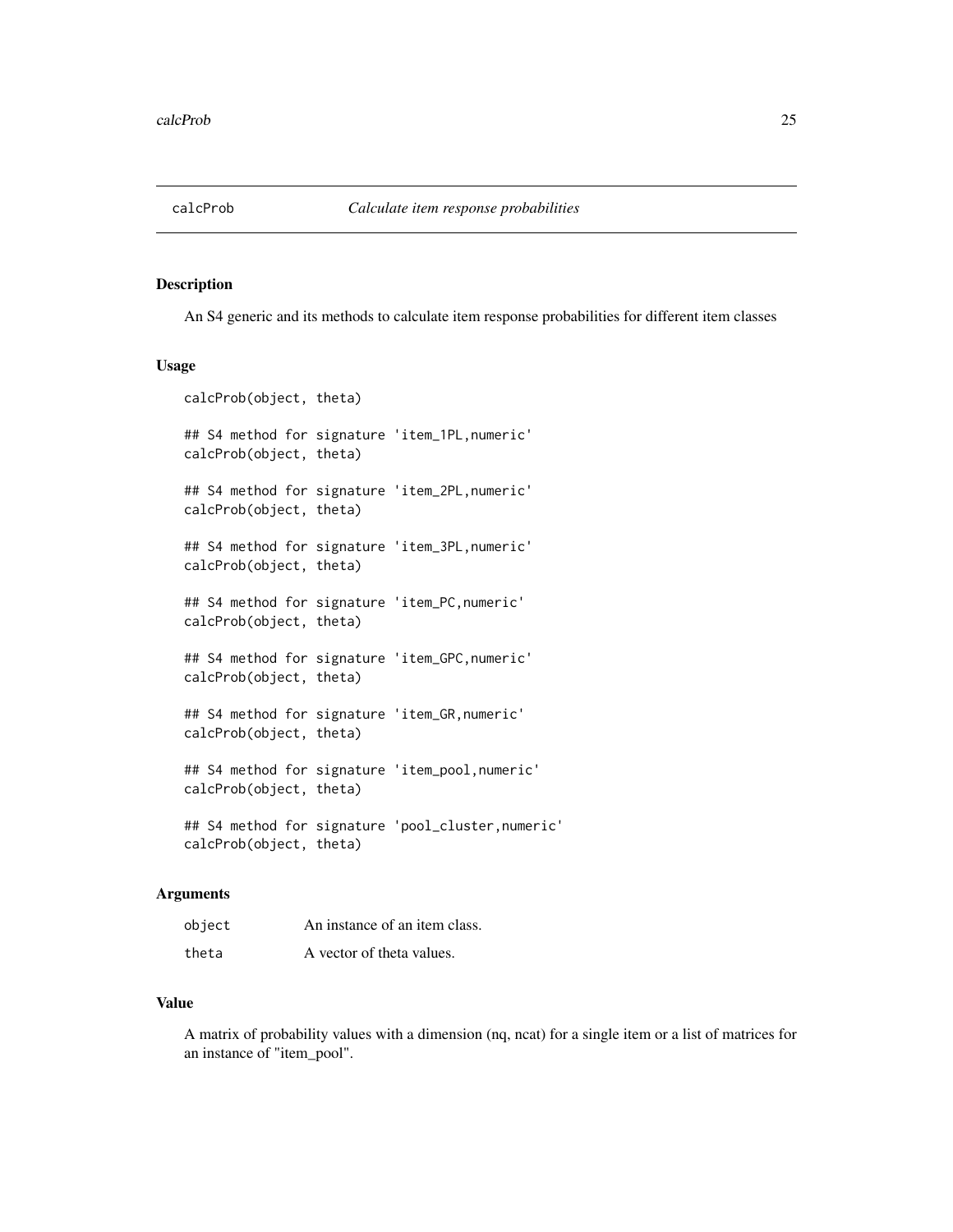# calcProb

*Calculate item response probabilities*

## Description

An S4 generic and its methods to calculate item response probabilities for different item classes

## Usage

```
calcProb(object, theta)

## S4 method for signature 'item_1PL,numeric'
calcProb(object, theta)

## S4 method for signature 'item_2PL,numeric'
calcProb(object, theta)

## S4 method for signature 'item_3PL,numeric'
calcProb(object, theta)

## S4 method for signature 'item_PC,numeric'
calcProb(object, theta)

## S4 method for signature 'item_GPC,numeric'
calcProb(object, theta)

## S4 method for signature 'item_GR,numeric'
calcProb(object, theta)

## S4 method for signature 'item_pool,numeric'
calcProb(object, theta)

## S4 method for signature 'pool_cluster,numeric'
calcProb(object, theta)
```

## Arguments

| | |
|---|---|
| `object` | An instance of an item class. |
| `theta` | A vector of theta values. |

## Value

A matrix of probability values with a dimension (nq, ncat) for a single item or a list of matrices for an instance of "item_pool".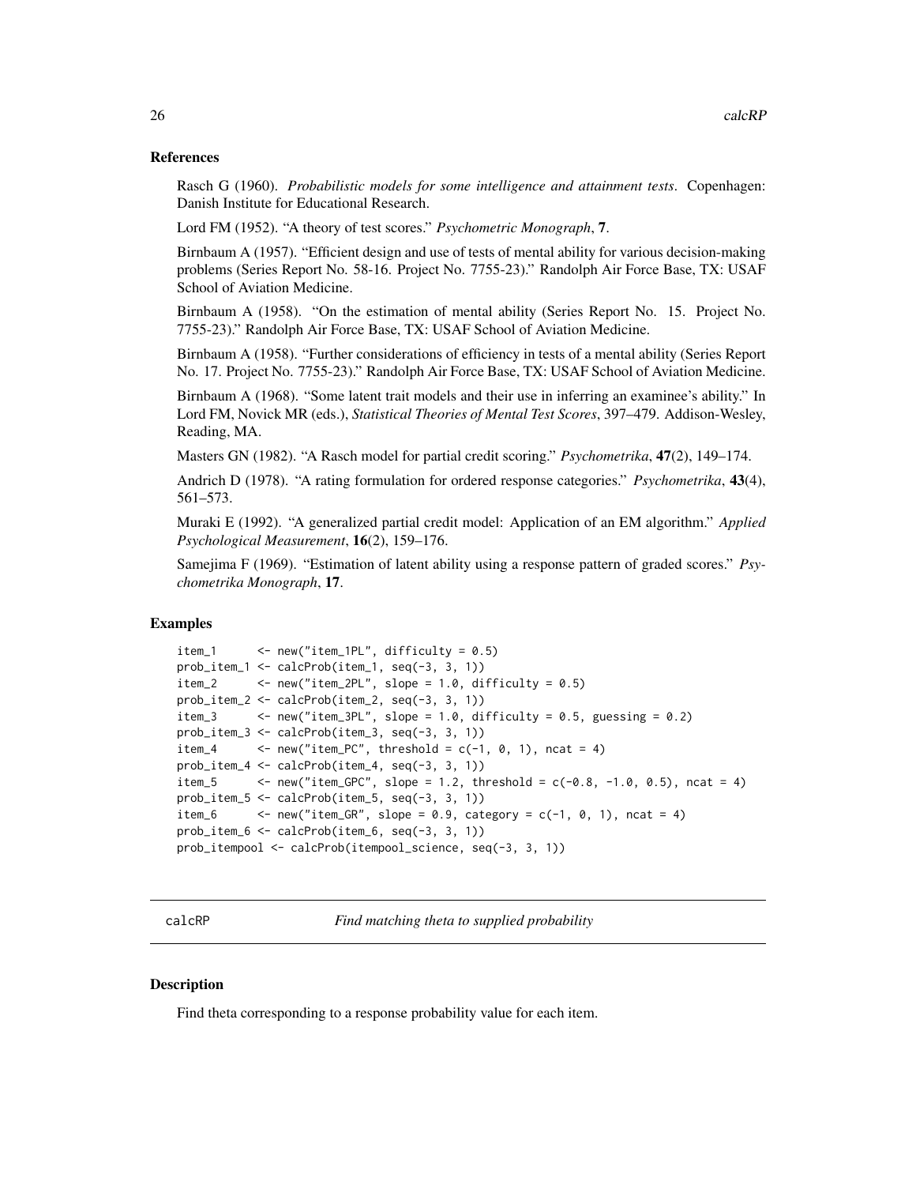### References

Rasch G (1960). *Probabilistic models for some intelligence and attainment tests*. Copenhagen: Danish Institute for Educational Research.

Lord FM (1952). "A theory of test scores." *Psychometric Monograph*, **7**.

Birnbaum A (1957). "Efficient design and use of tests of mental ability for various decision-making problems (Series Report No. 58-16. Project No. 7755-23)." Randolph Air Force Base, TX: USAF School of Aviation Medicine.

Birnbaum A (1958). "On the estimation of mental ability (Series Report No. 15. Project No. 7755-23)." Randolph Air Force Base, TX: USAF School of Aviation Medicine.

Birnbaum A (1958). "Further considerations of efficiency in tests of a mental ability (Series Report No. 17. Project No. 7755-23)." Randolph Air Force Base, TX: USAF School of Aviation Medicine.

Birnbaum A (1968). "Some latent trait models and their use in inferring an examinee's ability." In Lord FM, Novick MR (eds.), *Statistical Theories of Mental Test Scores*, 397–479. Addison-Wesley, Reading, MA.

Masters GN (1982). "A Rasch model for partial credit scoring." *Psychometrika*, **47**(2), 149–174.

Andrich D (1978). "A rating formulation for ordered response categories." *Psychometrika*, **43**(4), 561–573.

Muraki E (1992). "A generalized partial credit model: Application of an EM algorithm." *Applied Psychological Measurement*, **16**(2), 159–176.

Samejima F (1969). "Estimation of latent ability using a response pattern of graded scores." *Psychometrika Monograph*, **17**.

### Examples

```
item_1      <- new("item_1PL", difficulty = 0.5)
prob_item_1 <- calcProb(item_1, seq(-3, 3, 1))
item_2      <- new("item_2PL", slope = 1.0, difficulty = 0.5)
prob_item_2 <- calcProb(item_2, seq(-3, 3, 1))
item_3      <- new("item_3PL", slope = 1.0, difficulty = 0.5, guessing = 0.2)
prob_item_3 <- calcProb(item_3, seq(-3, 3, 1))
item_4      <- new("item_PC", threshold = c(-1, 0, 1), ncat = 4)
prob_item_4 <- calcProb(item_4, seq(-3, 3, 1))
item_5      <- new("item_GPC", slope = 1.2, threshold = c(-0.8, -1.0, 0.5), ncat = 4)
prob_item_5 <- calcProb(item_5, seq(-3, 3, 1))
item_6      <- new("item_GR", slope = 0.9, category = c(-1, 0, 1), ncat = 4)
prob_item_6 <- calcProb(item_6, seq(-3, 3, 1))
prob_itempool <- calcProb(itempool_science, seq(-3, 3, 1))
```

---

## calcRP — *Find matching theta to supplied probability*

### Description

Find theta corresponding to a response probability value for each item.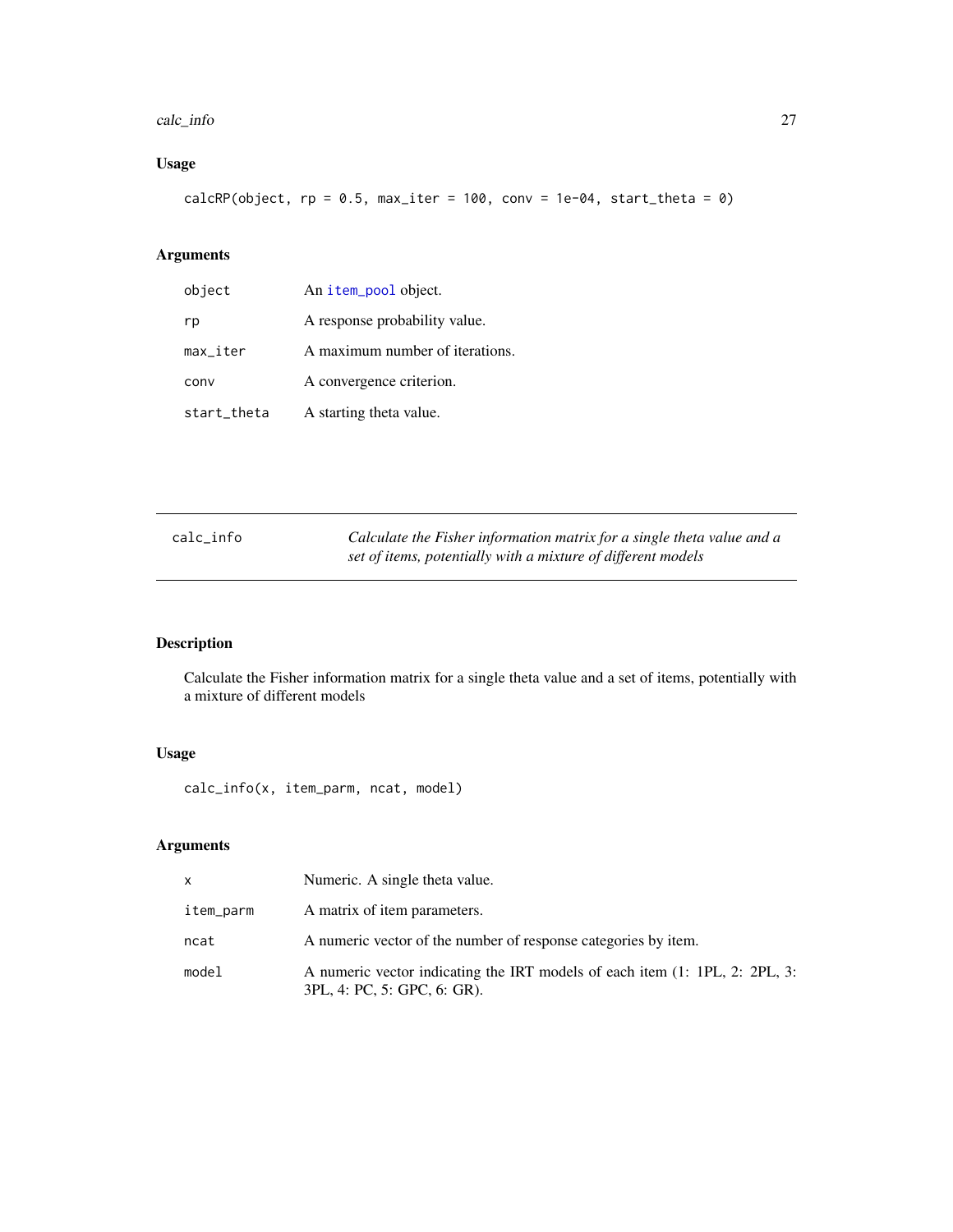## Usage

```
calcRP(object, rp = 0.5, max_iter = 100, conv = 1e-04, start_theta = 0)
```

## Arguments

| | |
|---|---|
| object | An item_pool object. |
| rp | A response probability value. |
| max_iter | A maximum number of iterations. |
| conv | A convergence criterion. |
| start_theta | A starting theta value. |

---

# calc_info

*Calculate the Fisher information matrix for a single theta value and a set of items, potentially with a mixture of different models*

---

## Description

Calculate the Fisher information matrix for a single theta value and a set of items, potentially with a mixture of different models

## Usage

```
calc_info(x, item_parm, ncat, model)
```

## Arguments

| | |
|---|---|
| x | Numeric. A single theta value. |
| item_parm | A matrix of item parameters. |
| ncat | A numeric vector of the number of response categories by item. |
| model | A numeric vector indicating the IRT models of each item (1: 1PL, 2: 2PL, 3: 3PL, 4: PC, 5: GPC, 6: GR). |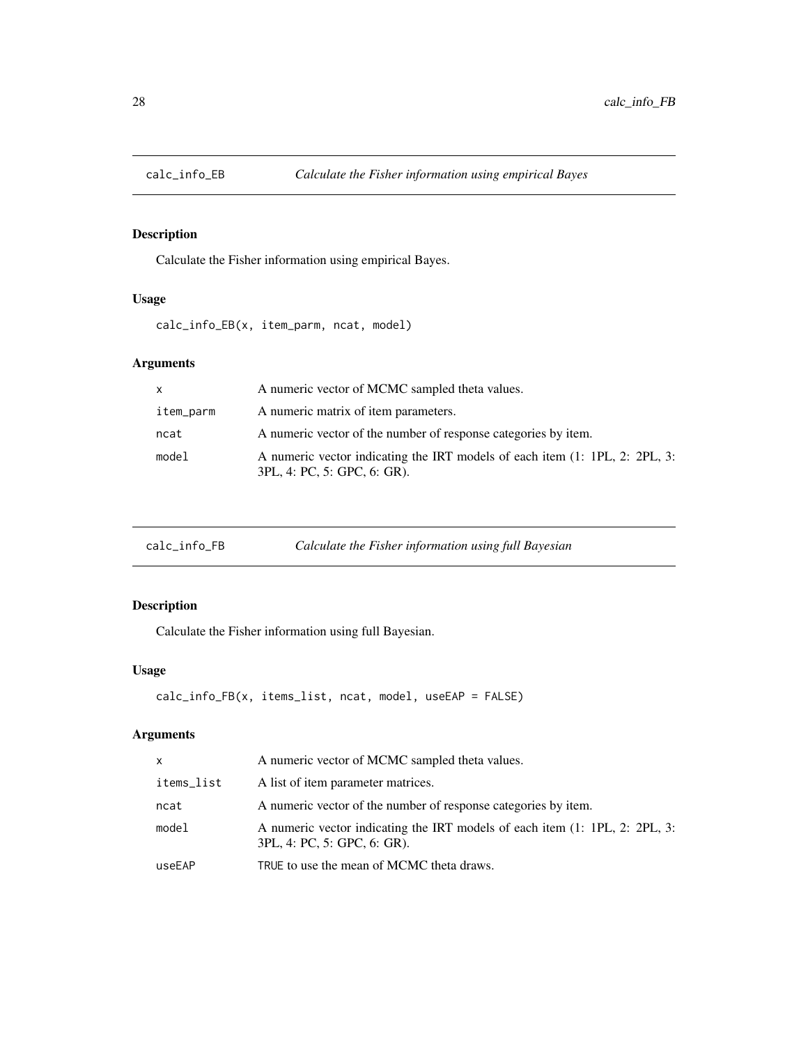## calc_info_EB — *Calculate the Fisher information using empirical Bayes*

### Description

Calculate the Fisher information using empirical Bayes.

### Usage

```
calc_info_EB(x, item_parm, ncat, model)
```

### Arguments

| | |
|---|---|
| x | A numeric vector of MCMC sampled theta values. |
| item_parm | A numeric matrix of item parameters. |
| ncat | A numeric vector of the number of response categories by item. |
| model | A numeric vector indicating the IRT models of each item (1: 1PL, 2: 2PL, 3: 3PL, 4: PC, 5: GPC, 6: GR). |

## calc_info_FB — *Calculate the Fisher information using full Bayesian*

### Description

Calculate the Fisher information using full Bayesian.

### Usage

```
calc_info_FB(x, items_list, ncat, model, useEAP = FALSE)
```

### Arguments

| | |
|---|---|
| x | A numeric vector of MCMC sampled theta values. |
| items_list | A list of item parameter matrices. |
| ncat | A numeric vector of the number of response categories by item. |
| model | A numeric vector indicating the IRT models of each item (1: 1PL, 2: 2PL, 3: 3PL, 4: PC, 5: GPC, 6: GR). |
| useEAP | TRUE to use the mean of MCMC theta draws. |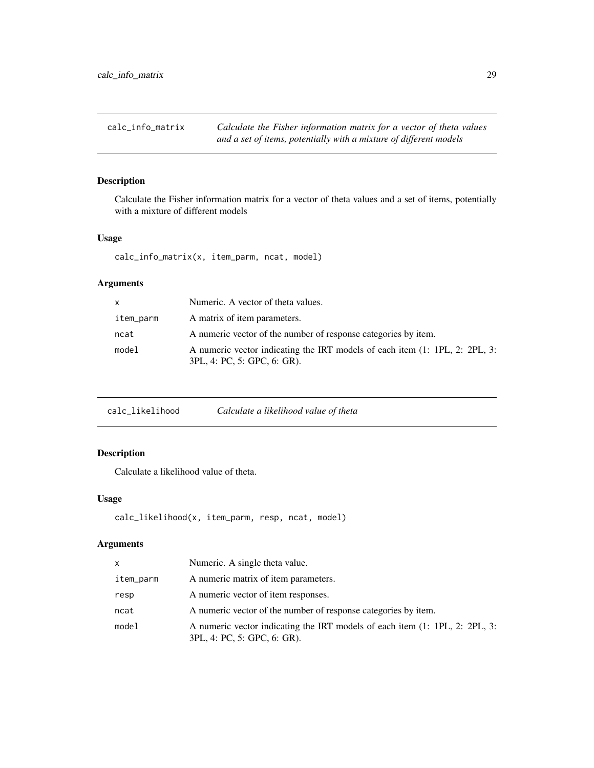## calc_info_matrix — *Calculate the Fisher information matrix for a vector of theta values and a set of items, potentially with a mixture of different models*

### Description

Calculate the Fisher information matrix for a vector of theta values and a set of items, potentially with a mixture of different models

### Usage

```
calc_info_matrix(x, item_parm, ncat, model)
```

### Arguments

| | |
|---|---|
| x | Numeric. A vector of theta values. |
| item_parm | A matrix of item parameters. |
| ncat | A numeric vector of the number of response categories by item. |
| model | A numeric vector indicating the IRT models of each item (1: 1PL, 2: 2PL, 3: 3PL, 4: PC, 5: GPC, 6: GR). |

## calc_likelihood — *Calculate a likelihood value of theta*

### Description

Calculate a likelihood value of theta.

### Usage

```
calc_likelihood(x, item_parm, resp, ncat, model)
```

### Arguments

| | |
|---|---|
| x | Numeric. A single theta value. |
| item_parm | A numeric matrix of item parameters. |
| resp | A numeric vector of item responses. |
| ncat | A numeric vector of the number of response categories by item. |
| model | A numeric vector indicating the IRT models of each item (1: 1PL, 2: 2PL, 3: 3PL, 4: PC, 5: GPC, 6: GR). |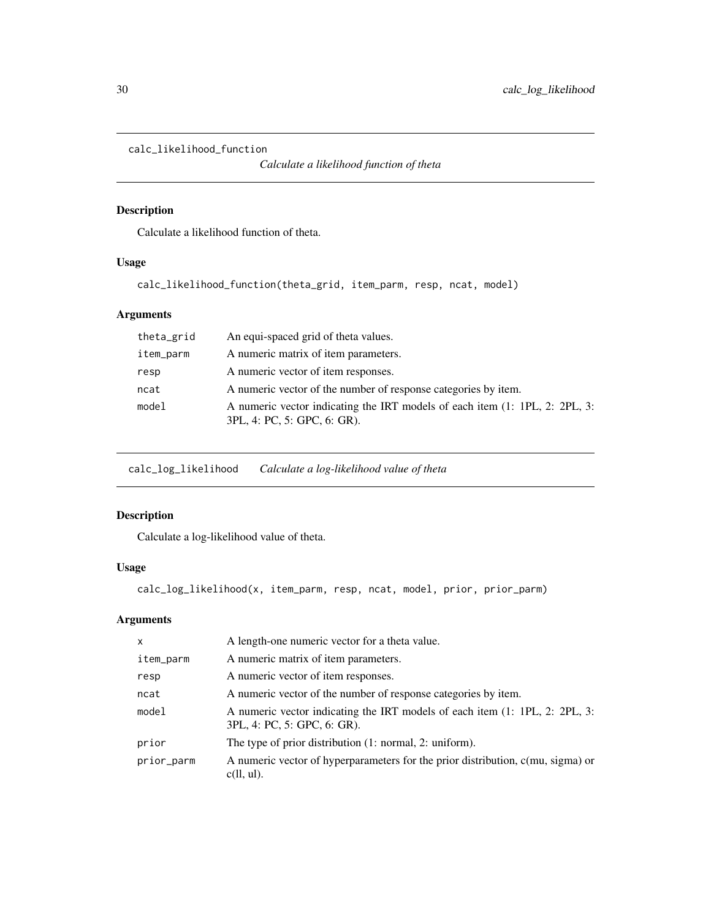## calc_likelihood_function *Calculate a likelihood function of theta*

### Description

Calculate a likelihood function of theta.

### Usage

```
calc_likelihood_function(theta_grid, item_parm, resp, ncat, model)
```

### Arguments

| | |
|---|---|
| theta_grid | An equi-spaced grid of theta values. |
| item_parm | A numeric matrix of item parameters. |
| resp | A numeric vector of item responses. |
| ncat | A numeric vector of the number of response categories by item. |
| model | A numeric vector indicating the IRT models of each item (1: 1PL, 2: 2PL, 3: 3PL, 4: PC, 5: GPC, 6: GR). |

## calc_log_likelihood *Calculate a log-likelihood value of theta*

### Description

Calculate a log-likelihood value of theta.

### Usage

```
calc_log_likelihood(x, item_parm, resp, ncat, model, prior, prior_parm)
```

### Arguments

| | |
|---|---|
| x | A length-one numeric vector for a theta value. |
| item_parm | A numeric matrix of item parameters. |
| resp | A numeric vector of item responses. |
| ncat | A numeric vector of the number of response categories by item. |
| model | A numeric vector indicating the IRT models of each item (1: 1PL, 2: 2PL, 3: 3PL, 4: PC, 5: GPC, 6: GR). |
| prior | The type of prior distribution (1: normal, 2: uniform). |
| prior_parm | A numeric vector of hyperparameters for the prior distribution, c(mu, sigma) or c(ll, ul). |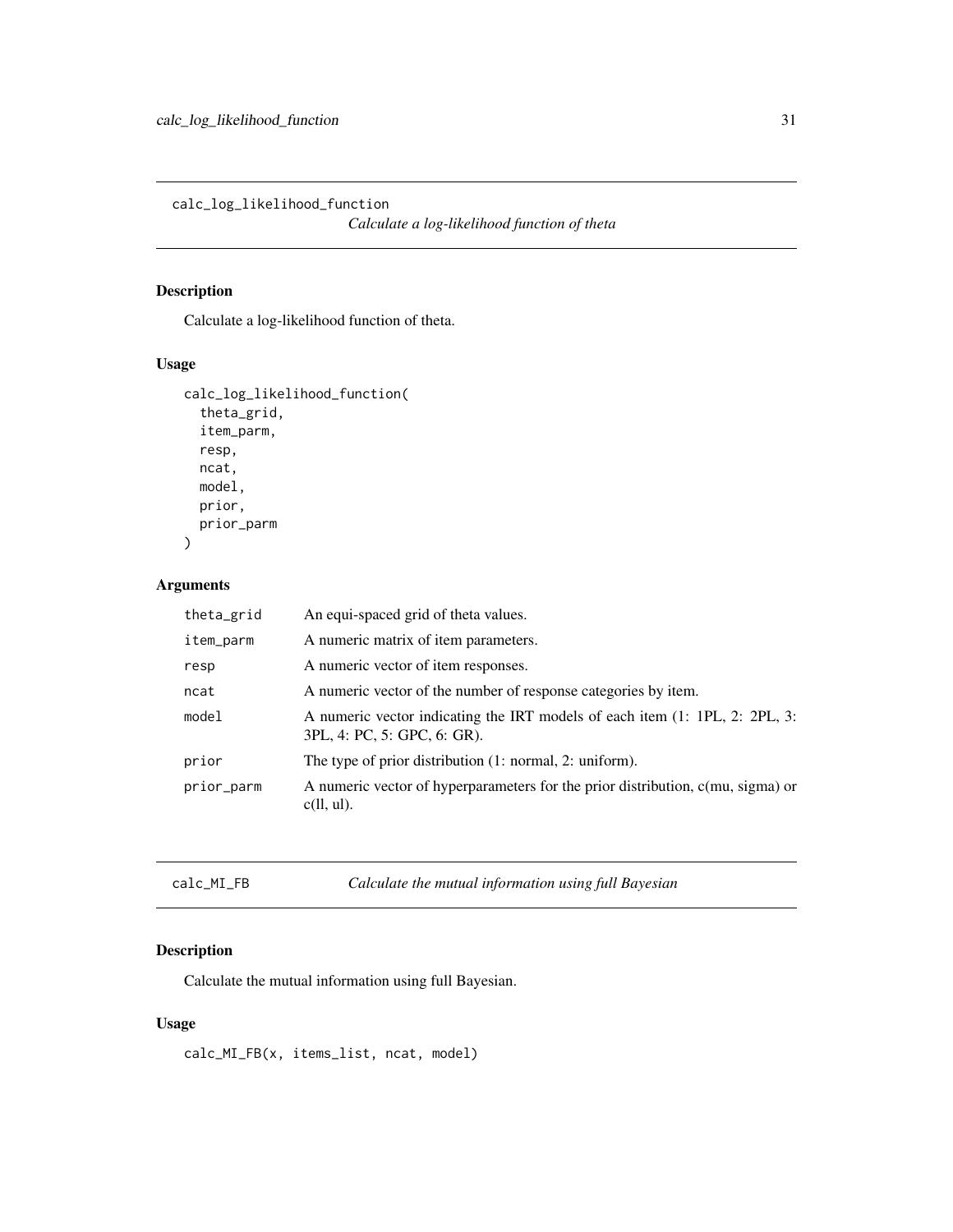## calc_log_likelihood_function

*Calculate a log-likelihood function of theta*

### Description

Calculate a log-likelihood function of theta.

### Usage

```
calc_log_likelihood_function(
  theta_grid,
  item_parm,
  resp,
  ncat,
  model,
  prior,
  prior_parm
)
```

### Arguments

| | |
|---|---|
| theta_grid | An equi-spaced grid of theta values. |
| item_parm | A numeric matrix of item parameters. |
| resp | A numeric vector of item responses. |
| ncat | A numeric vector of the number of response categories by item. |
| model | A numeric vector indicating the IRT models of each item (1: 1PL, 2: 2PL, 3: 3PL, 4: PC, 5: GPC, 6: GR). |
| prior | The type of prior distribution (1: normal, 2: uniform). |
| prior_parm | A numeric vector of hyperparameters for the prior distribution, c(mu, sigma) or c(ll, ul). |

## calc_MI_FB

*Calculate the mutual information using full Bayesian*

### Description

Calculate the mutual information using full Bayesian.

### Usage

```
calc_MI_FB(x, items_list, ncat, model)
```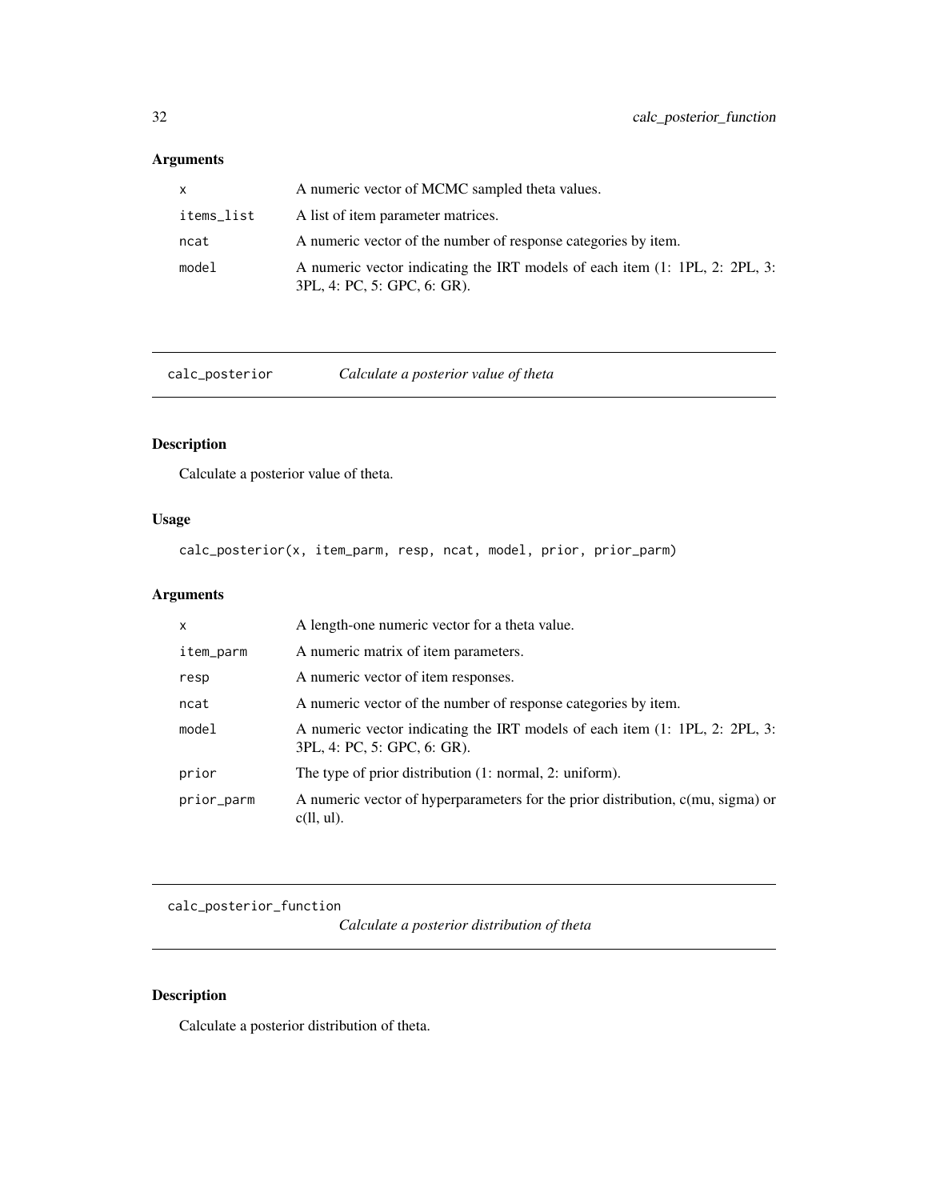## Arguments

| | |
|---|---|
| x | A numeric vector of MCMC sampled theta values. |
| items_list | A list of item parameter matrices. |
| ncat | A numeric vector of the number of response categories by item. |
| model | A numeric vector indicating the IRT models of each item (1: 1PL, 2: 2PL, 3: 3PL, 4: PC, 5: GPC, 6: GR). |

---

## calc_posterior — *Calculate a posterior value of theta*

### Description

Calculate a posterior value of theta.

### Usage

```
calc_posterior(x, item_parm, resp, ncat, model, prior, prior_parm)
```

### Arguments

| | |
|---|---|
| x | A length-one numeric vector for a theta value. |
| item_parm | A numeric matrix of item parameters. |
| resp | A numeric vector of item responses. |
| ncat | A numeric vector of the number of response categories by item. |
| model | A numeric vector indicating the IRT models of each item (1: 1PL, 2: 2PL, 3: 3PL, 4: PC, 5: GPC, 6: GR). |
| prior | The type of prior distribution (1: normal, 2: uniform). |
| prior_parm | A numeric vector of hyperparameters for the prior distribution, c(mu, sigma) or c(ll, ul). |

---

## calc_posterior_function — *Calculate a posterior distribution of theta*

### Description

Calculate a posterior distribution of theta.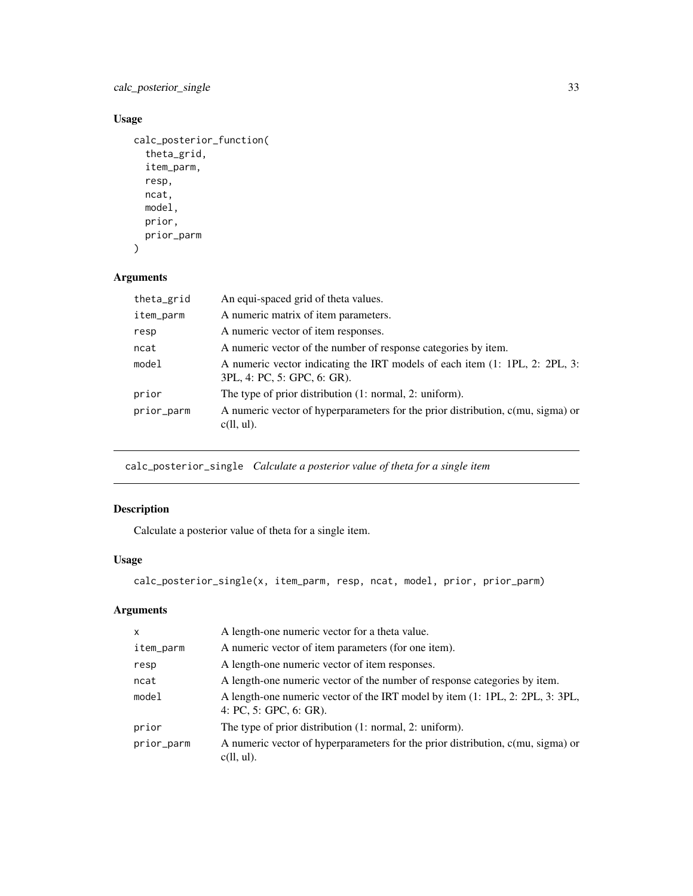### Usage

```
calc_posterior_function(
  theta_grid,
  item_parm,
  resp,
  ncat,
  model,
  prior,
  prior_parm
)
```

### Arguments

| | |
|---|---|
| theta_grid | An equi-spaced grid of theta values. |
| item_parm | A numeric matrix of item parameters. |
| resp | A numeric vector of item responses. |
| ncat | A numeric vector of the number of response categories by item. |
| model | A numeric vector indicating the IRT models of each item (1: 1PL, 2: 2PL, 3: 3PL, 4: PC, 5: GPC, 6: GR). |
| prior | The type of prior distribution (1: normal, 2: uniform). |
| prior_parm | A numeric vector of hyperparameters for the prior distribution, c(mu, sigma) or c(ll, ul). |

---

## calc_posterior_single *Calculate a posterior value of theta for a single item*

### Description

Calculate a posterior value of theta for a single item.

### Usage

```
calc_posterior_single(x, item_parm, resp, ncat, model, prior, prior_parm)
```

### Arguments

| | |
|---|---|
| x | A length-one numeric vector for a theta value. |
| item_parm | A numeric vector of item parameters (for one item). |
| resp | A length-one numeric vector of item responses. |
| ncat | A length-one numeric vector of the number of response categories by item. |
| model | A length-one numeric vector of the IRT model by item (1: 1PL, 2: 2PL, 3: 3PL, 4: PC, 5: GPC, 6: GR). |
| prior | The type of prior distribution (1: normal, 2: uniform). |
| prior_parm | A numeric vector of hyperparameters for the prior distribution, c(mu, sigma) or c(ll, ul). |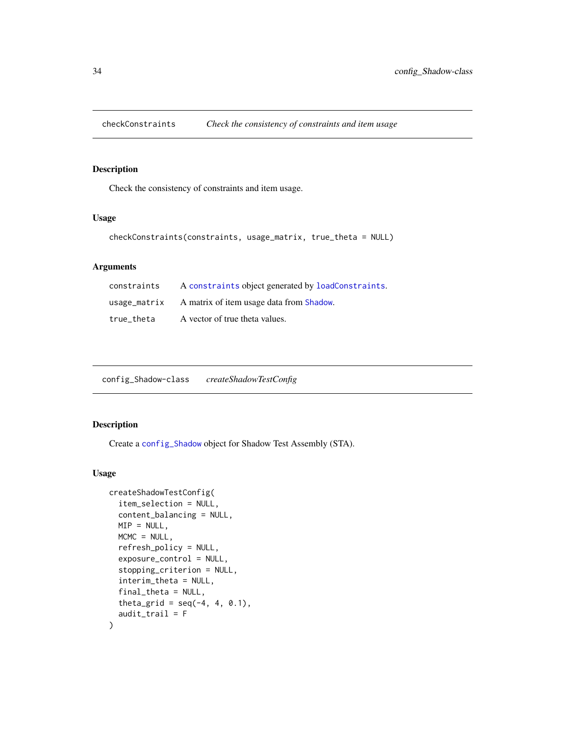## checkConstraints *Check the consistency of constraints and item usage*

### Description

Check the consistency of constraints and item usage.

### Usage

```
checkConstraints(constraints, usage_matrix, true_theta = NULL)
```

### Arguments

| | |
|---|---|
| constraints | A constraints object generated by loadConstraints. |
| usage_matrix | A matrix of item usage data from Shadow. |
| true_theta | A vector of true theta values. |

## config_Shadow-class *createShadowTestConfig*

### Description

Create a config_Shadow object for Shadow Test Assembly (STA).

### Usage

```
createShadowTestConfig(
  item_selection = NULL,
  content_balancing = NULL,
  MIP = NULL,
  MCMC = NULL,
  refresh_policy = NULL,
  exposure_control = NULL,
  stopping_criterion = NULL,
  interim_theta = NULL,
  final_theta = NULL,
  theta_grid = seq(-4, 4, 0.1),
  audit_trail = F
)
```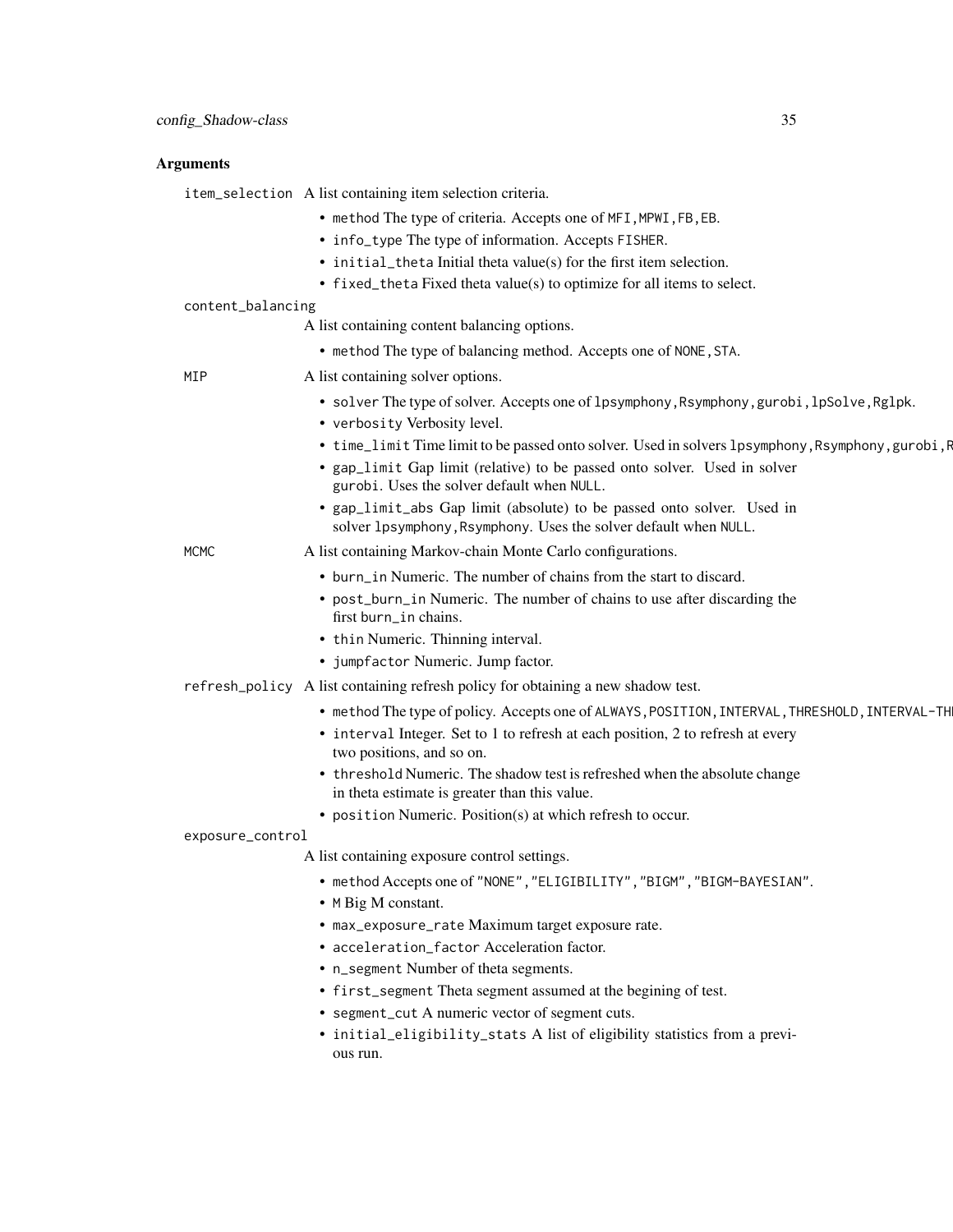## Arguments

**item_selection** A list containing item selection criteria.

- `method` The type of criteria. Accepts one of `MFI`, `MPWI`, `FB`, `EB`.
- `info_type` The type of information. Accepts `FISHER`.
- `initial_theta` Initial theta value(s) for the first item selection.
- `fixed_theta` Fixed theta value(s) to optimize for all items to select.

**content_balancing** A list containing content balancing options.

- `method` The type of balancing method. Accepts one of `NONE`, `STA`.

**MIP** A list containing solver options.

- `solver` The type of solver. Accepts one of `lpsymphony`, `Rsymphony`, `gurobi`, `lpSolve`, `Rglpk`.
- `verbosity` Verbosity level.
- `time_limit` Time limit to be passed onto solver. Used in solvers `lpsymphony`, `Rsymphony`, `gurobi`, `R`
- `gap_limit` Gap limit (relative) to be passed onto solver. Used in solver `gurobi`. Uses the solver default when `NULL`.
- `gap_limit_abs` Gap limit (absolute) to be passed onto solver. Used in solver `lpsymphony`, `Rsymphony`. Uses the solver default when `NULL`.

**MCMC** A list containing Markov-chain Monte Carlo configurations.

- `burn_in` Numeric. The number of chains from the start to discard.
- `post_burn_in` Numeric. The number of chains to use after discarding the first `burn_in` chains.
- `thin` Numeric. Thinning interval.
- `jumpfactor` Numeric. Jump factor.

**refresh_policy** A list containing refresh policy for obtaining a new shadow test.

- `method` The type of policy. Accepts one of `ALWAYS`, `POSITION`, `INTERVAL`, `THRESHOLD`, `INTERVAL-TH`
- `interval` Integer. Set to 1 to refresh at each position, 2 to refresh at every two positions, and so on.
- `threshold` Numeric. The shadow test is refreshed when the absolute change in theta estimate is greater than this value.
- `position` Numeric. Position(s) at which refresh to occur.

**exposure_control** A list containing exposure control settings.

- `method` Accepts one of `"NONE"`, `"ELIGIBILITY"`, `"BIGM"`, `"BIGM-BAYESIAN"`.
- `M` Big M constant.
- `max_exposure_rate` Maximum target exposure rate.
- `acceleration_factor` Acceleration factor.
- `n_segment` Number of theta segments.
- `first_segment` Theta segment assumed at the begining of test.
- `segment_cut` A numeric vector of segment cuts.
- `initial_eligibility_stats` A list of eligibility statistics from a previous run.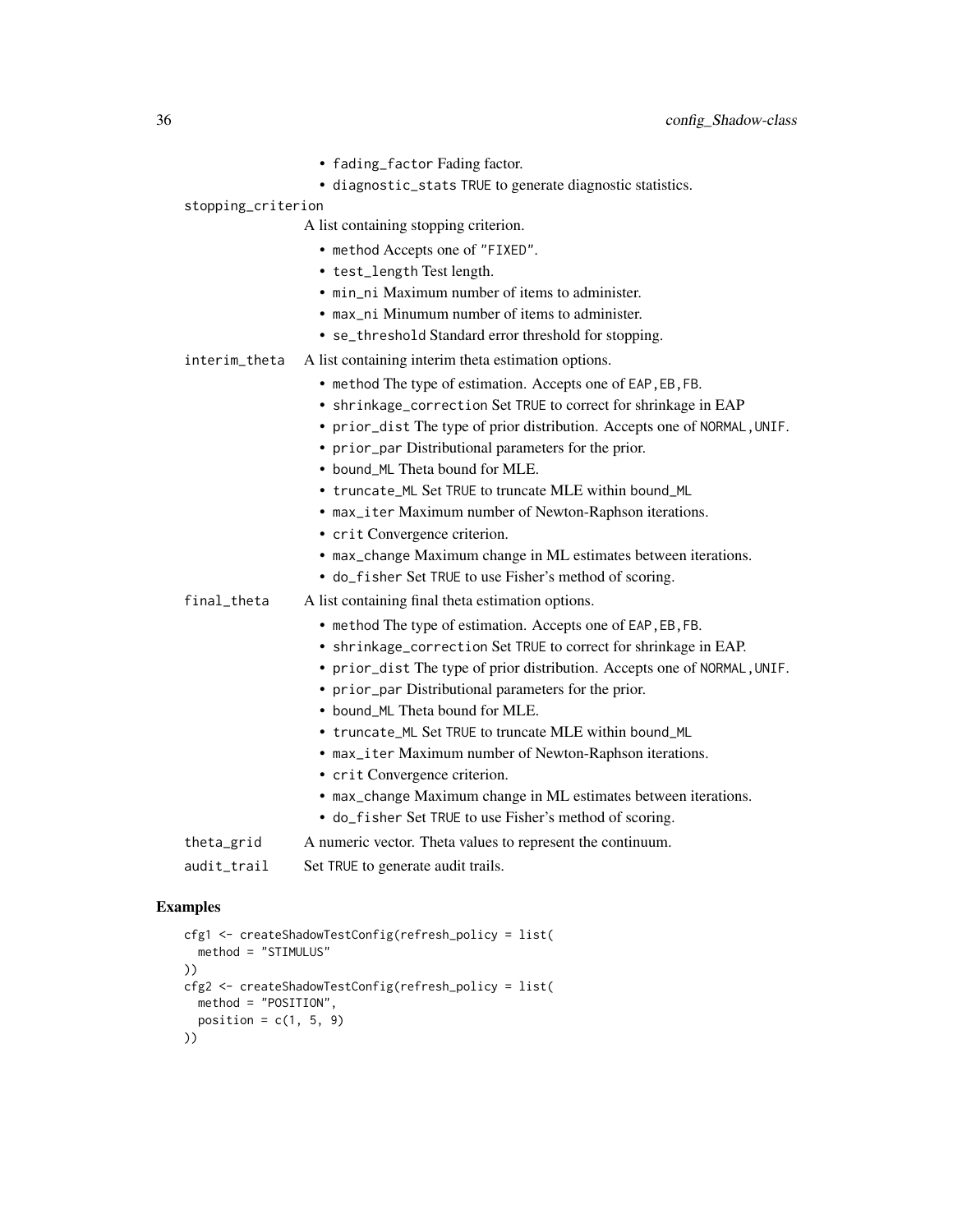- `fading_factor` Fading factor.
- `diagnostic_stats` TRUE to generate diagnostic statistics.

`stopping_criterion`
A list containing stopping criterion.

- `method` Accepts one of "FIXED".
- `test_length` Test length.
- `min_ni` Maximum number of items to administer.
- `max_ni` Minumum number of items to administer.
- `se_threshold` Standard error threshold for stopping.

`interim_theta` A list containing interim theta estimation options.

- `method` The type of estimation. Accepts one of EAP, EB, FB.
- `shrinkage_correction` Set TRUE to correct for shrinkage in EAP
- `prior_dist` The type of prior distribution. Accepts one of NORMAL, UNIF.
- `prior_par` Distributional parameters for the prior.
- `bound_ML` Theta bound for MLE.
- `truncate_ML` Set TRUE to truncate MLE within bound_ML
- `max_iter` Maximum number of Newton-Raphson iterations.
- `crit` Convergence criterion.
- `max_change` Maximum change in ML estimates between iterations.
- `do_fisher` Set TRUE to use Fisher's method of scoring.

`final_theta` A list containing final theta estimation options.

- `method` The type of estimation. Accepts one of EAP, EB, FB.
- `shrinkage_correction` Set TRUE to correct for shrinkage in EAP.
- `prior_dist` The type of prior distribution. Accepts one of NORMAL, UNIF.
- `prior_par` Distributional parameters for the prior.
- `bound_ML` Theta bound for MLE.
- `truncate_ML` Set TRUE to truncate MLE within bound_ML
- `max_iter` Maximum number of Newton-Raphson iterations.
- `crit` Convergence criterion.
- `max_change` Maximum change in ML estimates between iterations.
- `do_fisher` Set TRUE to use Fisher's method of scoring.

`theta_grid` A numeric vector. Theta values to represent the continuum.

`audit_trail` Set TRUE to generate audit trails.

## Examples

```
cfg1 <- createShadowTestConfig(refresh_policy = list(
  method = "STIMULUS"
))
cfg2 <- createShadowTestConfig(refresh_policy = list(
  method = "POSITION",
  position = c(1, 5, 9)
))
```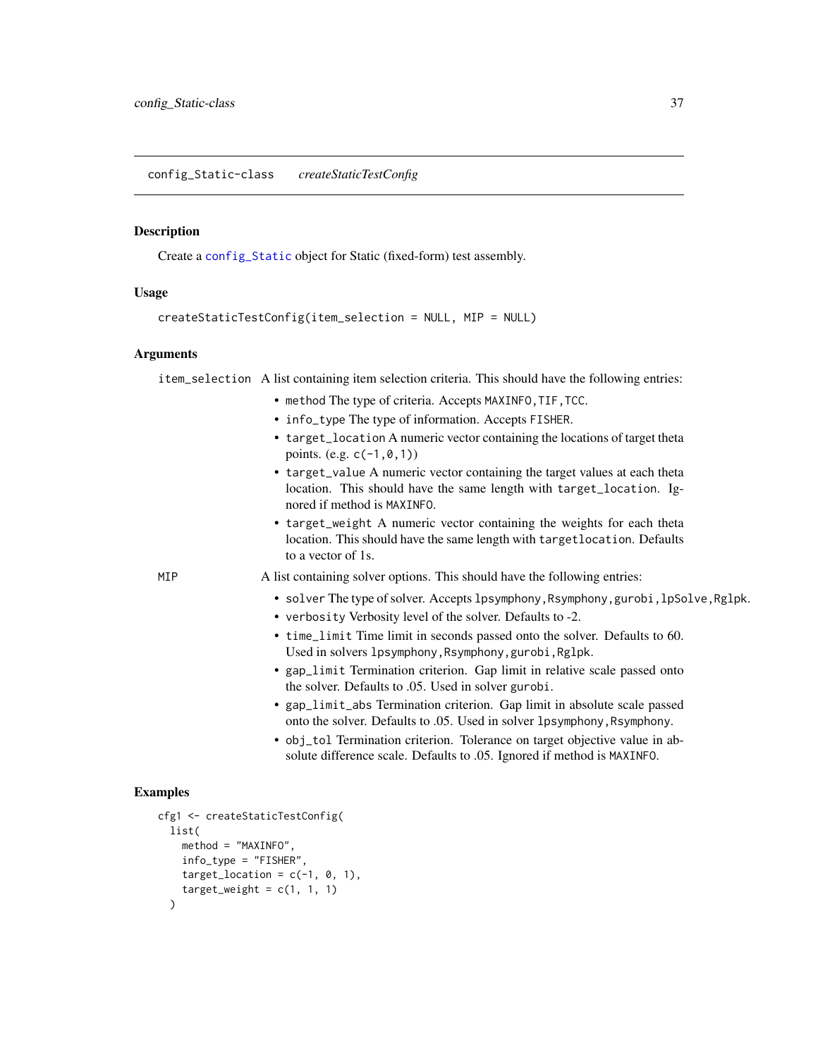## config_Static-class *createStaticTestConfig*

### Description

Create a `config_Static` object for Static (fixed-form) test assembly.

### Usage

```
createStaticTestConfig(item_selection = NULL, MIP = NULL)
```

### Arguments

`item_selection` A list containing item selection criteria. This should have the following entries:

- `method` The type of criteria. Accepts `MAXINFO`, `TIF`, `TCC`.
- `info_type` The type of information. Accepts `FISHER`.
- `target_location` A numeric vector containing the locations of target theta points. (e.g. `c(-1,0,1)`)
- `target_value` A numeric vector containing the target values at each theta location. This should have the same length with `target_location`. Ignored if method is `MAXINFO`.
- `target_weight` A numeric vector containing the weights for each theta location. This should have the same length with `targetlocation`. Defaults to a vector of 1s.

`MIP` A list containing solver options. This should have the following entries:

- `solver` The type of solver. Accepts `lpsymphony`, `Rsymphony`, `gurobi`, `lpSolve`, `Rglpk`.
- `verbosity` Verbosity level of the solver. Defaults to -2.
- `time_limit` Time limit in seconds passed onto the solver. Defaults to 60. Used in solvers `lpsymphony`, `Rsymphony`, `gurobi`, `Rglpk`.
- `gap_limit` Termination criterion. Gap limit in relative scale passed onto the solver. Defaults to .05. Used in solver `gurobi`.
- `gap_limit_abs` Termination criterion. Gap limit in absolute scale passed onto the solver. Defaults to .05. Used in solver `lpsymphony`, `Rsymphony`.
- `obj_tol` Termination criterion. Tolerance on target objective value in absolute difference scale. Defaults to .05. Ignored if method is `MAXINFO`.

### Examples

```
cfg1 <- createStaticTestConfig(
  list(
    method = "MAXINFO",
    info_type = "FISHER",
    target_location = c(-1, 0, 1),
    target_weight = c(1, 1, 1)
  )
```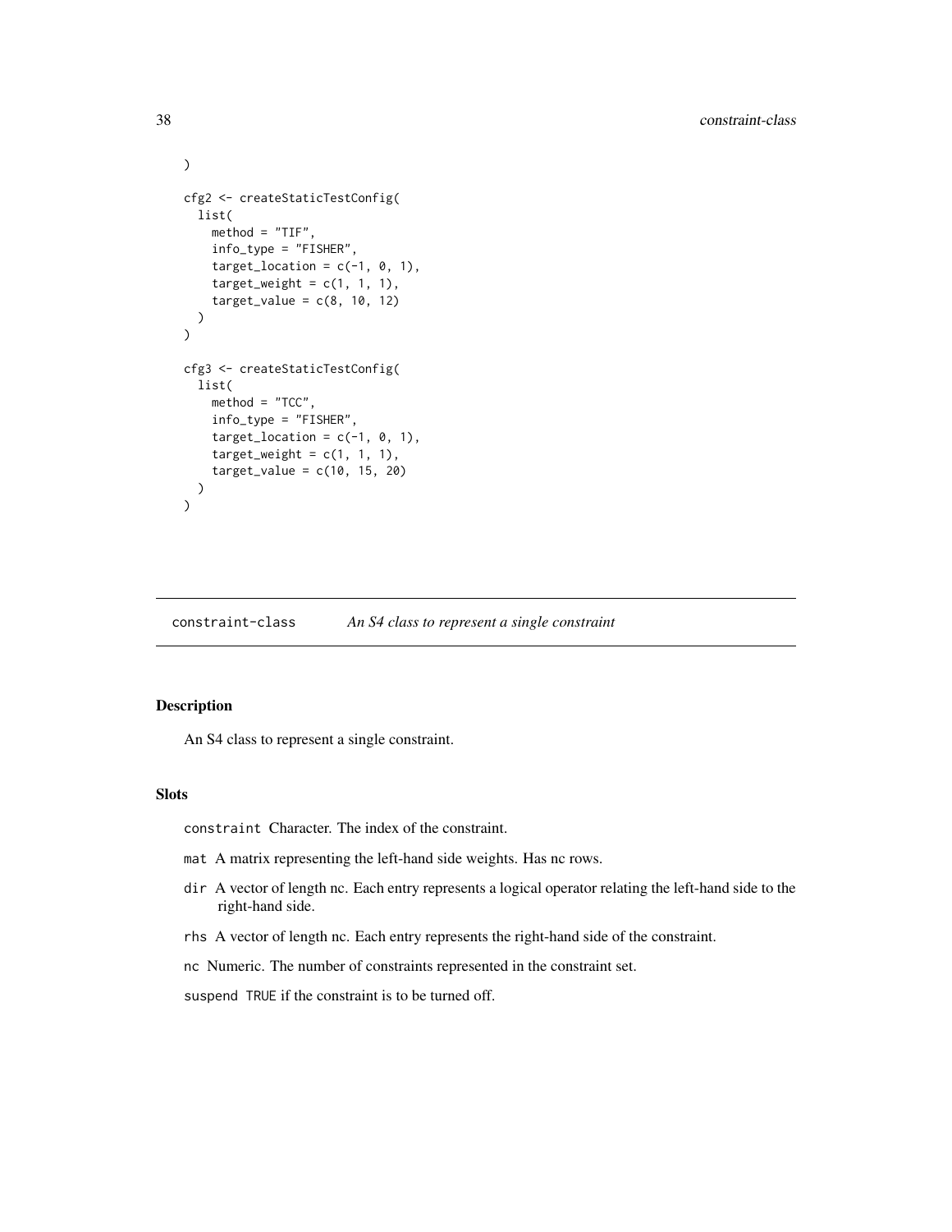```
)

cfg2 <- createStaticTestConfig(
  list(
    method = "TIF",
    info_type = "FISHER",
    target_location = c(-1, 0, 1),
    target_weight = c(1, 1, 1),
    target_value = c(8, 10, 12)
  )
)

cfg3 <- createStaticTestConfig(
  list(
    method = "TCC",
    info_type = "FISHER",
    target_location = c(-1, 0, 1),
    target_weight = c(1, 1, 1),
    target_value = c(10, 15, 20)
  )
)
```

---

## constraint-class *An S4 class to represent a single constraint*

---

### Description

An S4 class to represent a single constraint.

### Slots

`constraint` Character. The index of the constraint.

`mat` A matrix representing the left-hand side weights. Has nc rows.

`dir` A vector of length nc. Each entry represents a logical operator relating the left-hand side to the right-hand side.

`rhs` A vector of length nc. Each entry represents the right-hand side of the constraint.

`nc` Numeric. The number of constraints represented in the constraint set.

`suspend` `TRUE` if the constraint is to be turned off.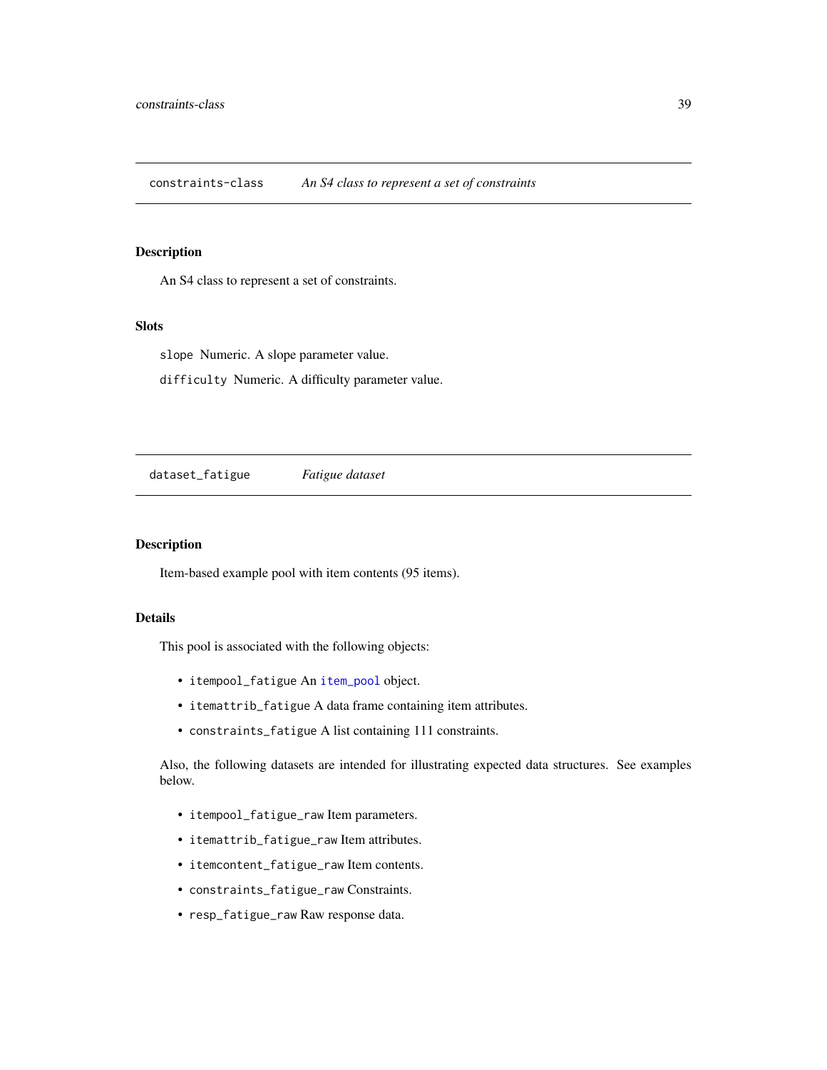## constraints-class — *An S4 class to represent a set of constraints*

### Description

An S4 class to represent a set of constraints.

### Slots

`slope` Numeric. A slope parameter value.

`difficulty` Numeric. A difficulty parameter value.

## dataset_fatigue — *Fatigue dataset*

### Description

Item-based example pool with item contents (95 items).

### Details

This pool is associated with the following objects:

- `itempool_fatigue` An `item_pool` object.
- `itemattrib_fatigue` A data frame containing item attributes.
- `constraints_fatigue` A list containing 111 constraints.

Also, the following datasets are intended for illustrating expected data structures. See examples below.

- `itempool_fatigue_raw` Item parameters.
- `itemattrib_fatigue_raw` Item attributes.
- `itemcontent_fatigue_raw` Item contents.
- `constraints_fatigue_raw` Constraints.
- `resp_fatigue_raw` Raw response data.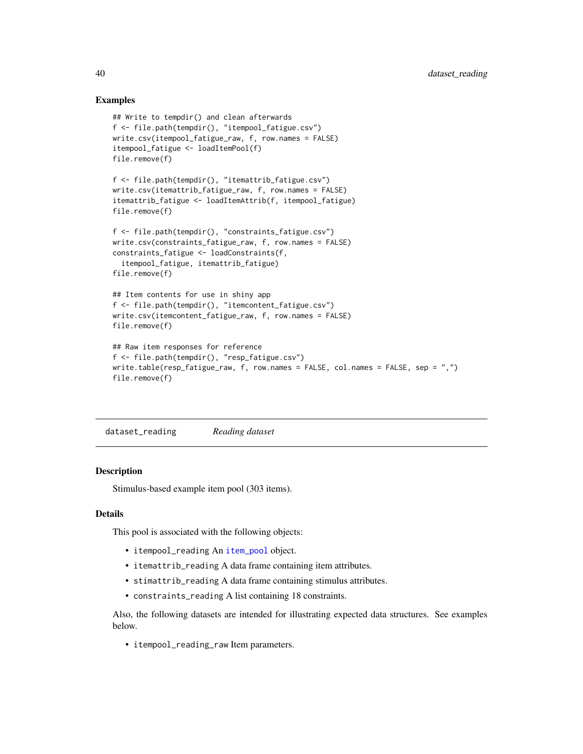### Examples

```
## Write to tempdir() and clean afterwards
f <- file.path(tempdir(), "itempool_fatigue.csv")
write.csv(itempool_fatigue_raw, f, row.names = FALSE)
itempool_fatigue <- loadItemPool(f)
file.remove(f)

f <- file.path(tempdir(), "itemattrib_fatigue.csv")
write.csv(itemattrib_fatigue_raw, f, row.names = FALSE)
itemattrib_fatigue <- loadItemAttrib(f, itempool_fatigue)
file.remove(f)

f <- file.path(tempdir(), "constraints_fatigue.csv")
write.csv(constraints_fatigue_raw, f, row.names = FALSE)
constraints_fatigue <- loadConstraints(f,
  itempool_fatigue, itemattrib_fatigue)
file.remove(f)

## Item contents for use in shiny app
f <- file.path(tempdir(), "itemcontent_fatigue.csv")
write.csv(itemcontent_fatigue_raw, f, row.names = FALSE)
file.remove(f)

## Raw item responses for reference
f <- file.path(tempdir(), "resp_fatigue.csv")
write.table(resp_fatigue_raw, f, row.names = FALSE, col.names = FALSE, sep = ",")
file.remove(f)
```

---

## dataset_reading *Reading dataset*

### Description

Stimulus-based example item pool (303 items).

### Details

This pool is associated with the following objects:

- `itempool_reading` An `item_pool` object.
- `itemattrib_reading` A data frame containing item attributes.
- `stimattrib_reading` A data frame containing stimulus attributes.
- `constraints_reading` A list containing 18 constraints.

Also, the following datasets are intended for illustrating expected data structures. See examples below.

- `itempool_reading_raw` Item parameters.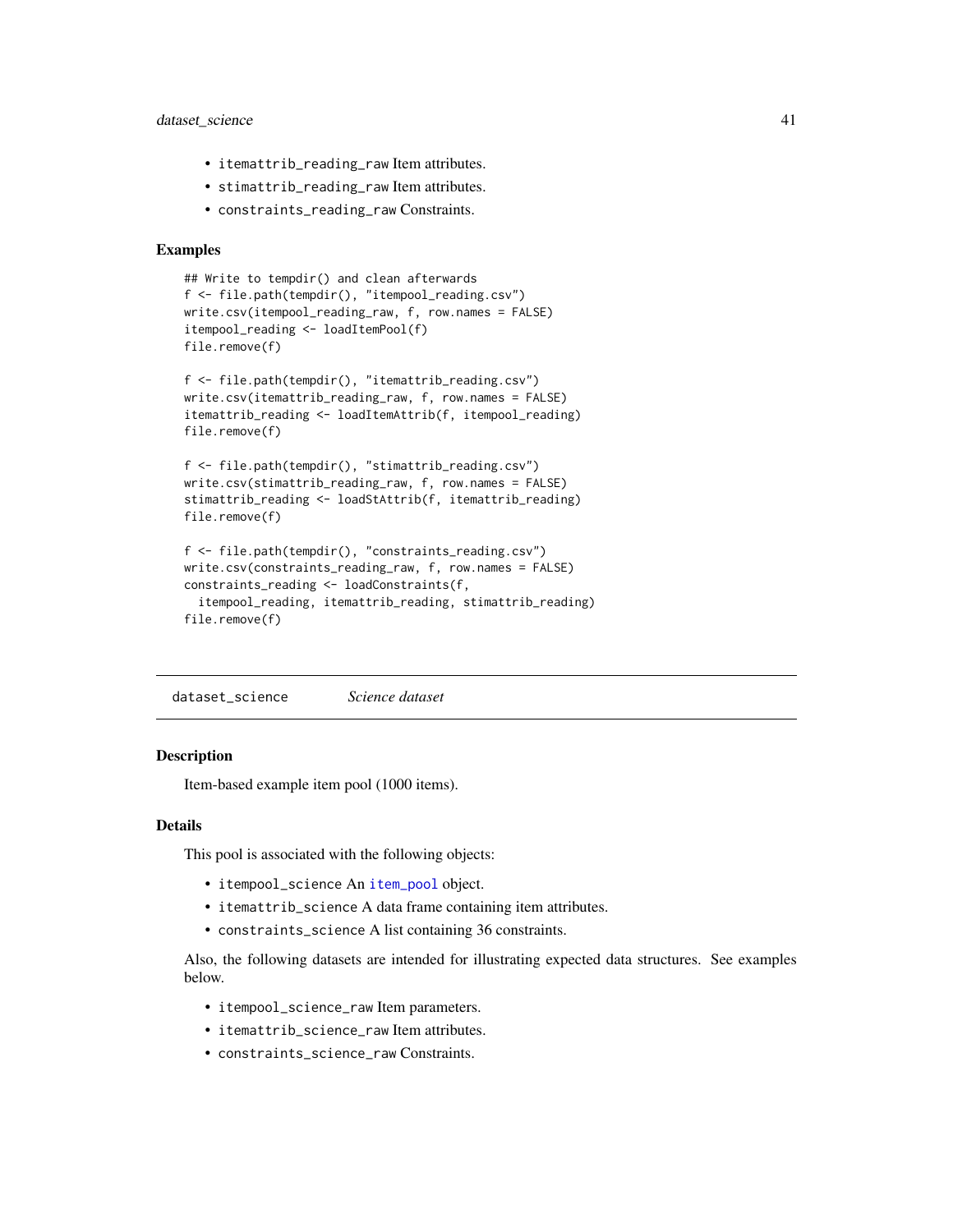- itemattrib_reading_raw Item attributes.
- stimattrib_reading_raw Item attributes.
- constraints_reading_raw Constraints.

### Examples

```
## Write to tempdir() and clean afterwards
f <- file.path(tempdir(), "itempool_reading.csv")
write.csv(itempool_reading_raw, f, row.names = FALSE)
itempool_reading <- loadItemPool(f)
file.remove(f)

f <- file.path(tempdir(), "itemattrib_reading.csv")
write.csv(itemattrib_reading_raw, f, row.names = FALSE)
itemattrib_reading <- loadItemAttrib(f, itempool_reading)
file.remove(f)

f <- file.path(tempdir(), "stimattrib_reading.csv")
write.csv(stimattrib_reading_raw, f, row.names = FALSE)
stimattrib_reading <- loadStAttrib(f, itemattrib_reading)
file.remove(f)

f <- file.path(tempdir(), "constraints_reading.csv")
write.csv(constraints_reading_raw, f, row.names = FALSE)
constraints_reading <- loadConstraints(f,
  itempool_reading, itemattrib_reading, stimattrib_reading)
file.remove(f)
```

---

## dataset_science *Science dataset*

---

### Description

Item-based example item pool (1000 items).

### Details

This pool is associated with the following objects:

- itempool_science An item_pool object.
- itemattrib_science A data frame containing item attributes.
- constraints_science A list containing 36 constraints.

Also, the following datasets are intended for illustrating expected data structures. See examples below.

- itempool_science_raw Item parameters.
- itemattrib_science_raw Item attributes.
- constraints_science_raw Constraints.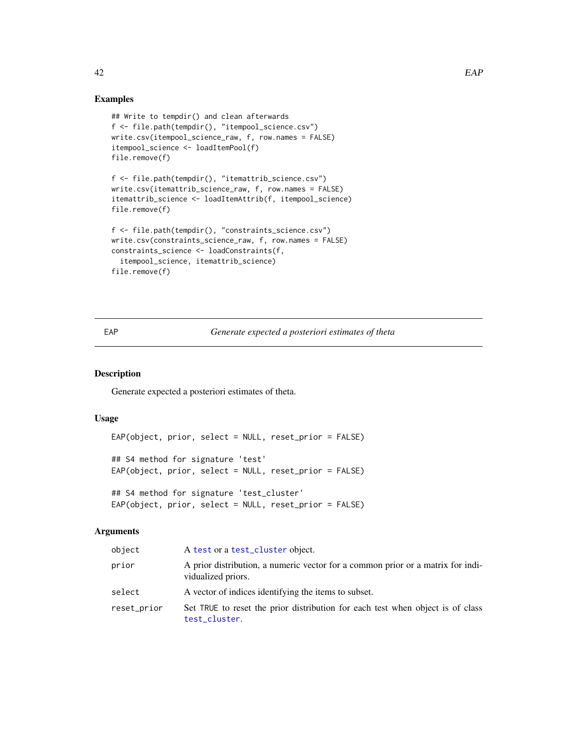### Examples

```
## Write to tempdir() and clean afterwards
f <- file.path(tempdir(), "itempool_science.csv")
write.csv(itempool_science_raw, f, row.names = FALSE)
itempool_science <- loadItemPool(f)
file.remove(f)

f <- file.path(tempdir(), "itemattrib_science.csv")
write.csv(itemattrib_science_raw, f, row.names = FALSE)
itemattrib_science <- loadItemAttrib(f, itempool_science)
file.remove(f)

f <- file.path(tempdir(), "constraints_science.csv")
write.csv(constraints_science_raw, f, row.names = FALSE)
constraints_science <- loadConstraints(f,
  itempool_science, itemattrib_science)
file.remove(f)
```

---

## EAP — *Generate expected a posteriori estimates of theta*

### Description

Generate expected a posteriori estimates of theta.

### Usage

```
EAP(object, prior, select = NULL, reset_prior = FALSE)

## S4 method for signature 'test'
EAP(object, prior, select = NULL, reset_prior = FALSE)

## S4 method for signature 'test_cluster'
EAP(object, prior, select = NULL, reset_prior = FALSE)
```

### Arguments

| | |
|---|---|
| `object` | A `test` or a `test_cluster` object. |
| `prior` | A prior distribution, a numeric vector for a common prior or a matrix for individualized priors. |
| `select` | A vector of indices identifying the items to subset. |
| `reset_prior` | Set `TRUE` to reset the prior distribution for each test when object is of class `test_cluster`. |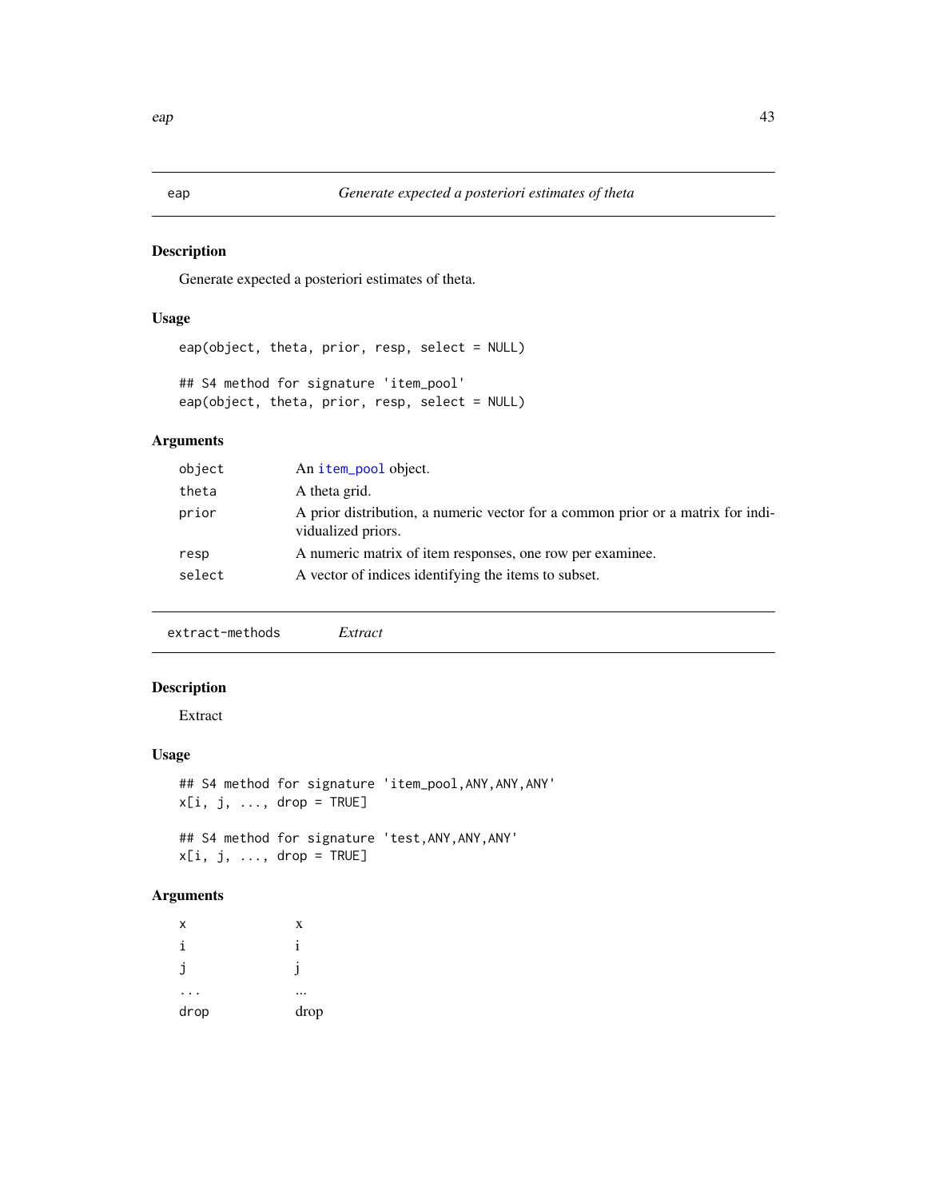## eap — *Generate expected a posteriori estimates of theta*

### Description

Generate expected a posteriori estimates of theta.

### Usage

```
eap(object, theta, prior, resp, select = NULL)

## S4 method for signature 'item_pool'
eap(object, theta, prior, resp, select = NULL)
```

### Arguments

| | |
|---|---|
| object | An item_pool object. |
| theta | A theta grid. |
| prior | A prior distribution, a numeric vector for a common prior or a matrix for individualized priors. |
| resp | A numeric matrix of item responses, one row per examinee. |
| select | A vector of indices identifying the items to subset. |

## extract-methods — *Extract*

### Description

Extract

### Usage

```
## S4 method for signature 'item_pool,ANY,ANY,ANY'
x[i, j, ..., drop = TRUE]

## S4 method for signature 'test,ANY,ANY,ANY'
x[i, j, ..., drop = TRUE]
```

### Arguments

| | |
|---|---|
| x | x |
| i | i |
| j | j |
| ... | ... |
| drop | drop |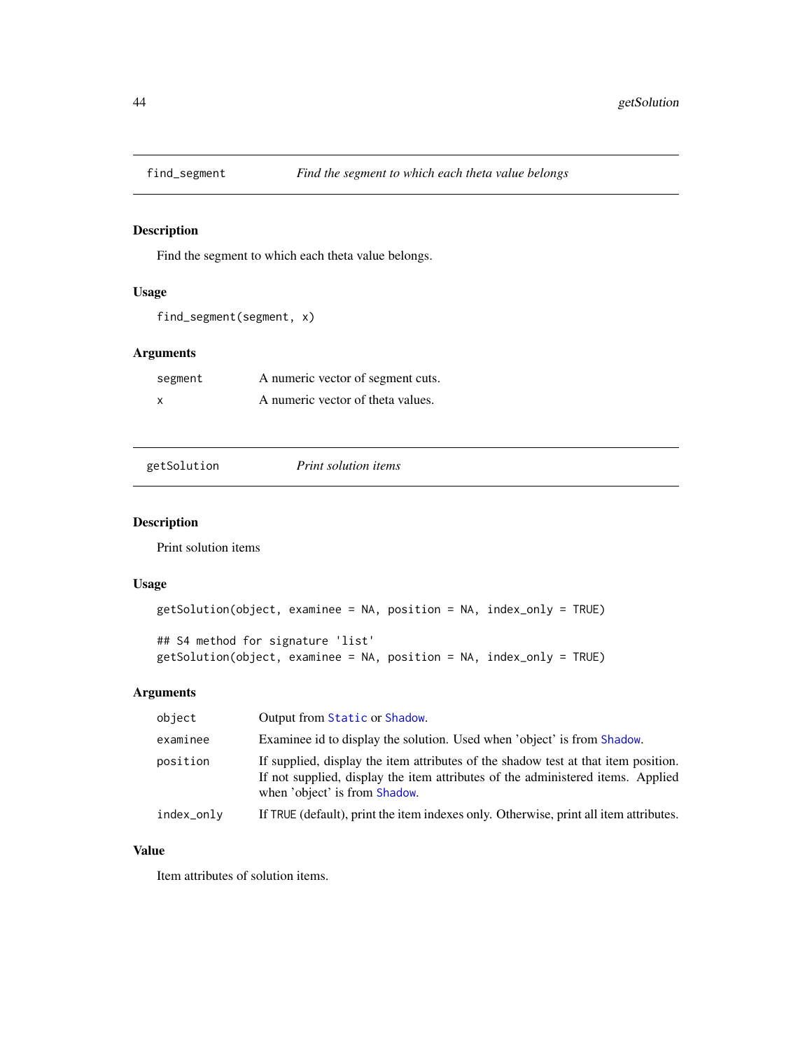## find_segment — *Find the segment to which each theta value belongs*

### Description

Find the segment to which each theta value belongs.

### Usage

```
find_segment(segment, x)
```

### Arguments

| | |
|---|---|
| segment | A numeric vector of segment cuts. |
| x | A numeric vector of theta values. |

## getSolution — *Print solution items*

### Description

Print solution items

### Usage

```
getSolution(object, examinee = NA, position = NA, index_only = TRUE)

## S4 method for signature 'list'
getSolution(object, examinee = NA, position = NA, index_only = TRUE)
```

### Arguments

| | |
|---|---|
| object | Output from Static or Shadow. |
| examinee | Examinee id to display the solution. Used when 'object' is from Shadow. |
| position | If supplied, display the item attributes of the shadow test at that item position. If not supplied, display the item attributes of the administered items. Applied when 'object' is from Shadow. |
| index_only | If TRUE (default), print the item indexes only. Otherwise, print all item attributes. |

### Value

Item attributes of solution items.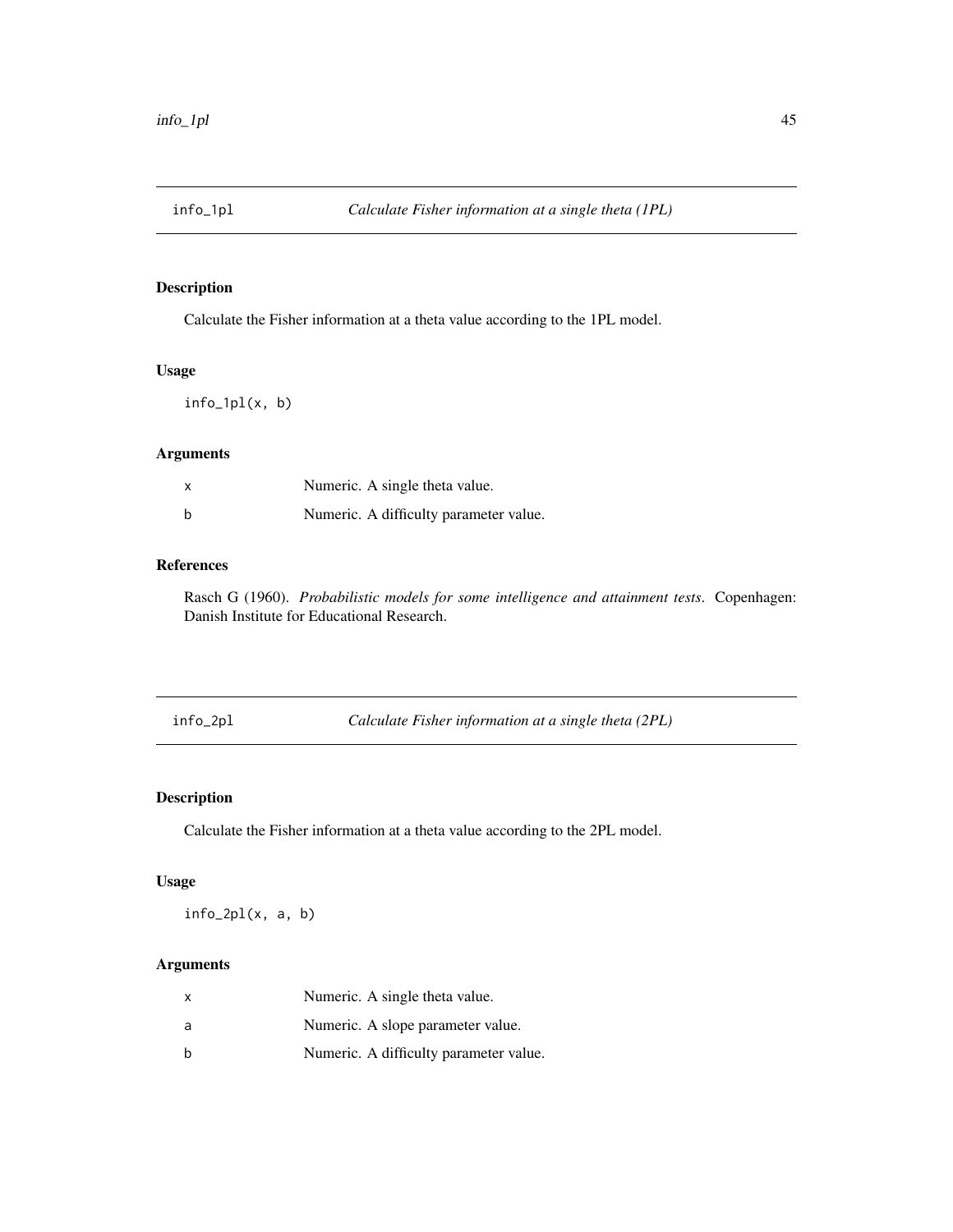## info_1pl — *Calculate Fisher information at a single theta (1PL)*

### Description

Calculate the Fisher information at a theta value according to the 1PL model.

### Usage

```
info_1pl(x, b)
```

### Arguments

| | |
|---|---|
| x | Numeric. A single theta value. |
| b | Numeric. A difficulty parameter value. |

### References

Rasch G (1960). *Probabilistic models for some intelligence and attainment tests*. Copenhagen: Danish Institute for Educational Research.

## info_2pl — *Calculate Fisher information at a single theta (2PL)*

### Description

Calculate the Fisher information at a theta value according to the 2PL model.

### Usage

```
info_2pl(x, a, b)
```

### Arguments

| | |
|---|---|
| x | Numeric. A single theta value. |
| a | Numeric. A slope parameter value. |
| b | Numeric. A difficulty parameter value. |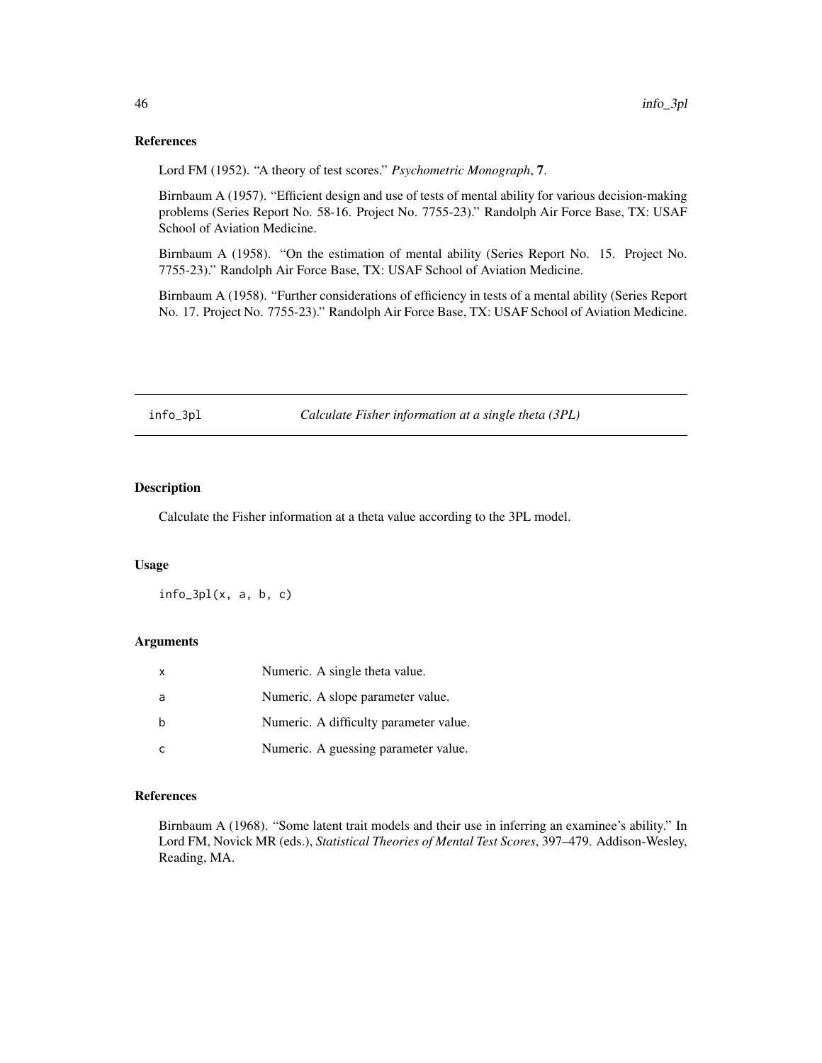## References

Lord FM (1952). “A theory of test scores.” *Psychometric Monograph*, **7**.

Birnbaum A (1957). “Efficient design and use of tests of mental ability for various decision-making problems (Series Report No. 58-16. Project No. 7755-23).” Randolph Air Force Base, TX: USAF School of Aviation Medicine.

Birnbaum A (1958). “On the estimation of mental ability (Series Report No. 15. Project No. 7755-23).” Randolph Air Force Base, TX: USAF School of Aviation Medicine.

Birnbaum A (1958). “Further considerations of efficiency in tests of a mental ability (Series Report No. 17. Project No. 7755-23).” Randolph Air Force Base, TX: USAF School of Aviation Medicine.

---

# info_3pl — *Calculate Fisher information at a single theta (3PL)*

## Description

Calculate the Fisher information at a theta value according to the 3PL model.

## Usage

```
info_3pl(x, a, b, c)
```

## Arguments

| | |
|---|---|
| x | Numeric. A single theta value. |
| a | Numeric. A slope parameter value. |
| b | Numeric. A difficulty parameter value. |
| c | Numeric. A guessing parameter value. |

## References

Birnbaum A (1968). “Some latent trait models and their use in inferring an examinee’s ability.” In Lord FM, Novick MR (eds.), *Statistical Theories of Mental Test Scores*, 397–479. Addison-Wesley, Reading, MA.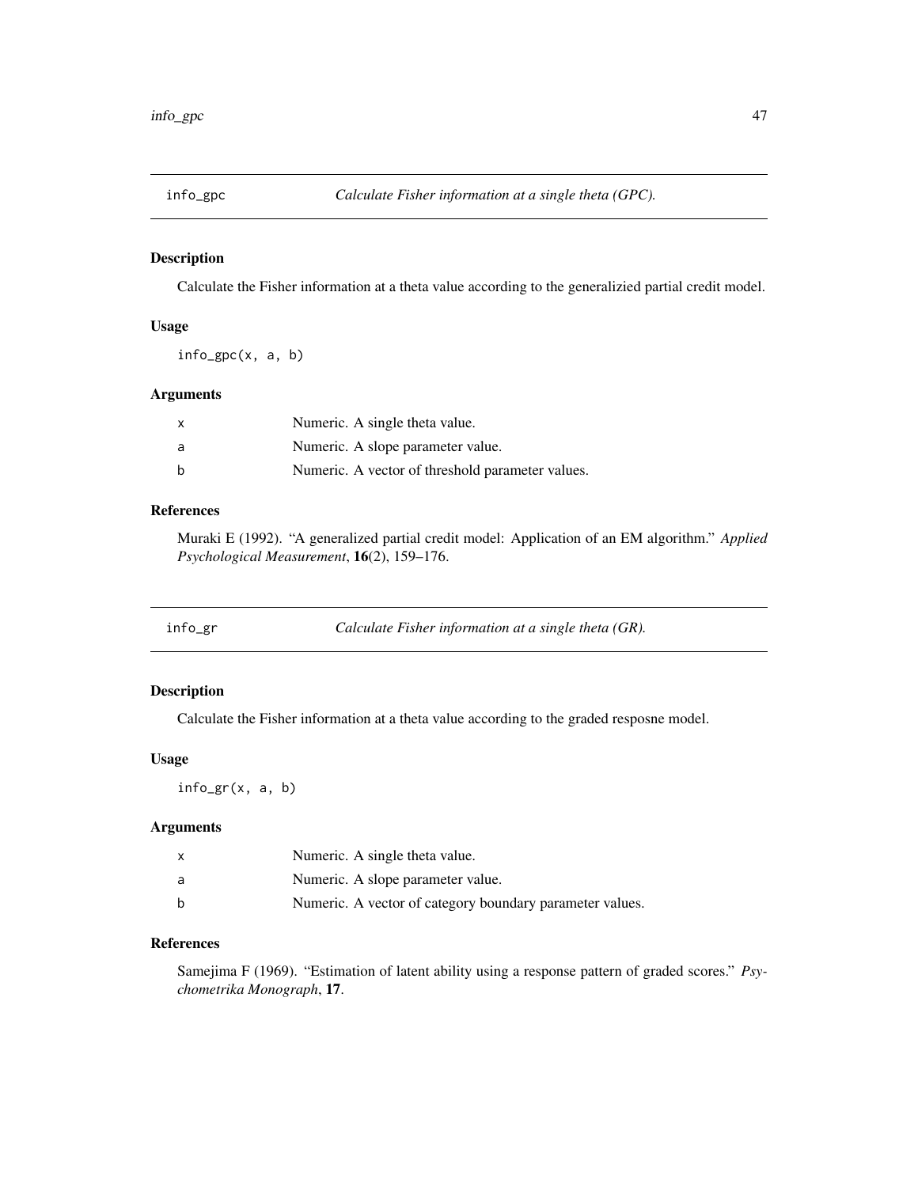## info_gpc — *Calculate Fisher information at a single theta (GPC).*

### Description

Calculate the Fisher information at a theta value according to the generalizied partial credit model.

### Usage

```
info_gpc(x, a, b)
```

### Arguments

| | |
|---|---|
| x | Numeric. A single theta value. |
| a | Numeric. A slope parameter value. |
| b | Numeric. A vector of threshold parameter values. |

### References

Muraki E (1992). "A generalized partial credit model: Application of an EM algorithm." *Applied Psychological Measurement*, **16**(2), 159–176.

## info_gr — *Calculate Fisher information at a single theta (GR).*

### Description

Calculate the Fisher information at a theta value according to the graded resposne model.

### Usage

```
info_gr(x, a, b)
```

### Arguments

| | |
|---|---|
| x | Numeric. A single theta value. |
| a | Numeric. A slope parameter value. |
| b | Numeric. A vector of category boundary parameter values. |

### References

Samejima F (1969). "Estimation of latent ability using a response pattern of graded scores." *Psychometrika Monograph*, **17**.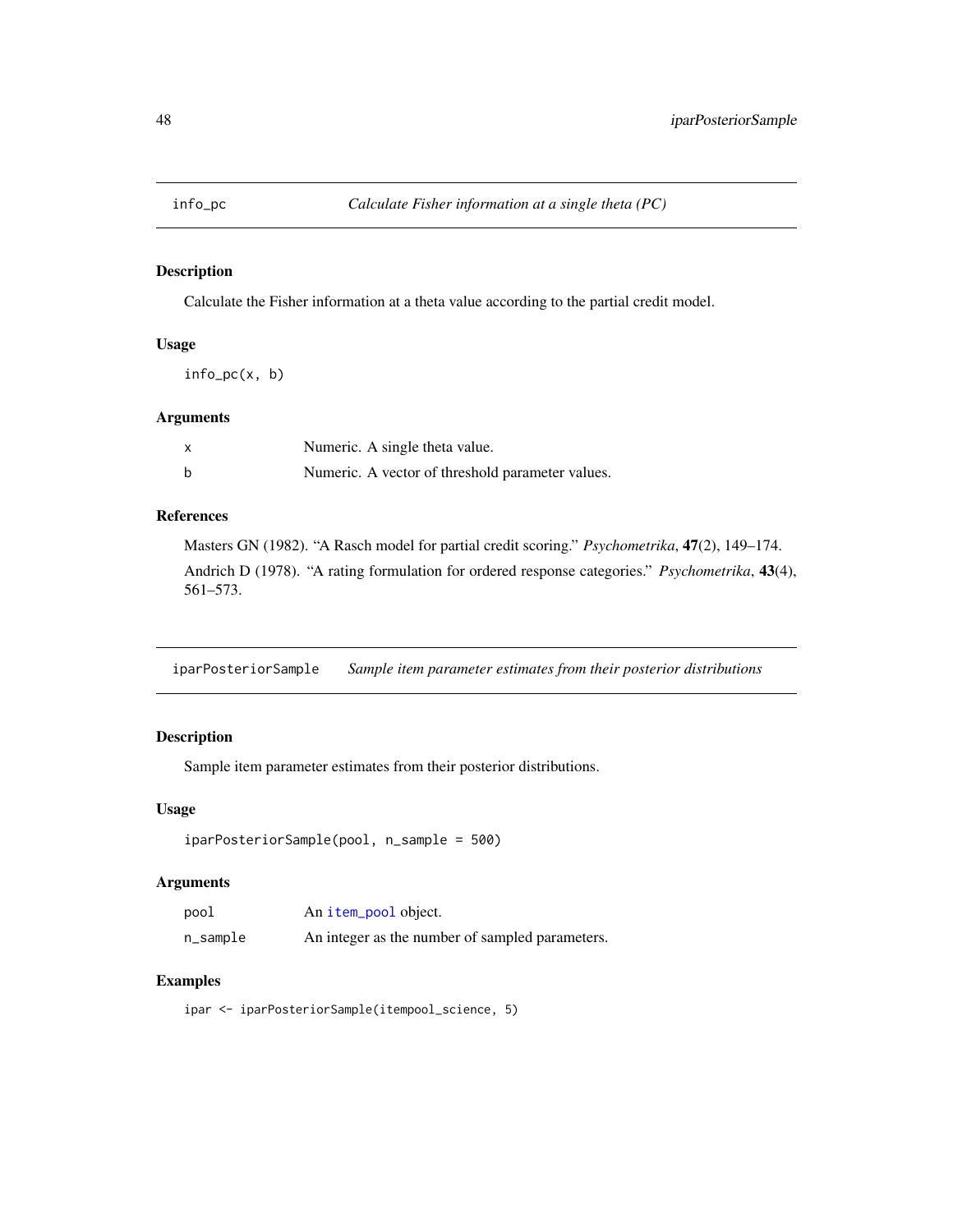## info_pc *Calculate Fisher information at a single theta (PC)*

### Description

Calculate the Fisher information at a theta value according to the partial credit model.

### Usage

```
info_pc(x, b)
```

### Arguments

| | |
|---|---|
| x | Numeric. A single theta value. |
| b | Numeric. A vector of threshold parameter values. |

### References

Masters GN (1982). "A Rasch model for partial credit scoring." *Psychometrika*, **47**(2), 149–174.

Andrich D (1978). "A rating formulation for ordered response categories." *Psychometrika*, **43**(4), 561–573.

## iparPosteriorSample *Sample item parameter estimates from their posterior distributions*

### Description

Sample item parameter estimates from their posterior distributions.

### Usage

```
iparPosteriorSample(pool, n_sample = 500)
```

### Arguments

| | |
|---|---|
| pool | An item_pool object. |
| n_sample | An integer as the number of sampled parameters. |

### Examples

```
ipar <- iparPosteriorSample(itempool_science, 5)
```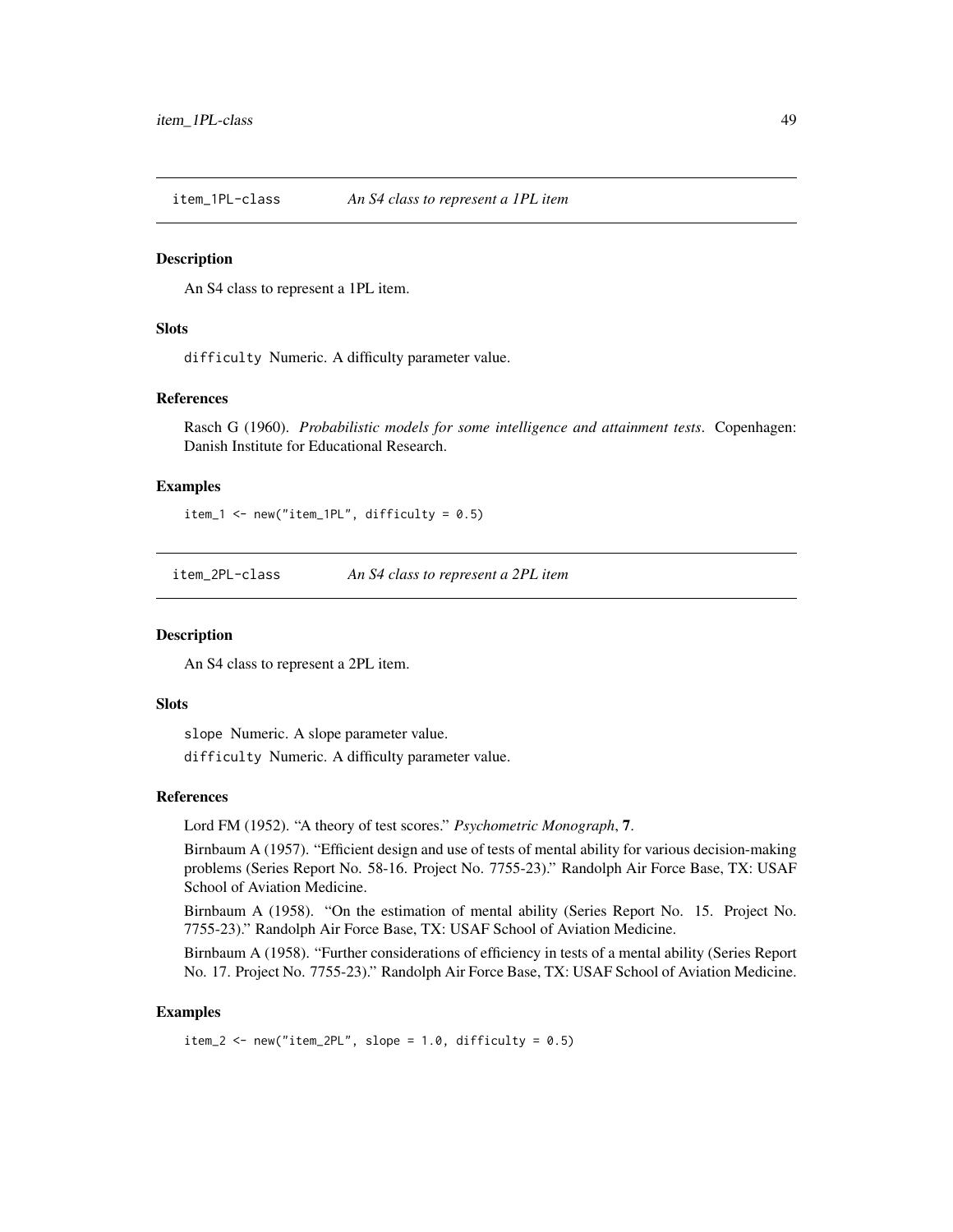## item_1PL-class *An S4 class to represent a 1PL item*

### Description

An S4 class to represent a 1PL item.

### Slots

`difficulty` Numeric. A difficulty parameter value.

### References

Rasch G (1960). *Probabilistic models for some intelligence and attainment tests*. Copenhagen: Danish Institute for Educational Research.

### Examples

```
item_1 <- new("item_1PL", difficulty = 0.5)
```

## item_2PL-class *An S4 class to represent a 2PL item*

### Description

An S4 class to represent a 2PL item.

### Slots

`slope` Numeric. A slope parameter value.

`difficulty` Numeric. A difficulty parameter value.

### References

Lord FM (1952). "A theory of test scores." *Psychometric Monograph*, **7**.

Birnbaum A (1957). "Efficient design and use of tests of mental ability for various decision-making problems (Series Report No. 58-16. Project No. 7755-23)." Randolph Air Force Base, TX: USAF School of Aviation Medicine.

Birnbaum A (1958). "On the estimation of mental ability (Series Report No. 15. Project No. 7755-23)." Randolph Air Force Base, TX: USAF School of Aviation Medicine.

Birnbaum A (1958). "Further considerations of efficiency in tests of a mental ability (Series Report No. 17. Project No. 7755-23)." Randolph Air Force Base, TX: USAF School of Aviation Medicine.

### Examples

```
item_2 <- new("item_2PL", slope = 1.0, difficulty = 0.5)
```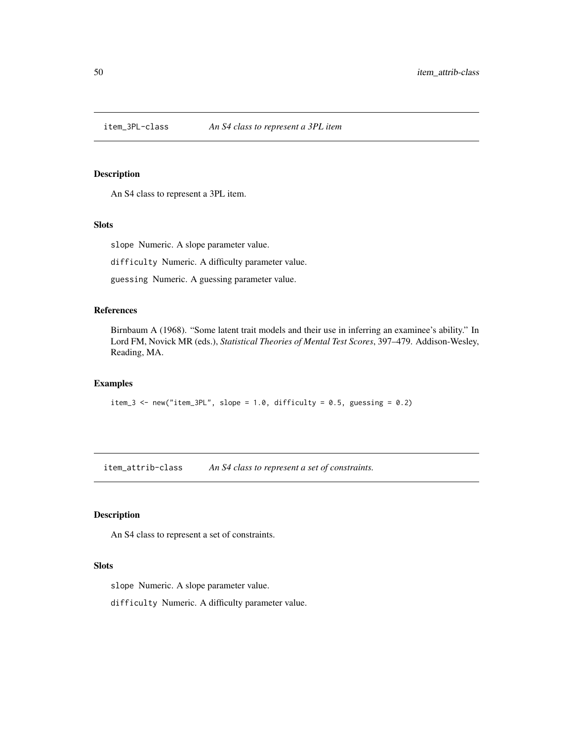## item_3PL-class *An S4 class to represent a 3PL item*

### Description

An S4 class to represent a 3PL item.

### Slots

`slope` Numeric. A slope parameter value.

`difficulty` Numeric. A difficulty parameter value.

`guessing` Numeric. A guessing parameter value.

### References

Birnbaum A (1968). "Some latent trait models and their use in inferring an examinee's ability." In Lord FM, Novick MR (eds.), *Statistical Theories of Mental Test Scores*, 397–479. Addison-Wesley, Reading, MA.

### Examples

```
item_3 <- new("item_3PL", slope = 1.0, difficulty = 0.5, guessing = 0.2)
```

## item_attrib-class *An S4 class to represent a set of constraints.*

### Description

An S4 class to represent a set of constraints.

### Slots

`slope` Numeric. A slope parameter value.

`difficulty` Numeric. A difficulty parameter value.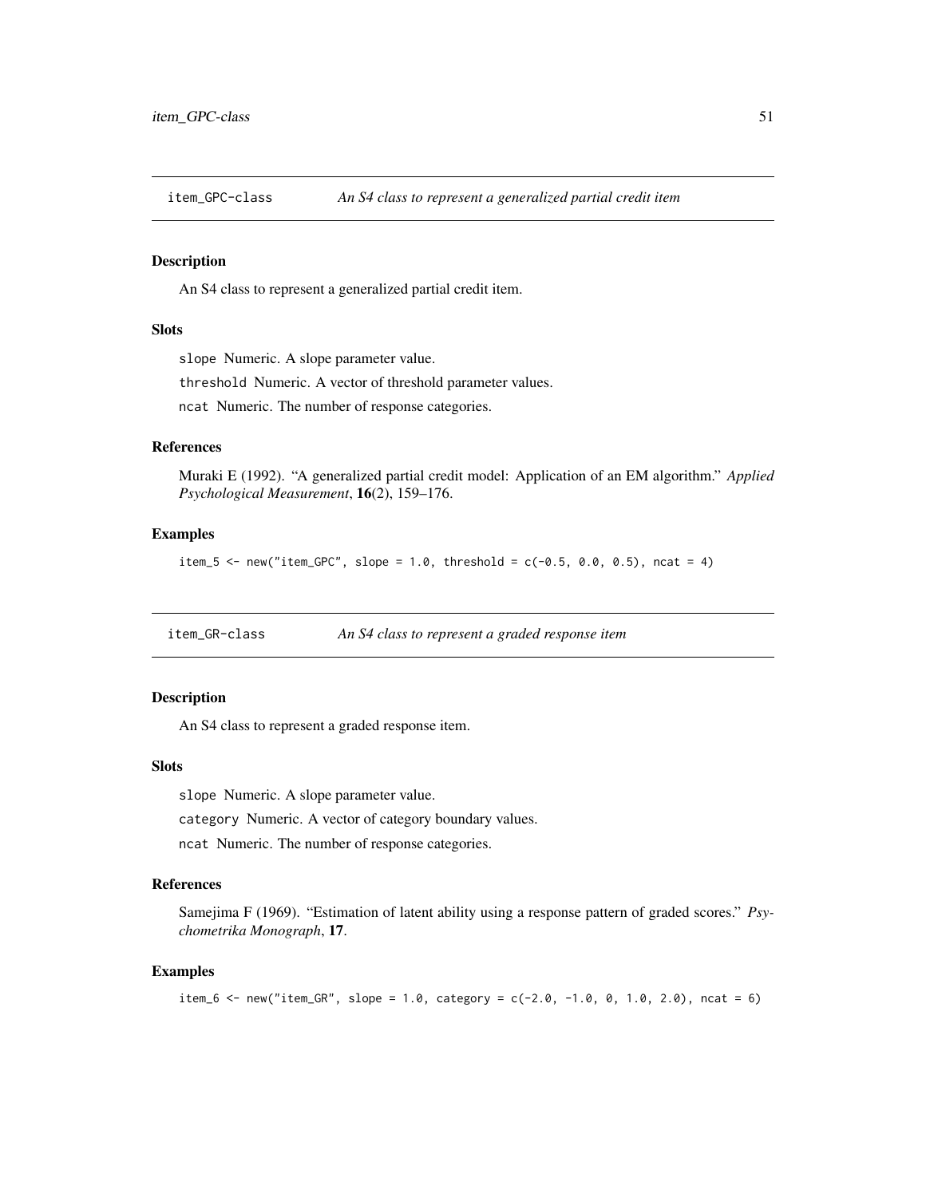## item_GPC-class *An S4 class to represent a generalized partial credit item*

### Description

An S4 class to represent a generalized partial credit item.

### Slots

`slope` Numeric. A slope parameter value.

`threshold` Numeric. A vector of threshold parameter values.

`ncat` Numeric. The number of response categories.

### References

Muraki E (1992). "A generalized partial credit model: Application of an EM algorithm." *Applied Psychological Measurement*, **16**(2), 159–176.

### Examples

```
item_5 <- new("item_GPC", slope = 1.0, threshold = c(-0.5, 0.0, 0.5), ncat = 4)
```

## item_GR-class *An S4 class to represent a graded response item*

### Description

An S4 class to represent a graded response item.

### Slots

`slope` Numeric. A slope parameter value.

`category` Numeric. A vector of category boundary values.

`ncat` Numeric. The number of response categories.

### References

Samejima F (1969). "Estimation of latent ability using a response pattern of graded scores." *Psychometrika Monograph*, **17**.

### Examples

```
item_6 <- new("item_GR", slope = 1.0, category = c(-2.0, -1.0, 0, 1.0, 2.0), ncat = 6)
```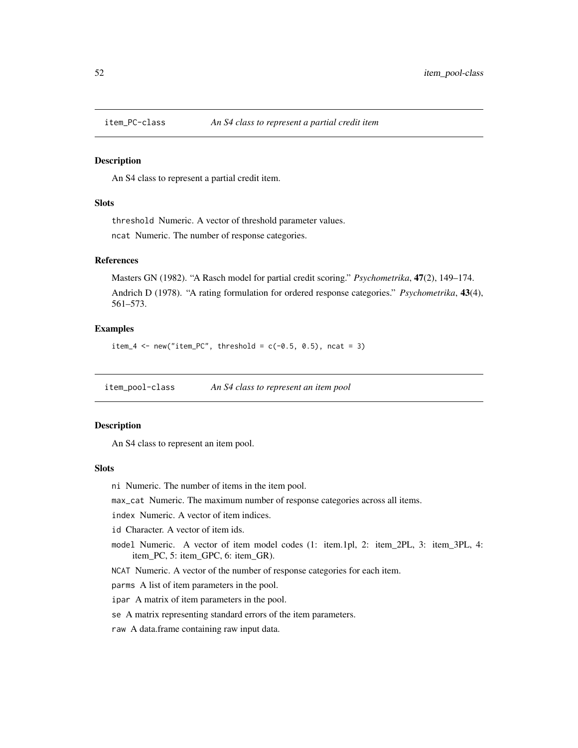## item_PC-class — *An S4 class to represent a partial credit item*

### Description

An S4 class to represent a partial credit item.

### Slots

`threshold` Numeric. A vector of threshold parameter values.

`ncat` Numeric. The number of response categories.

### References

Masters GN (1982). "A Rasch model for partial credit scoring." *Psychometrika*, **47**(2), 149–174.

Andrich D (1978). "A rating formulation for ordered response categories." *Psychometrika*, **43**(4), 561–573.

### Examples

```
item_4 <- new("item_PC", threshold = c(-0.5, 0.5), ncat = 3)
```

## item_pool-class — *An S4 class to represent an item pool*

### Description

An S4 class to represent an item pool.

### Slots

`ni` Numeric. The number of items in the item pool.

`max_cat` Numeric. The maximum number of response categories across all items.

`index` Numeric. A vector of item indices.

`id` Character. A vector of item ids.

`model` Numeric. A vector of item model codes (1: item.1pl, 2: item_2PL, 3: item_3PL, 4: item_PC, 5: item_GPC, 6: item_GR).

`NCAT` Numeric. A vector of the number of response categories for each item.

`parms` A list of item parameters in the pool.

`ipar` A matrix of item parameters in the pool.

`se` A matrix representing standard errors of the item parameters.

`raw` A data.frame containing raw input data.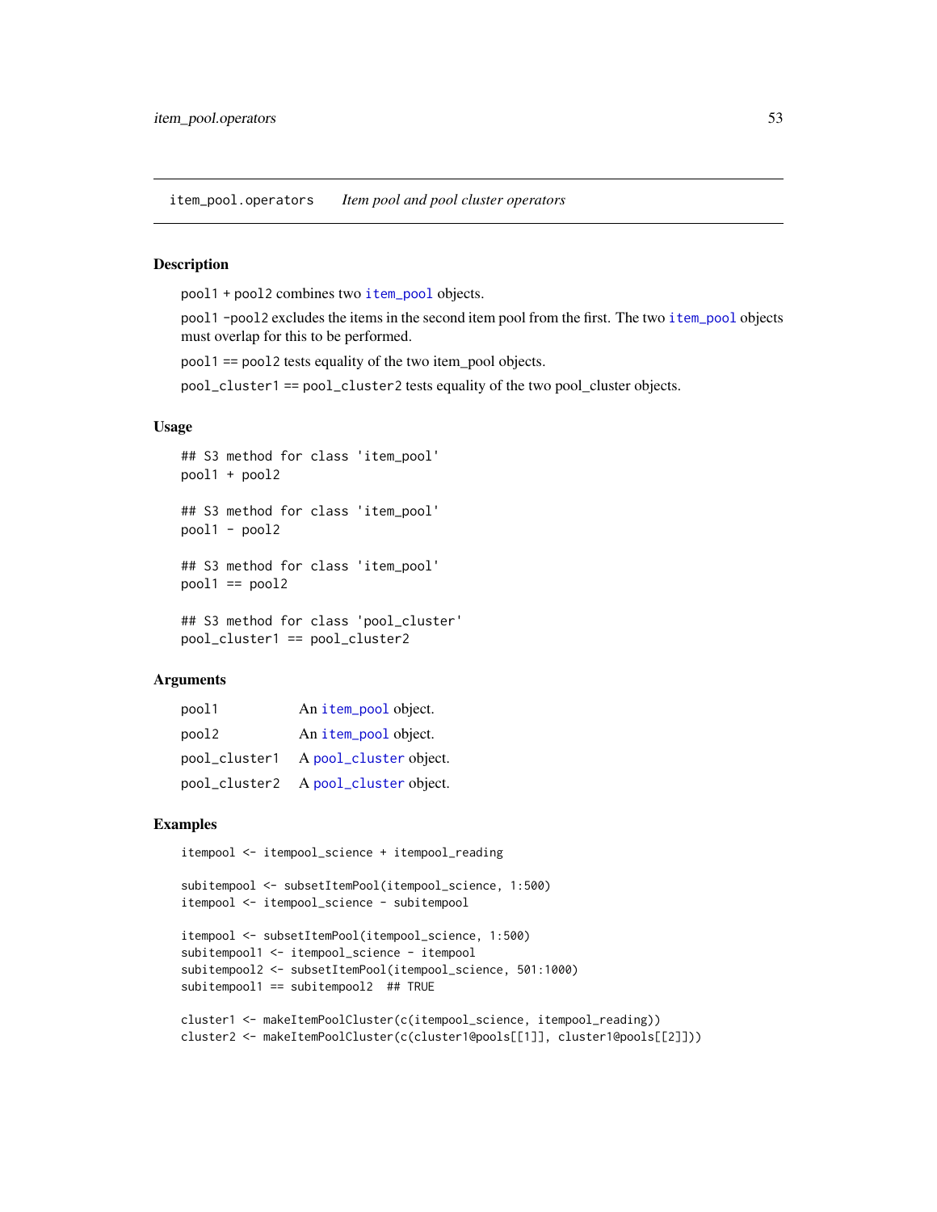item_pool.operators    *Item pool and pool cluster operators*

## Description

pool1 + pool2 combines two item_pool objects.

pool1 -pool2 excludes the items in the second item pool from the first. The two item_pool objects must overlap for this to be performed.

pool1 == pool2 tests equality of the two item_pool objects.

pool_cluster1 == pool_cluster2 tests equality of the two pool_cluster objects.

## Usage

```
## S3 method for class 'item_pool'
pool1 + pool2

## S3 method for class 'item_pool'
pool1 - pool2

## S3 method for class 'item_pool'
pool1 == pool2

## S3 method for class 'pool_cluster'
pool_cluster1 == pool_cluster2
```

## Arguments

| | |
|---|---|
| pool1 | An item_pool object. |
| pool2 | An item_pool object. |
| pool_cluster1 | A pool_cluster object. |
| pool_cluster2 | A pool_cluster object. |

## Examples

```
itempool <- itempool_science + itempool_reading

subitempool <- subsetItemPool(itempool_science, 1:500)
itempool <- itempool_science - subitempool

itempool <- subsetItemPool(itempool_science, 1:500)
subitempool1 <- itempool_science - itempool
subitempool2 <- subsetItemPool(itempool_science, 501:1000)
subitempool1 == subitempool2  ## TRUE

cluster1 <- makeItemPoolCluster(c(itempool_science, itempool_reading))
cluster2 <- makeItemPoolCluster(c(cluster1@pools[[1]], cluster1@pools[[2]]))
```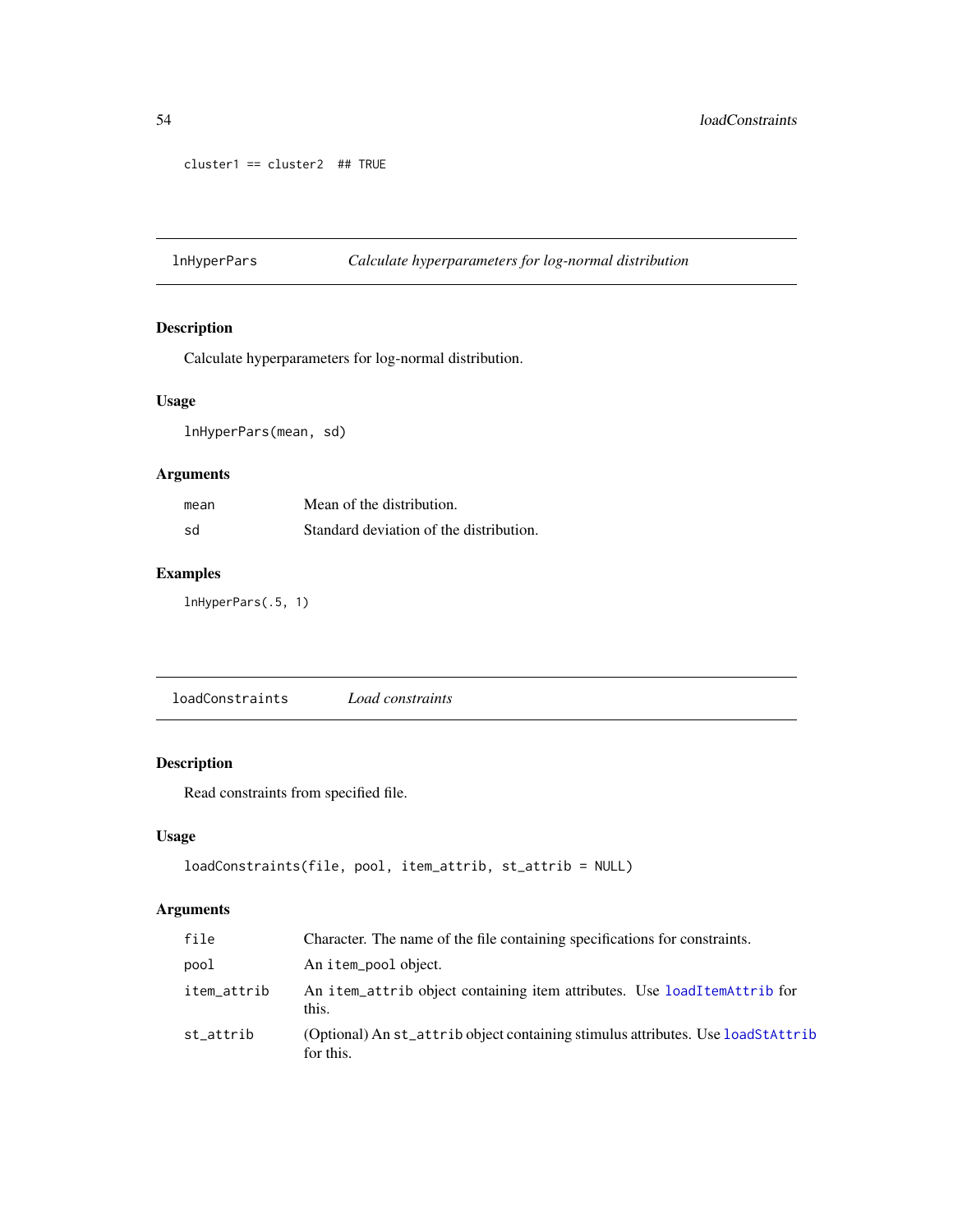```
cluster1 == cluster2  ## TRUE
```

## lnHyperPars — *Calculate hyperparameters for log-normal distribution*

### Description

Calculate hyperparameters for log-normal distribution.

### Usage

```
lnHyperPars(mean, sd)
```

### Arguments

| | |
|---|---|
| `mean` | Mean of the distribution. |
| `sd` | Standard deviation of the distribution. |

### Examples

```
lnHyperPars(.5, 1)
```

## loadConstraints — *Load constraints*

### Description

Read constraints from specified file.

### Usage

```
loadConstraints(file, pool, item_attrib, st_attrib = NULL)
```

### Arguments

| | |
|---|---|
| `file` | Character. The name of the file containing specifications for constraints. |
| `pool` | An `item_pool` object. |
| `item_attrib` | An `item_attrib` object containing item attributes. Use `loadItemAttrib` for this. |
| `st_attrib` | (Optional) An `st_attrib` object containing stimulus attributes. Use `loadStAttrib` for this. |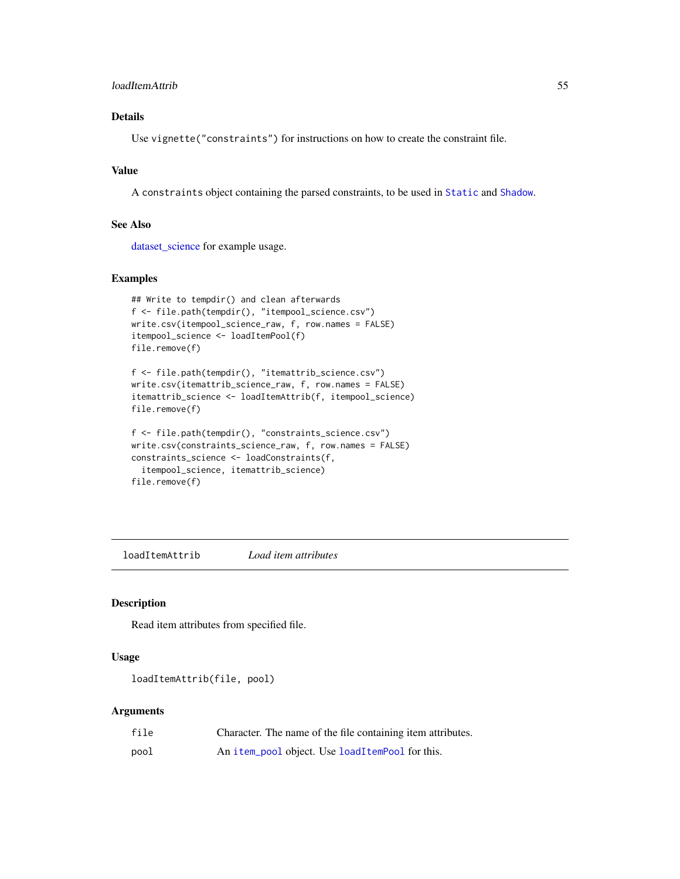### Details

Use `vignette("constraints")` for instructions on how to create the constraint file.

### Value

A `constraints` object containing the parsed constraints, to be used in `Static` and `Shadow`.

### See Also

dataset_science for example usage.

### Examples

```
## Write to tempdir() and clean afterwards
f <- file.path(tempdir(), "itempool_science.csv")
write.csv(itempool_science_raw, f, row.names = FALSE)
itempool_science <- loadItemPool(f)
file.remove(f)

f <- file.path(tempdir(), "itemattrib_science.csv")
write.csv(itemattrib_science_raw, f, row.names = FALSE)
itemattrib_science <- loadItemAttrib(f, itempool_science)
file.remove(f)

f <- file.path(tempdir(), "constraints_science.csv")
write.csv(constraints_science_raw, f, row.names = FALSE)
constraints_science <- loadConstraints(f,
  itempool_science, itemattrib_science)
file.remove(f)
```

---

## loadItemAttrib    *Load item attributes*

### Description

Read item attributes from specified file.

### Usage

```
loadItemAttrib(file, pool)
```

### Arguments

| | |
|---|---|
| `file` | Character. The name of the file containing item attributes. |
| `pool` | An `item_pool` object. Use `loadItemPool` for this. |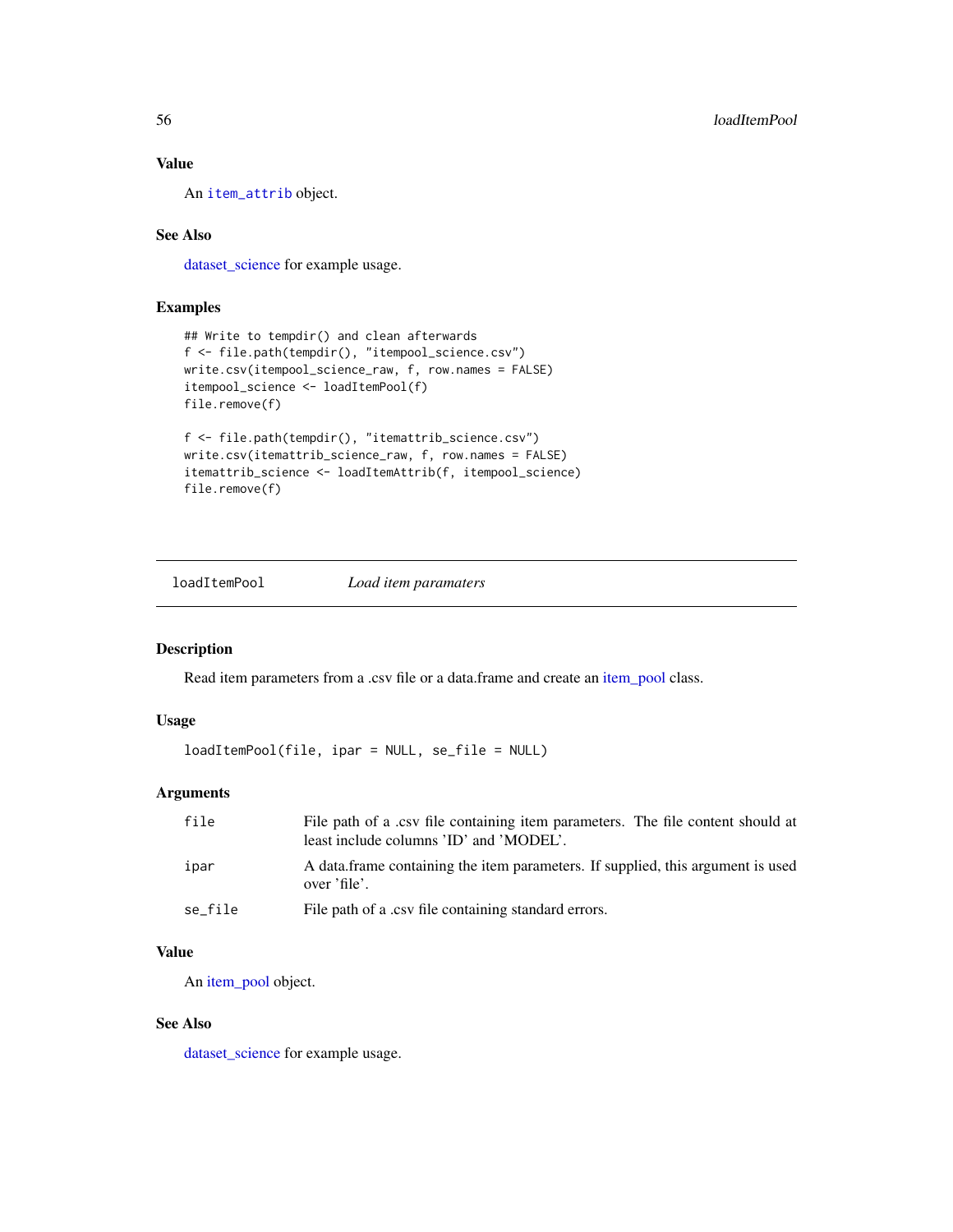### Value

An item_attrib object.

### See Also

dataset_science for example usage.

### Examples

```
## Write to tempdir() and clean afterwards
f <- file.path(tempdir(), "itempool_science.csv")
write.csv(itempool_science_raw, f, row.names = FALSE)
itempool_science <- loadItemPool(f)
file.remove(f)

f <- file.path(tempdir(), "itemattrib_science.csv")
write.csv(itemattrib_science_raw, f, row.names = FALSE)
itemattrib_science <- loadItemAttrib(f, itempool_science)
file.remove(f)
```

---

## loadItemPool *Load item paramaters*

### Description

Read item parameters from a .csv file or a data.frame and create an item_pool class.

### Usage

```
loadItemPool(file, ipar = NULL, se_file = NULL)
```

### Arguments

| | |
|---|---|
| file | File path of a .csv file containing item parameters. The file content should at least include columns 'ID' and 'MODEL'. |
| ipar | A data.frame containing the item parameters. If supplied, this argument is used over 'file'. |
| se_file | File path of a .csv file containing standard errors. |

### Value

An item_pool object.

### See Also

dataset_science for example usage.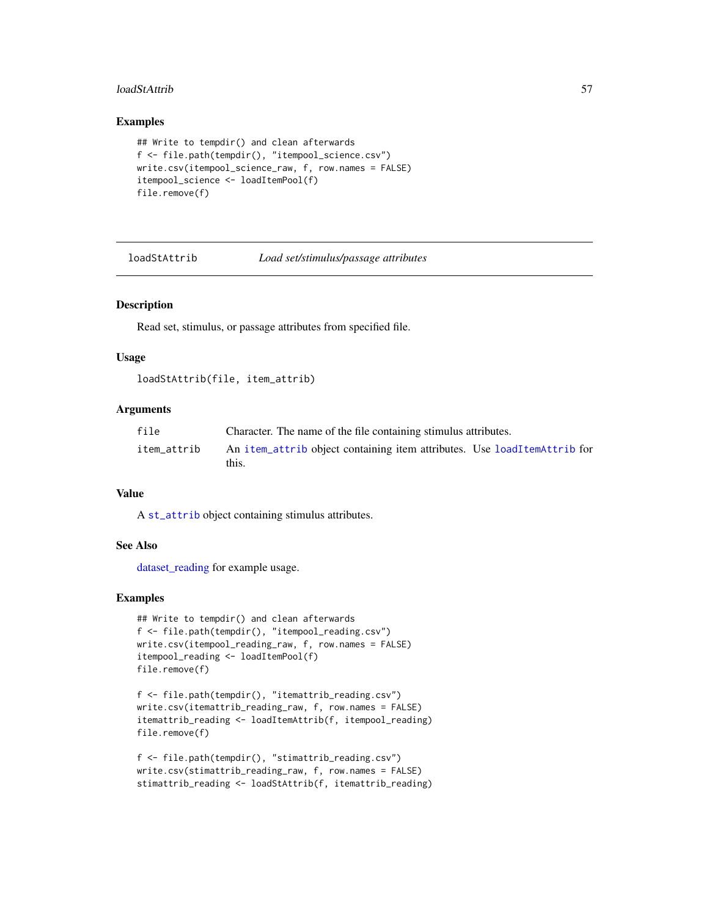## Examples

```
## Write to tempdir() and clean afterwards
f <- file.path(tempdir(), "itempool_science.csv")
write.csv(itempool_science_raw, f, row.names = FALSE)
itempool_science <- loadItemPool(f)
file.remove(f)
```

---

# loadStAttrib — *Load set/stimulus/passage attributes*

---

## Description

Read set, stimulus, or passage attributes from specified file.

## Usage

```
loadStAttrib(file, item_attrib)
```

## Arguments

| | |
|---|---|
| `file` | Character. The name of the file containing stimulus attributes. |
| `item_attrib` | An `item_attrib` object containing item attributes. Use `loadItemAttrib` for this. |

## Value

A `st_attrib` object containing stimulus attributes.

## See Also

dataset_reading for example usage.

## Examples

```
## Write to tempdir() and clean afterwards
f <- file.path(tempdir(), "itempool_reading.csv")
write.csv(itempool_reading_raw, f, row.names = FALSE)
itempool_reading <- loadItemPool(f)
file.remove(f)

f <- file.path(tempdir(), "itemattrib_reading.csv")
write.csv(itemattrib_reading_raw, f, row.names = FALSE)
itemattrib_reading <- loadItemAttrib(f, itempool_reading)
file.remove(f)

f <- file.path(tempdir(), "stimattrib_reading.csv")
write.csv(stimattrib_reading_raw, f, row.names = FALSE)
stimattrib_reading <- loadStAttrib(f, itemattrib_reading)
```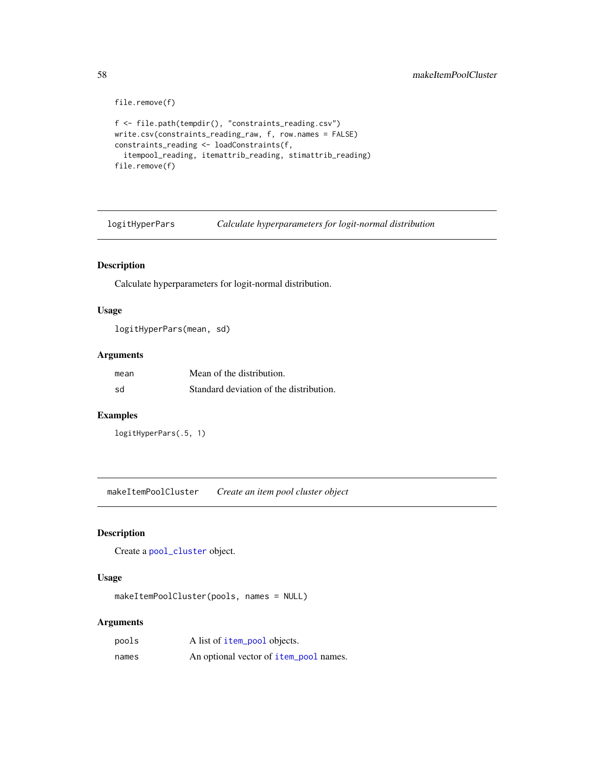```
file.remove(f)

f <- file.path(tempdir(), "constraints_reading.csv")
write.csv(constraints_reading_raw, f, row.names = FALSE)
constraints_reading <- loadConstraints(f,
  itempool_reading, itemattrib_reading, stimattrib_reading)
file.remove(f)
```

## logitHyperPars — *Calculate hyperparameters for logit-normal distribution*

### Description

Calculate hyperparameters for logit-normal distribution.

### Usage

```
logitHyperPars(mean, sd)
```

### Arguments

| | |
|---|---|
| `mean` | Mean of the distribution. |
| `sd` | Standard deviation of the distribution. |

### Examples

```
logitHyperPars(.5, 1)
```

## makeItemPoolCluster — *Create an item pool cluster object*

### Description

Create a `pool_cluster` object.

### Usage

```
makeItemPoolCluster(pools, names = NULL)
```

### Arguments

| | |
|---|---|
| `pools` | A list of `item_pool` objects. |
| `names` | An optional vector of `item_pool` names. |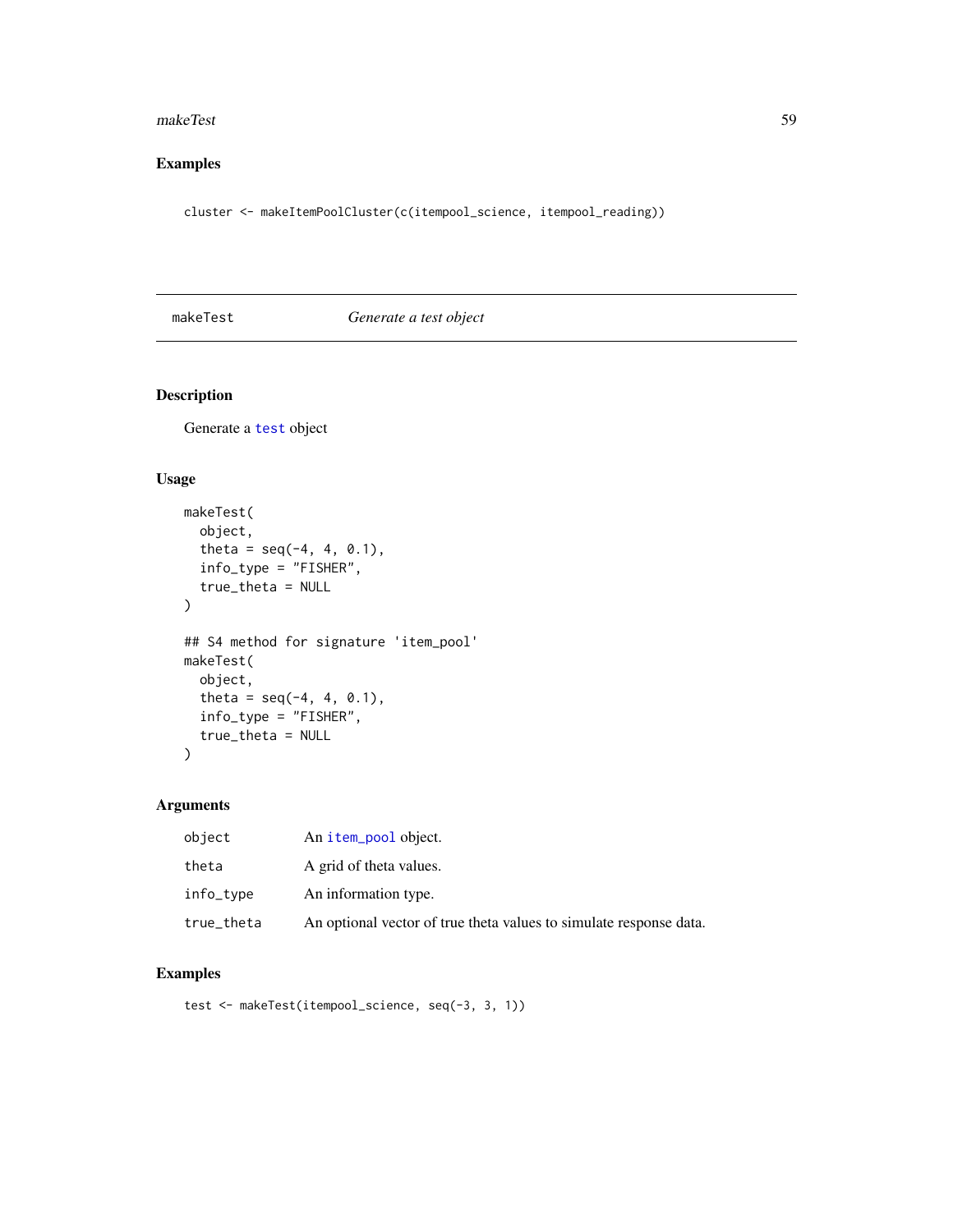## Examples

```
cluster <- makeItemPoolCluster(c(itempool_science, itempool_reading))
```

---

# makeTest *Generate a test object*

## Description

Generate a test object

## Usage

```
makeTest(
  object,
  theta = seq(-4, 4, 0.1),
  info_type = "FISHER",
  true_theta = NULL
)

## S4 method for signature 'item_pool'
makeTest(
  object,
  theta = seq(-4, 4, 0.1),
  info_type = "FISHER",
  true_theta = NULL
)
```

## Arguments

| | |
|---|---|
| object | An item_pool object. |
| theta | A grid of theta values. |
| info_type | An information type. |
| true_theta | An optional vector of true theta values to simulate response data. |

## Examples

```
test <- makeTest(itempool_science, seq(-3, 3, 1))
```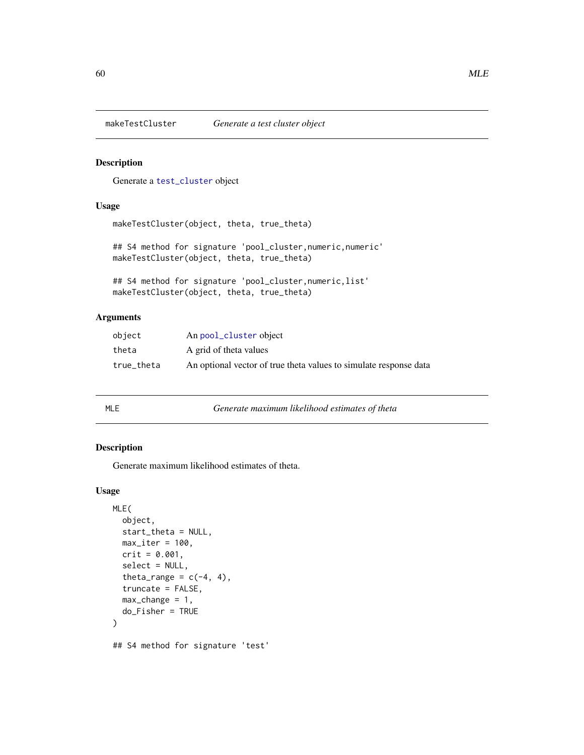## makeTestCluster — *Generate a test cluster object*

### Description

Generate a `test_cluster` object

### Usage

```
makeTestCluster(object, theta, true_theta)

## S4 method for signature 'pool_cluster,numeric,numeric'
makeTestCluster(object, theta, true_theta)

## S4 method for signature 'pool_cluster,numeric,list'
makeTestCluster(object, theta, true_theta)
```

### Arguments

| | |
|---|---|
| `object` | An `pool_cluster` object |
| `theta` | A grid of theta values |
| `true_theta` | An optional vector of true theta values to simulate response data |

## MLE — *Generate maximum likelihood estimates of theta*

### Description

Generate maximum likelihood estimates of theta.

### Usage

```
MLE(
  object,
  start_theta = NULL,
  max_iter = 100,
  crit = 0.001,
  select = NULL,
  theta_range = c(-4, 4),
  truncate = FALSE,
  max_change = 1,
  do_Fisher = TRUE
)

## S4 method for signature 'test'
```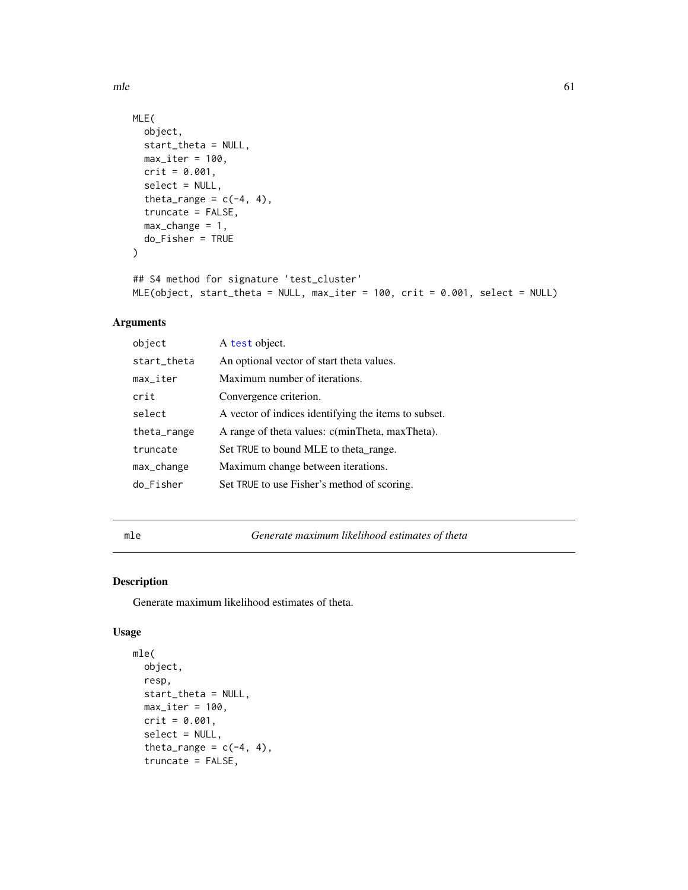```
MLE(
  object,
  start_theta = NULL,
  max_iter = 100,
  crit = 0.001,
  select = NULL,
  theta_range = c(-4, 4),
  truncate = FALSE,
  max_change = 1,
  do_Fisher = TRUE
)

## S4 method for signature 'test_cluster'
MLE(object, start_theta = NULL, max_iter = 100, crit = 0.001, select = NULL)
```

## Arguments

| | |
|---|---|
| `object` | A `test` object. |
| `start_theta` | An optional vector of start theta values. |
| `max_iter` | Maximum number of iterations. |
| `crit` | Convergence criterion. |
| `select` | A vector of indices identifying the items to subset. |
| `theta_range` | A range of theta values: c(minTheta, maxTheta). |
| `truncate` | Set `TRUE` to bound MLE to theta_range. |
| `max_change` | Maximum change between iterations. |
| `do_Fisher` | Set `TRUE` to use Fisher's method of scoring. |

---

# `mle` — *Generate maximum likelihood estimates of theta*

## Description

Generate maximum likelihood estimates of theta.

## Usage

```
mle(
  object,
  resp,
  start_theta = NULL,
  max_iter = 100,
  crit = 0.001,
  select = NULL,
  theta_range = c(-4, 4),
  truncate = FALSE,
```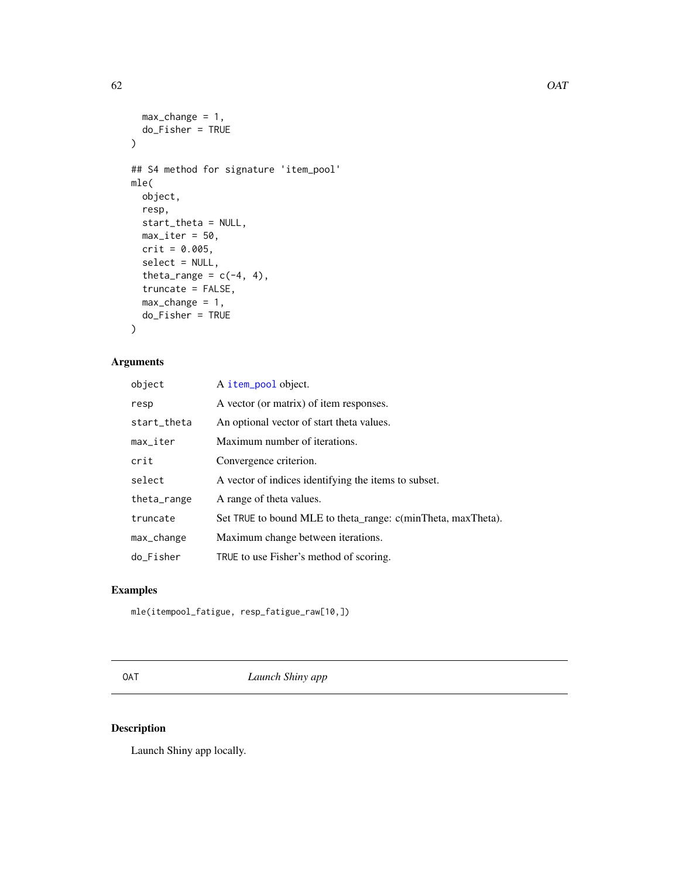```
  max_change = 1,
  do_Fisher = TRUE
)

## S4 method for signature 'item_pool'
mle(
  object,
  resp,
  start_theta = NULL,
  max_iter = 50,
  crit = 0.005,
  select = NULL,
  theta_range = c(-4, 4),
  truncate = FALSE,
  max_change = 1,
  do_Fisher = TRUE
)
```

## Arguments

| | |
|---|---|
| object | A item_pool object. |
| resp | A vector (or matrix) of item responses. |
| start_theta | An optional vector of start theta values. |
| max_iter | Maximum number of iterations. |
| crit | Convergence criterion. |
| select | A vector of indices identifying the items to subset. |
| theta_range | A range of theta values. |
| truncate | Set TRUE to bound MLE to theta_range: c(minTheta, maxTheta). |
| max_change | Maximum change between iterations. |
| do_Fisher | TRUE to use Fisher's method of scoring. |

## Examples

```
mle(itempool_fatigue, resp_fatigue_raw[10,])
```

---

# OAT *Launch Shiny app*

## Description

Launch Shiny app locally.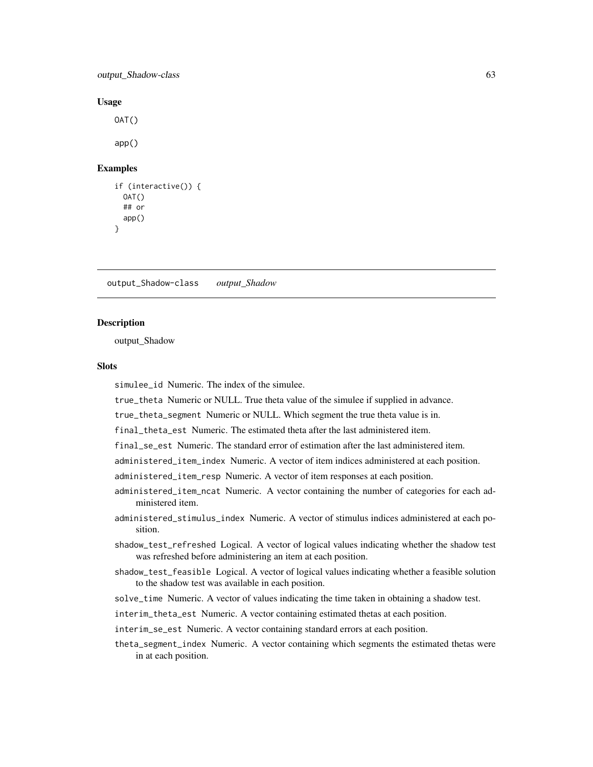### Usage

```
OAT()

app()
```

### Examples

```
if (interactive()) {
  OAT()
  ## or
  app()
}
```

## output_Shadow-class *output_Shadow*

### Description

output_Shadow

### Slots

simulee_id Numeric. The index of the simulee.

true_theta Numeric or NULL. True theta value of the simulee if supplied in advance.

true_theta_segment Numeric or NULL. Which segment the true theta value is in.

final_theta_est Numeric. The estimated theta after the last administered item.

final_se_est Numeric. The standard error of estimation after the last administered item.

administered_item_index Numeric. A vector of item indices administered at each position.

administered_item_resp Numeric. A vector of item responses at each position.

administered_item_ncat Numeric. A vector containing the number of categories for each administered item.

administered_stimulus_index Numeric. A vector of stimulus indices administered at each position.

shadow_test_refreshed Logical. A vector of logical values indicating whether the shadow test was refreshed before administering an item at each position.

shadow_test_feasible Logical. A vector of logical values indicating whether a feasible solution to the shadow test was available in each position.

solve_time Numeric. A vector of values indicating the time taken in obtaining a shadow test.

interim_theta_est Numeric. A vector containing estimated thetas at each position.

interim_se_est Numeric. A vector containing standard errors at each position.

theta_segment_index Numeric. A vector containing which segments the estimated thetas were in at each position.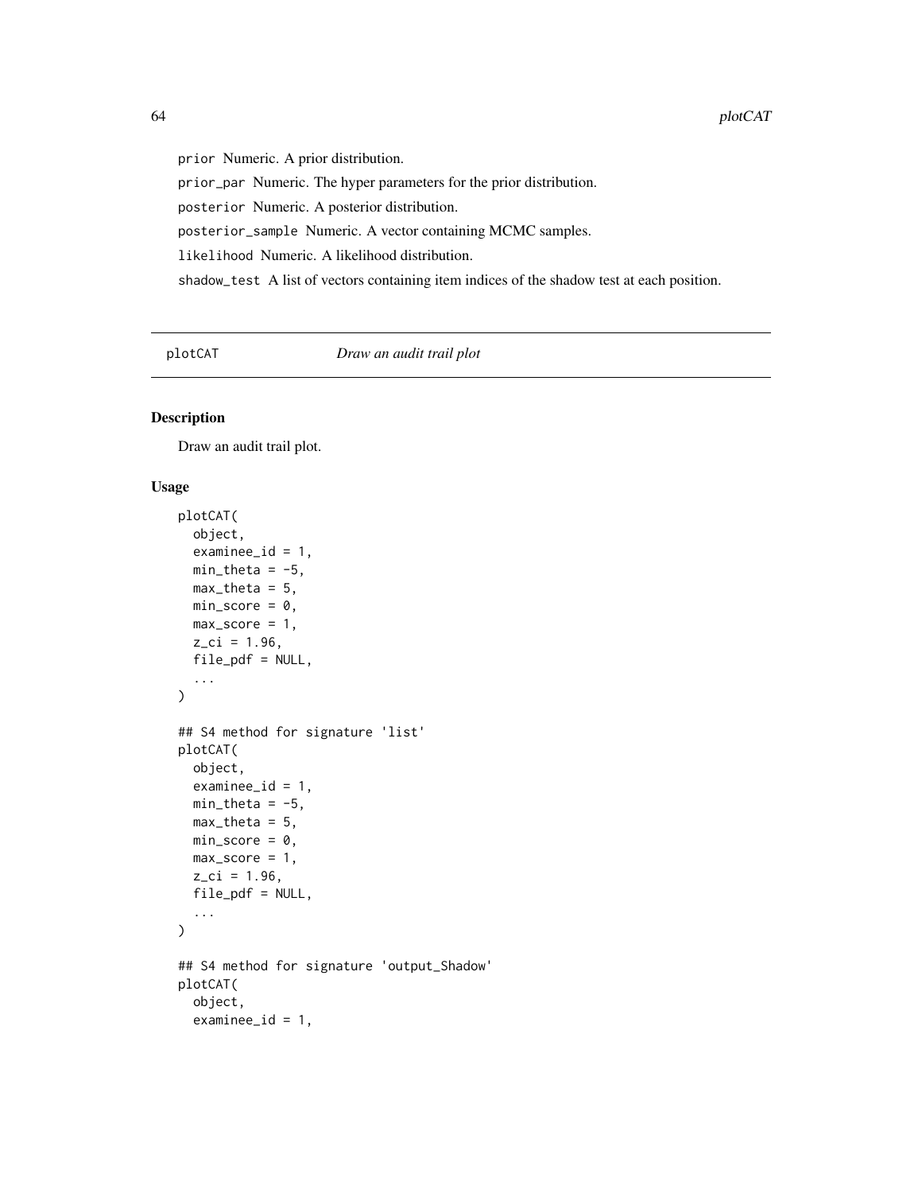prior Numeric. A prior distribution.

prior_par Numeric. The hyper parameters for the prior distribution.

posterior Numeric. A posterior distribution.

posterior_sample Numeric. A vector containing MCMC samples.

likelihood Numeric. A likelihood distribution.

shadow_test A list of vectors containing item indices of the shadow test at each position.

---

## plotCAT *Draw an audit trail plot*

### Description

Draw an audit trail plot.

### Usage

```
plotCAT(
  object,
  examinee_id = 1,
  min_theta = -5,
  max_theta = 5,
  min_score = 0,
  max_score = 1,
  z_ci = 1.96,
  file_pdf = NULL,
  ...
)

## S4 method for signature 'list'
plotCAT(
  object,
  examinee_id = 1,
  min_theta = -5,
  max_theta = 5,
  min_score = 0,
  max_score = 1,
  z_ci = 1.96,
  file_pdf = NULL,
  ...
)

## S4 method for signature 'output_Shadow'
plotCAT(
  object,
  examinee_id = 1,
```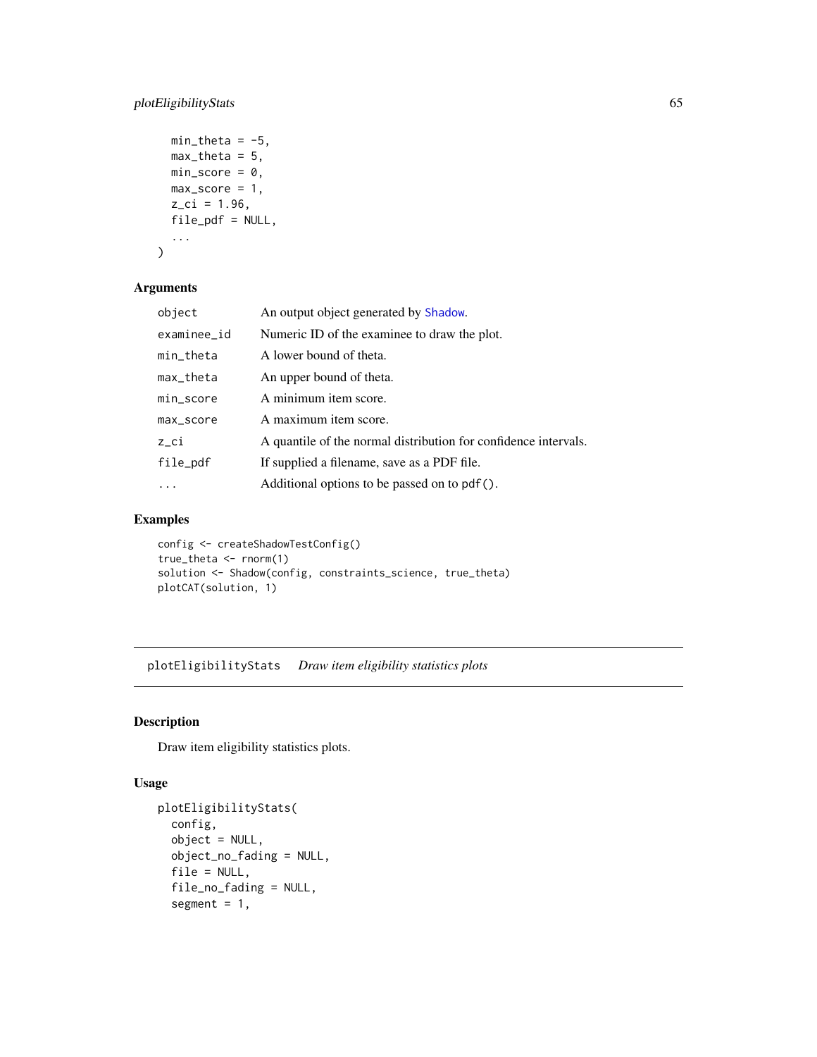```
  min_theta = -5,
  max_theta = 5,
  min_score = 0,
  max_score = 1,
  z_ci = 1.96,
  file_pdf = NULL,
  ...
)
```

## Arguments

| | |
|---|---|
| object | An output object generated by Shadow. |
| examinee_id | Numeric ID of the examinee to draw the plot. |
| min_theta | A lower bound of theta. |
| max_theta | An upper bound of theta. |
| min_score | A minimum item score. |
| max_score | A maximum item score. |
| z_ci | A quantile of the normal distribution for confidence intervals. |
| file_pdf | If supplied a filename, save as a PDF file. |
| ... | Additional options to be passed on to pdf(). |

## Examples

```
config <- createShadowTestConfig()
true_theta <- rnorm(1)
solution <- Shadow(config, constraints_science, true_theta)
plotCAT(solution, 1)
```

---

# plotEligibilityStats &nbsp;&nbsp; *Draw item eligibility statistics plots*

## Description

Draw item eligibility statistics plots.

## Usage

```
plotEligibilityStats(
  config,
  object = NULL,
  object_no_fading = NULL,
  file = NULL,
  file_no_fading = NULL,
  segment = 1,
```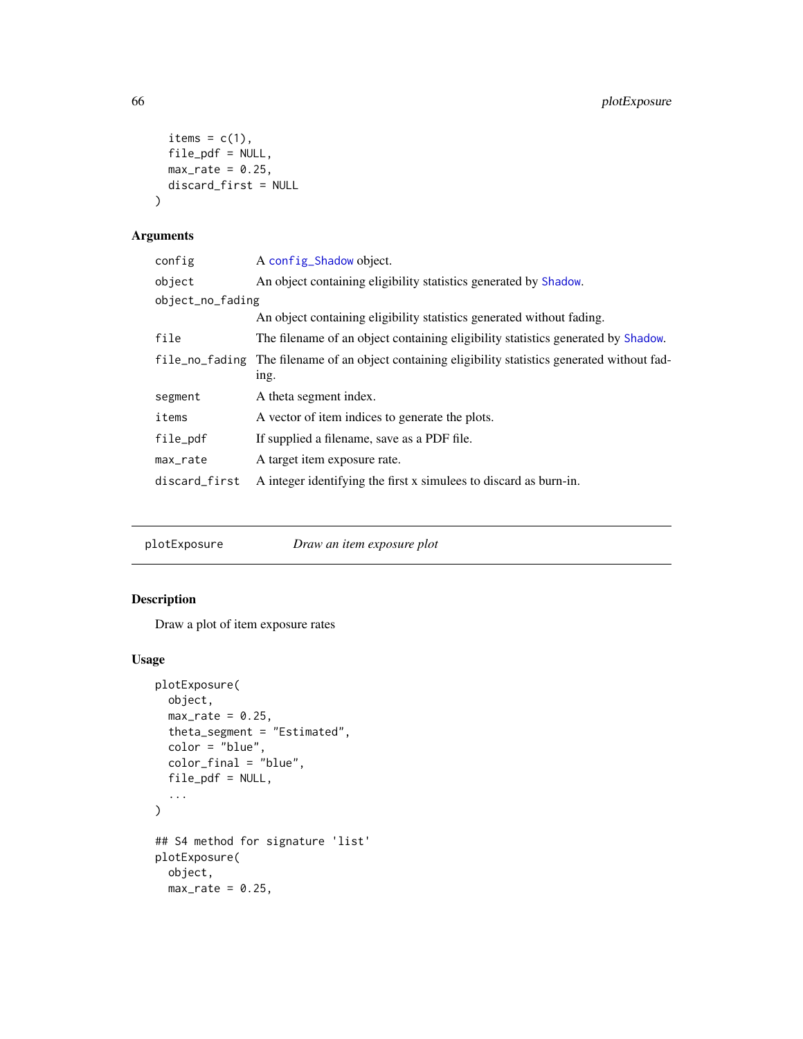```
  items = c(1),
  file_pdf = NULL,
  max_rate = 0.25,
  discard_first = NULL
)
```

### Arguments

| | |
|---|---|
| config | A config_Shadow object. |
| object | An object containing eligibility statistics generated by Shadow. |
| object_no_fading | An object containing eligibility statistics generated without fading. |
| file | The filename of an object containing eligibility statistics generated by Shadow. |
| file_no_fading | The filename of an object containing eligibility statistics generated without fading. |
| segment | A theta segment index. |
| items | A vector of item indices to generate the plots. |
| file_pdf | If supplied a filename, save as a PDF file. |
| max_rate | A target item exposure rate. |
| discard_first | A integer identifying the first x simulees to discard as burn-in. |

---

## plotExposure — *Draw an item exposure plot*

### Description

Draw a plot of item exposure rates

### Usage

```
plotExposure(
  object,
  max_rate = 0.25,
  theta_segment = "Estimated",
  color = "blue",
  color_final = "blue",
  file_pdf = NULL,
  ...
)

## S4 method for signature 'list'
plotExposure(
  object,
  max_rate = 0.25,
```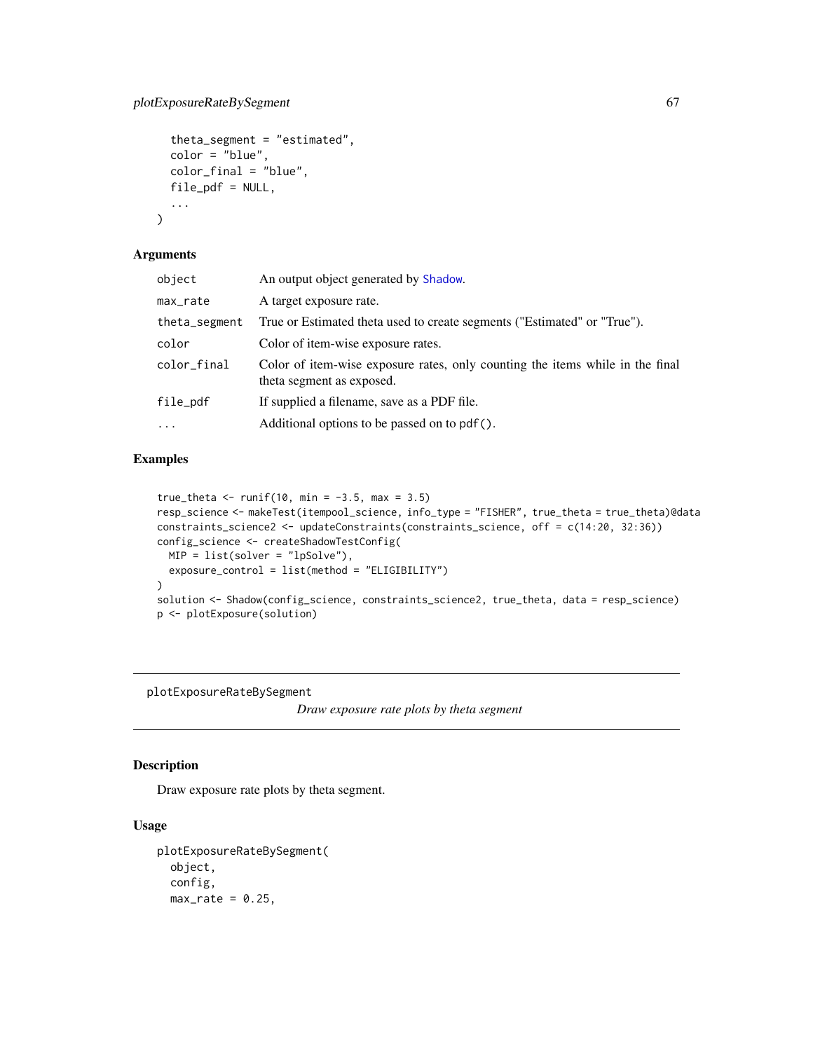```
  theta_segment = "estimated",
  color = "blue",
  color_final = "blue",
  file_pdf = NULL,
  ...
)
```

### Arguments

| | |
|---|---|
| object | An output object generated by Shadow. |
| max_rate | A target exposure rate. |
| theta_segment | True or Estimated theta used to create segments ("Estimated" or "True"). |
| color | Color of item-wise exposure rates. |
| color_final | Color of item-wise exposure rates, only counting the items while in the final theta segment as exposed. |
| file_pdf | If supplied a filename, save as a PDF file. |
| ... | Additional options to be passed on to pdf(). |

### Examples

```
true_theta <- runif(10, min = -3.5, max = 3.5)
resp_science <- makeTest(itempool_science, info_type = "FISHER", true_theta = true_theta)@data
constraints_science2 <- updateConstraints(constraints_science, off = c(14:20, 32:36))
config_science <- createShadowTestConfig(
  MIP = list(solver = "lpSolve"),
  exposure_control = list(method = "ELIGIBILITY")
)
solution <- Shadow(config_science, constraints_science2, true_theta, data = resp_science)
p <- plotExposure(solution)
```

---

## plotExposureRateBySegment

*Draw exposure rate plots by theta segment*

### Description

Draw exposure rate plots by theta segment.

### Usage

```
plotExposureRateBySegment(
  object,
  config,
  max_rate = 0.25,
```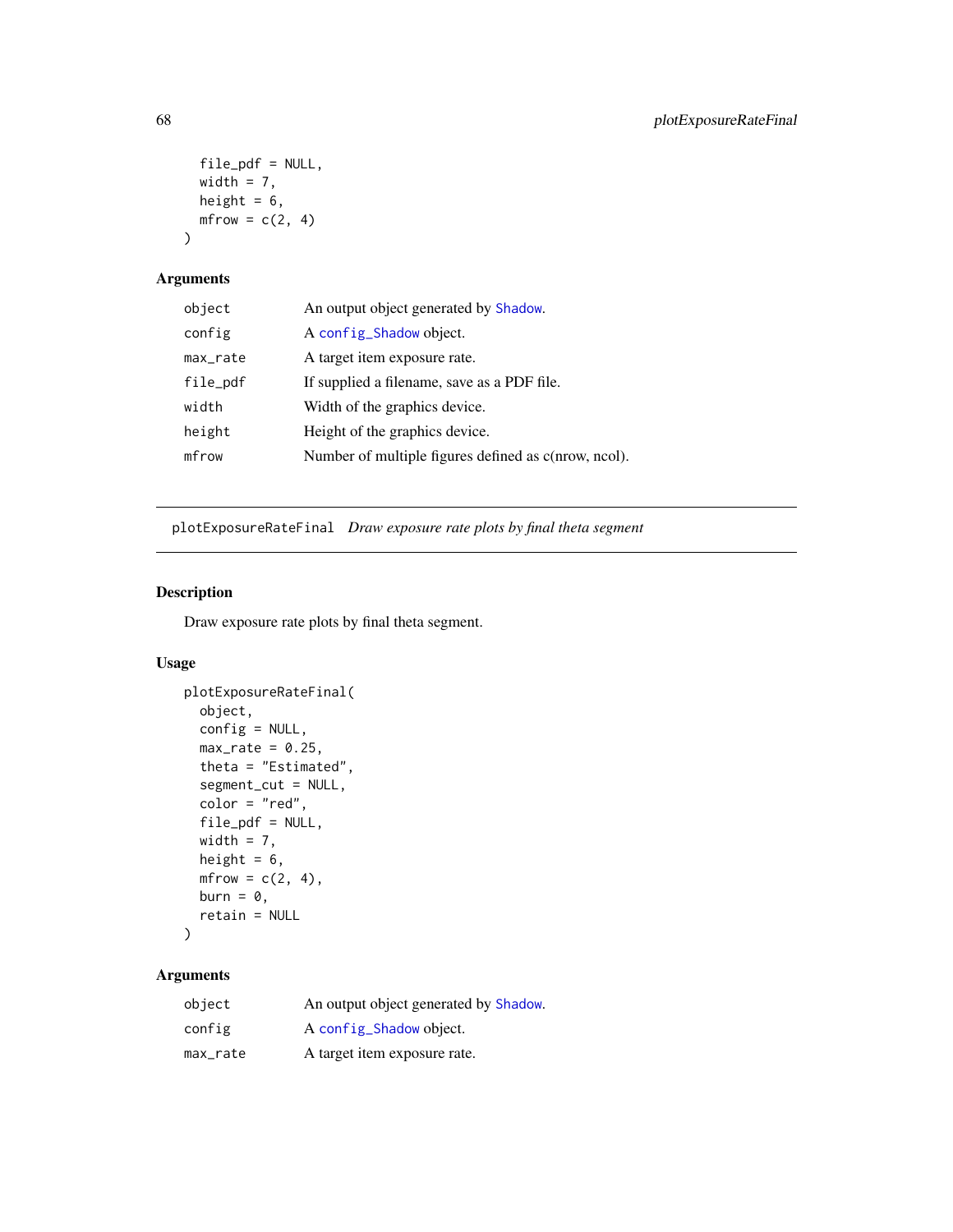```
  file_pdf = NULL,
  width = 7,
  height = 6,
  mfrow = c(2, 4)
)
```

### Arguments

| | |
|---|---|
| object | An output object generated by Shadow. |
| config | A config_Shadow object. |
| max_rate | A target item exposure rate. |
| file_pdf | If supplied a filename, save as a PDF file. |
| width | Width of the graphics device. |
| height | Height of the graphics device. |
| mfrow | Number of multiple figures defined as c(nrow, ncol). |

---

## plotExposureRateFinal *Draw exposure rate plots by final theta segment*

---

### Description

Draw exposure rate plots by final theta segment.

### Usage

```
plotExposureRateFinal(
  object,
  config = NULL,
  max_rate = 0.25,
  theta = "Estimated",
  segment_cut = NULL,
  color = "red",
  file_pdf = NULL,
  width = 7,
  height = 6,
  mfrow = c(2, 4),
  burn = 0,
  retain = NULL
)
```

### Arguments

| | |
|---|---|
| object | An output object generated by Shadow. |
| config | A config_Shadow object. |
| max_rate | A target item exposure rate. |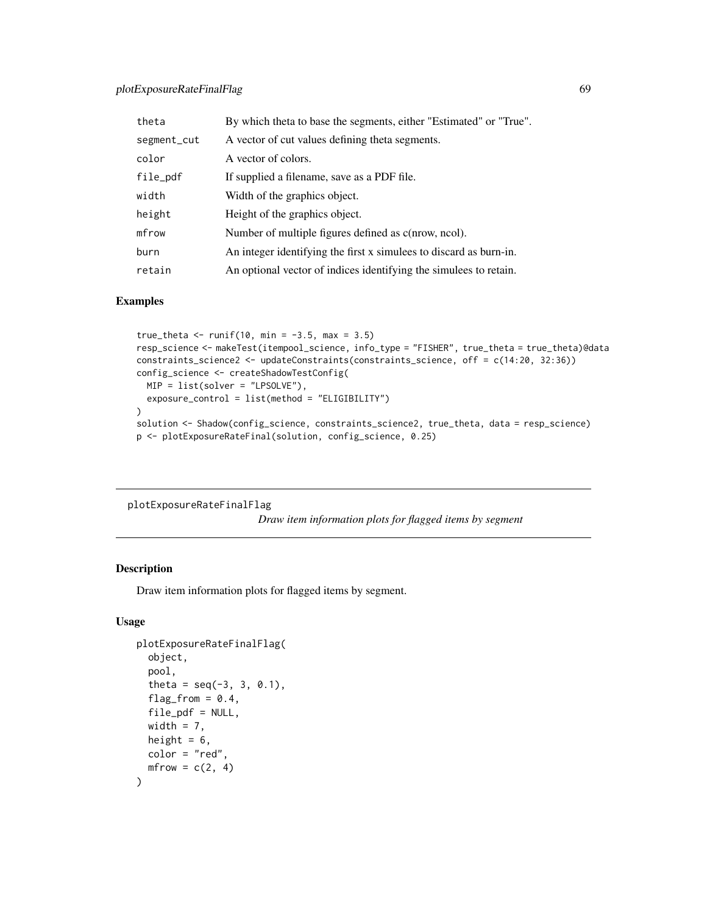| | |
|---|---|
| theta | By which theta to base the segments, either "Estimated" or "True". |
| segment_cut | A vector of cut values defining theta segments. |
| color | A vector of colors. |
| file_pdf | If supplied a filename, save as a PDF file. |
| width | Width of the graphics object. |
| height | Height of the graphics object. |
| mfrow | Number of multiple figures defined as c(nrow, ncol). |
| burn | An integer identifying the first x simulees to discard as burn-in. |
| retain | An optional vector of indices identifying the simulees to retain. |

### Examples

```
true_theta <- runif(10, min = -3.5, max = 3.5)
resp_science <- makeTest(itempool_science, info_type = "FISHER", true_theta = true_theta)@data
constraints_science2 <- updateConstraints(constraints_science, off = c(14:20, 32:36))
config_science <- createShadowTestConfig(
  MIP = list(solver = "LPSOLVE"),
  exposure_control = list(method = "ELIGIBILITY")
)
solution <- Shadow(config_science, constraints_science2, true_theta, data = resp_science)
p <- plotExposureRateFinal(solution, config_science, 0.25)
```

---

## plotExposureRateFinalFlag

*Draw item information plots for flagged items by segment*

---

### Description

Draw item information plots for flagged items by segment.

### Usage

```
plotExposureRateFinalFlag(
  object,
  pool,
  theta = seq(-3, 3, 0.1),
  flag_from = 0.4,
  file_pdf = NULL,
  width = 7,
  height = 6,
  color = "red",
  mfrow = c(2, 4)
)
```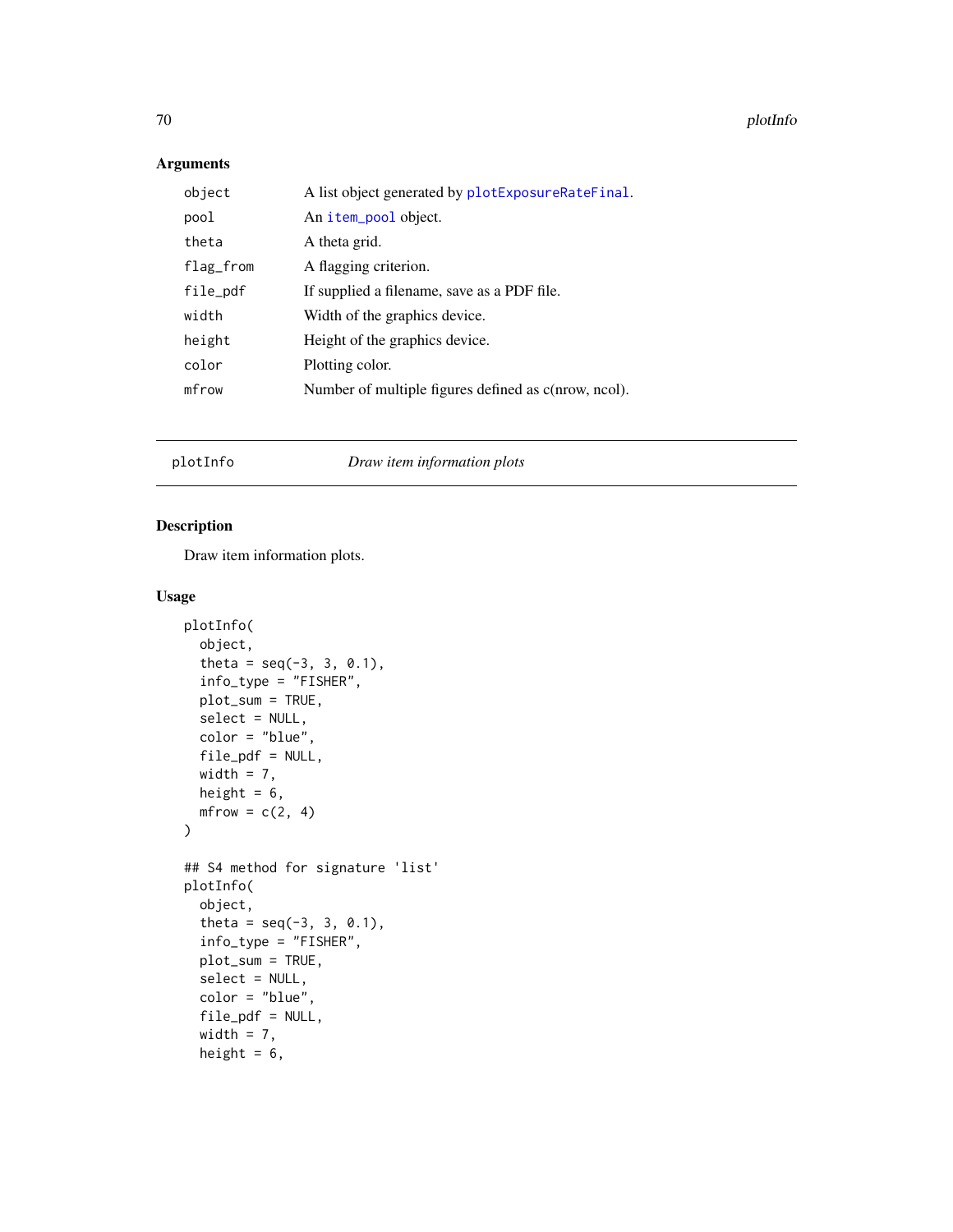## Arguments

| | |
|---|---|
| object | A list object generated by plotExposureRateFinal. |
| pool | An item_pool object. |
| theta | A theta grid. |
| flag_from | A flagging criterion. |
| file_pdf | If supplied a filename, save as a PDF file. |
| width | Width of the graphics device. |
| height | Height of the graphics device. |
| color | Plotting color. |
| mfrow | Number of multiple figures defined as c(nrow, ncol). |

---

plotInfo    *Draw item information plots*

---

## Description

Draw item information plots.

## Usage

```
plotInfo(
  object,
  theta = seq(-3, 3, 0.1),
  info_type = "FISHER",
  plot_sum = TRUE,
  select = NULL,
  color = "blue",
  file_pdf = NULL,
  width = 7,
  height = 6,
  mfrow = c(2, 4)
)

## S4 method for signature 'list'
plotInfo(
  object,
  theta = seq(-3, 3, 0.1),
  info_type = "FISHER",
  plot_sum = TRUE,
  select = NULL,
  color = "blue",
  file_pdf = NULL,
  width = 7,
  height = 6,
```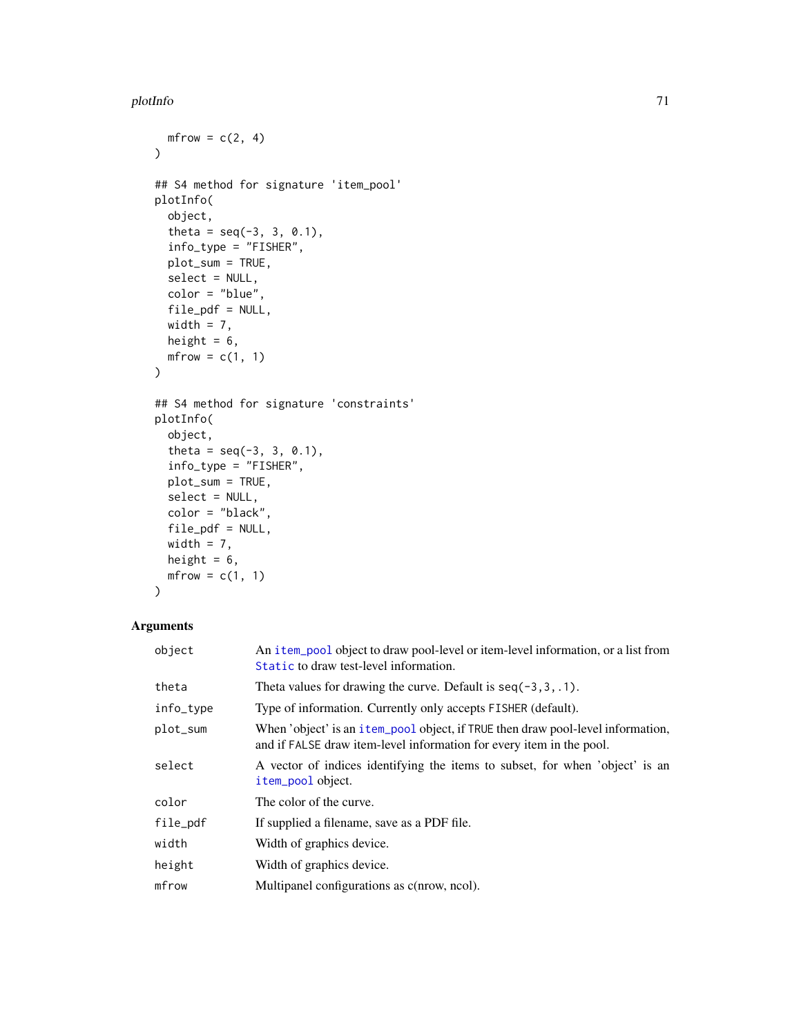```
  mfrow = c(2, 4)
)

## S4 method for signature 'item_pool'
plotInfo(
  object,
  theta = seq(-3, 3, 0.1),
  info_type = "FISHER",
  plot_sum = TRUE,
  select = NULL,
  color = "blue",
  file_pdf = NULL,
  width = 7,
  height = 6,
  mfrow = c(1, 1)
)

## S4 method for signature 'constraints'
plotInfo(
  object,
  theta = seq(-3, 3, 0.1),
  info_type = "FISHER",
  plot_sum = TRUE,
  select = NULL,
  color = "black",
  file_pdf = NULL,
  width = 7,
  height = 6,
  mfrow = c(1, 1)
)
```

## Arguments

| | |
|---|---|
| object | An item_pool object to draw pool-level or item-level information, or a list from Static to draw test-level information. |
| theta | Theta values for drawing the curve. Default is `seq(-3,3,.1)`. |
| info_type | Type of information. Currently only accepts `FISHER` (default). |
| plot_sum | When 'object' is an item_pool object, if `TRUE` then draw pool-level information, and if `FALSE` draw item-level information for every item in the pool. |
| select | A vector of indices identifying the items to subset, for when 'object' is an item_pool object. |
| color | The color of the curve. |
| file_pdf | If supplied a filename, save as a PDF file. |
| width | Width of graphics device. |
| height | Width of graphics device. |
| mfrow | Multipanel configurations as c(nrow, ncol). |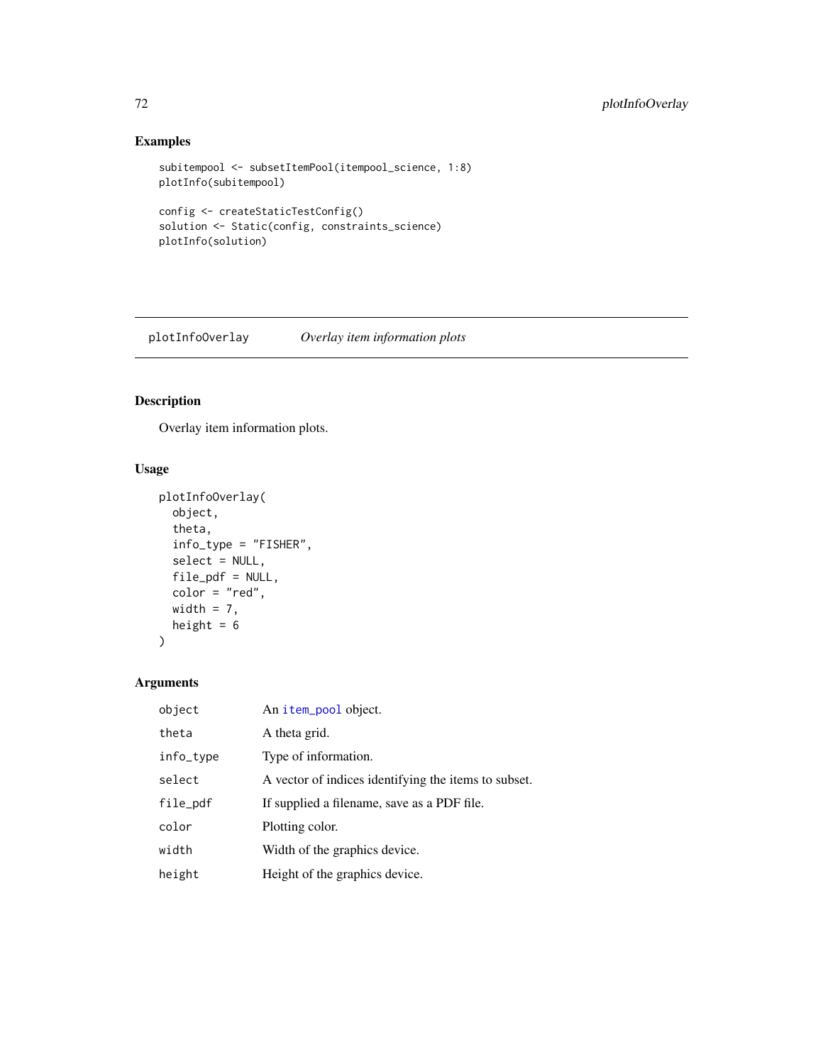## Examples

```
subitempool <- subsetItemPool(itempool_science, 1:8)
plotInfo(subitempool)

config <- createStaticTestConfig()
solution <- Static(config, constraints_science)
plotInfo(solution)
```

---

# plotInfoOverlay *Overlay item information plots*

---

## Description

Overlay item information plots.

## Usage

```
plotInfoOverlay(
  object,
  theta,
  info_type = "FISHER",
  select = NULL,
  file_pdf = NULL,
  color = "red",
  width = 7,
  height = 6
)
```

## Arguments

| | |
|---|---|
| object | An item_pool object. |
| theta | A theta grid. |
| info_type | Type of information. |
| select | A vector of indices identifying the items to subset. |
| file_pdf | If supplied a filename, save as a PDF file. |
| color | Plotting color. |
| width | Width of the graphics device. |
| height | Height of the graphics device. |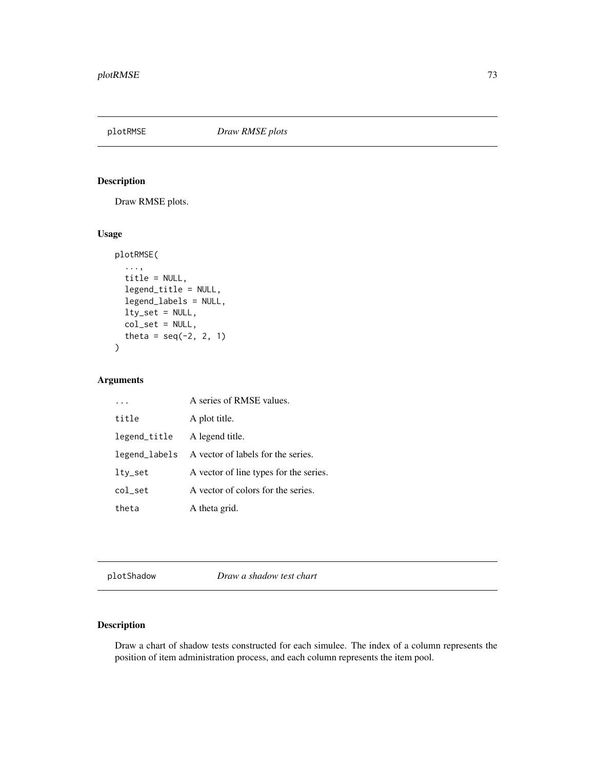## plotRMSE *Draw RMSE plots*

### Description

Draw RMSE plots.

### Usage

```
plotRMSE(
  ...,
  title = NULL,
  legend_title = NULL,
  legend_labels = NULL,
  lty_set = NULL,
  col_set = NULL,
  theta = seq(-2, 2, 1)
)
```

### Arguments

| | |
|---|---|
| ... | A series of RMSE values. |
| title | A plot title. |
| legend_title | A legend title. |
| legend_labels | A vector of labels for the series. |
| lty_set | A vector of line types for the series. |
| col_set | A vector of colors for the series. |
| theta | A theta grid. |

## plotShadow *Draw a shadow test chart*

### Description

Draw a chart of shadow tests constructed for each simulee. The index of a column represents the position of item administration process, and each column represents the item pool.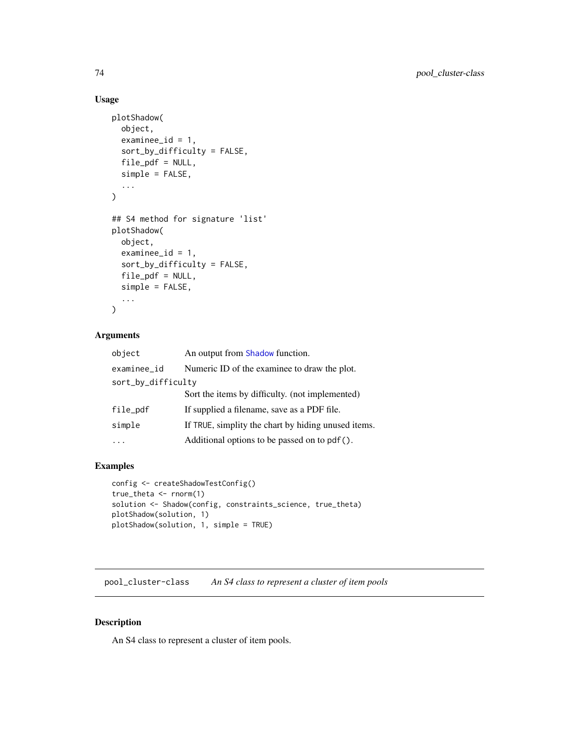### Usage

```
plotShadow(
  object,
  examinee_id = 1,
  sort_by_difficulty = FALSE,
  file_pdf = NULL,
  simple = FALSE,
  ...
)

## S4 method for signature 'list'
plotShadow(
  object,
  examinee_id = 1,
  sort_by_difficulty = FALSE,
  file_pdf = NULL,
  simple = FALSE,
  ...
)
```

### Arguments

| | |
|---|---|
| `object` | An output from `Shadow` function. |
| `examinee_id` | Numeric ID of the examinee to draw the plot. |
| `sort_by_difficulty` | Sort the items by difficulty. (not implemented) |
| `file_pdf` | If supplied a filename, save as a PDF file. |
| `simple` | If `TRUE`, simplity the chart by hiding unused items. |
| `...` | Additional options to be passed on to `pdf()`. |

### Examples

```
config <- createShadowTestConfig()
true_theta <- rnorm(1)
solution <- Shadow(config, constraints_science, true_theta)
plotShadow(solution, 1)
plotShadow(solution, 1, simple = TRUE)
```

---

## pool_cluster-class — *An S4 class to represent a cluster of item pools*

### Description

An S4 class to represent a cluster of item pools.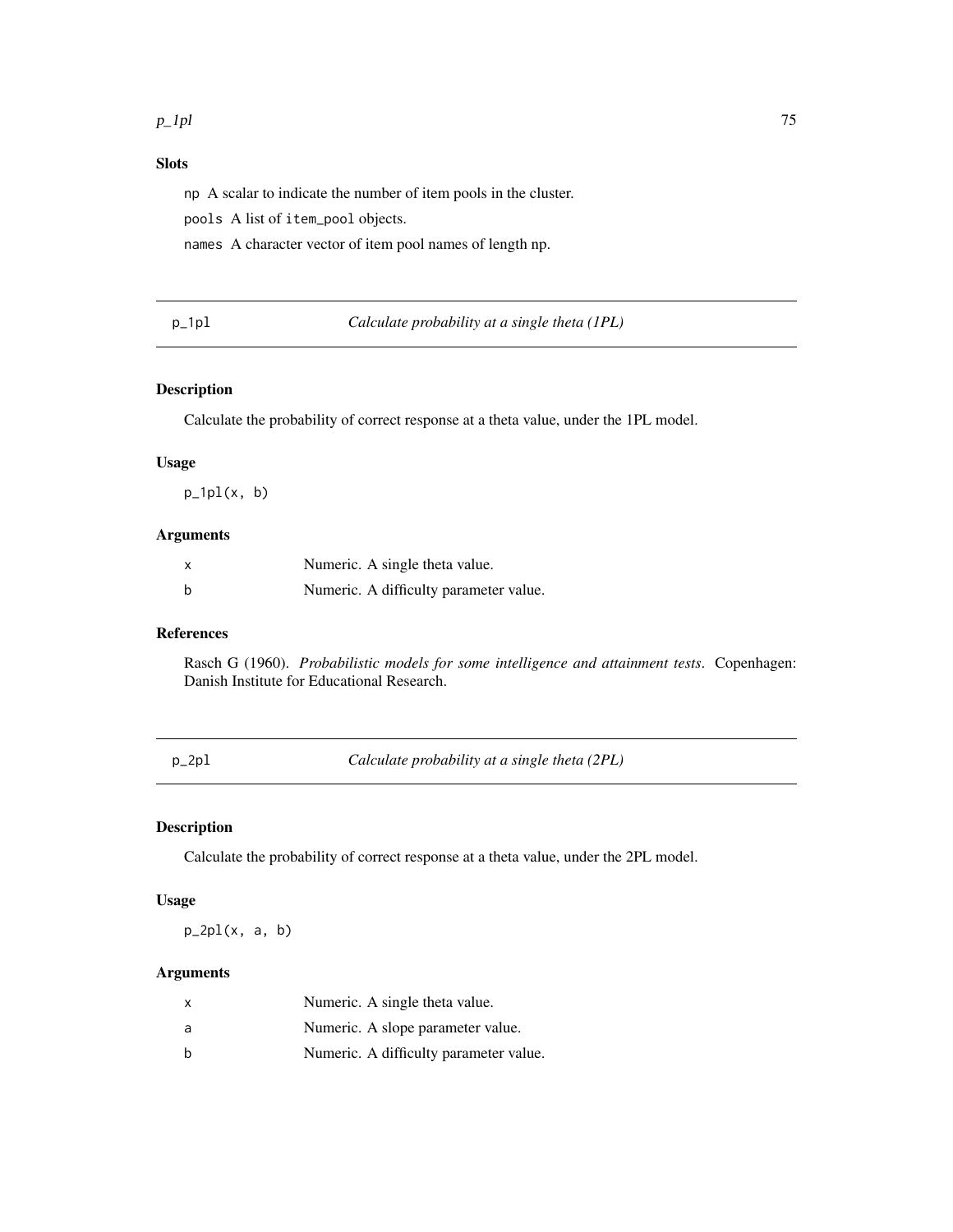### Slots

np A scalar to indicate the number of item pools in the cluster.

pools A list of item_pool objects.

names A character vector of item pool names of length np.

---

## p_1pl — *Calculate probability at a single theta (1PL)*

### Description

Calculate the probability of correct response at a theta value, under the 1PL model.

### Usage

```
p_1pl(x, b)
```

### Arguments

| | |
|---|---|
| x | Numeric. A single theta value. |
| b | Numeric. A difficulty parameter value. |

### References

Rasch G (1960). *Probabilistic models for some intelligence and attainment tests*. Copenhagen: Danish Institute for Educational Research.

---

## p_2pl — *Calculate probability at a single theta (2PL)*

### Description

Calculate the probability of correct response at a theta value, under the 2PL model.

### Usage

```
p_2pl(x, a, b)
```

### Arguments

| | |
|---|---|
| x | Numeric. A single theta value. |
| a | Numeric. A slope parameter value. |
| b | Numeric. A difficulty parameter value. |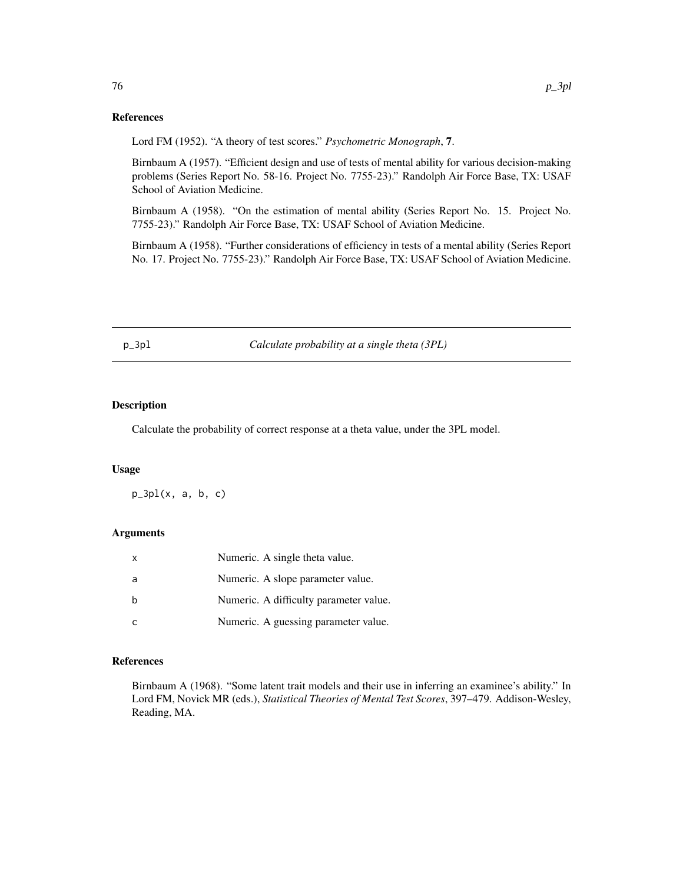## References

Lord FM (1952). "A theory of test scores." *Psychometric Monograph*, **7**.

Birnbaum A (1957). "Efficient design and use of tests of mental ability for various decision-making problems (Series Report No. 58-16. Project No. 7755-23)." Randolph Air Force Base, TX: USAF School of Aviation Medicine.

Birnbaum A (1958). "On the estimation of mental ability (Series Report No. 15. Project No. 7755-23)." Randolph Air Force Base, TX: USAF School of Aviation Medicine.

Birnbaum A (1958). "Further considerations of efficiency in tests of a mental ability (Series Report No. 17. Project No. 7755-23)." Randolph Air Force Base, TX: USAF School of Aviation Medicine.

---

# p_3pl — *Calculate probability at a single theta (3PL)*

## Description

Calculate the probability of correct response at a theta value, under the 3PL model.

## Usage

```
p_3pl(x, a, b, c)
```

## Arguments

| | |
|---|---|
| x | Numeric. A single theta value. |
| a | Numeric. A slope parameter value. |
| b | Numeric. A difficulty parameter value. |
| c | Numeric. A guessing parameter value. |

## References

Birnbaum A (1968). "Some latent trait models and their use in inferring an examinee's ability." In Lord FM, Novick MR (eds.), *Statistical Theories of Mental Test Scores*, 397–479. Addison-Wesley, Reading, MA.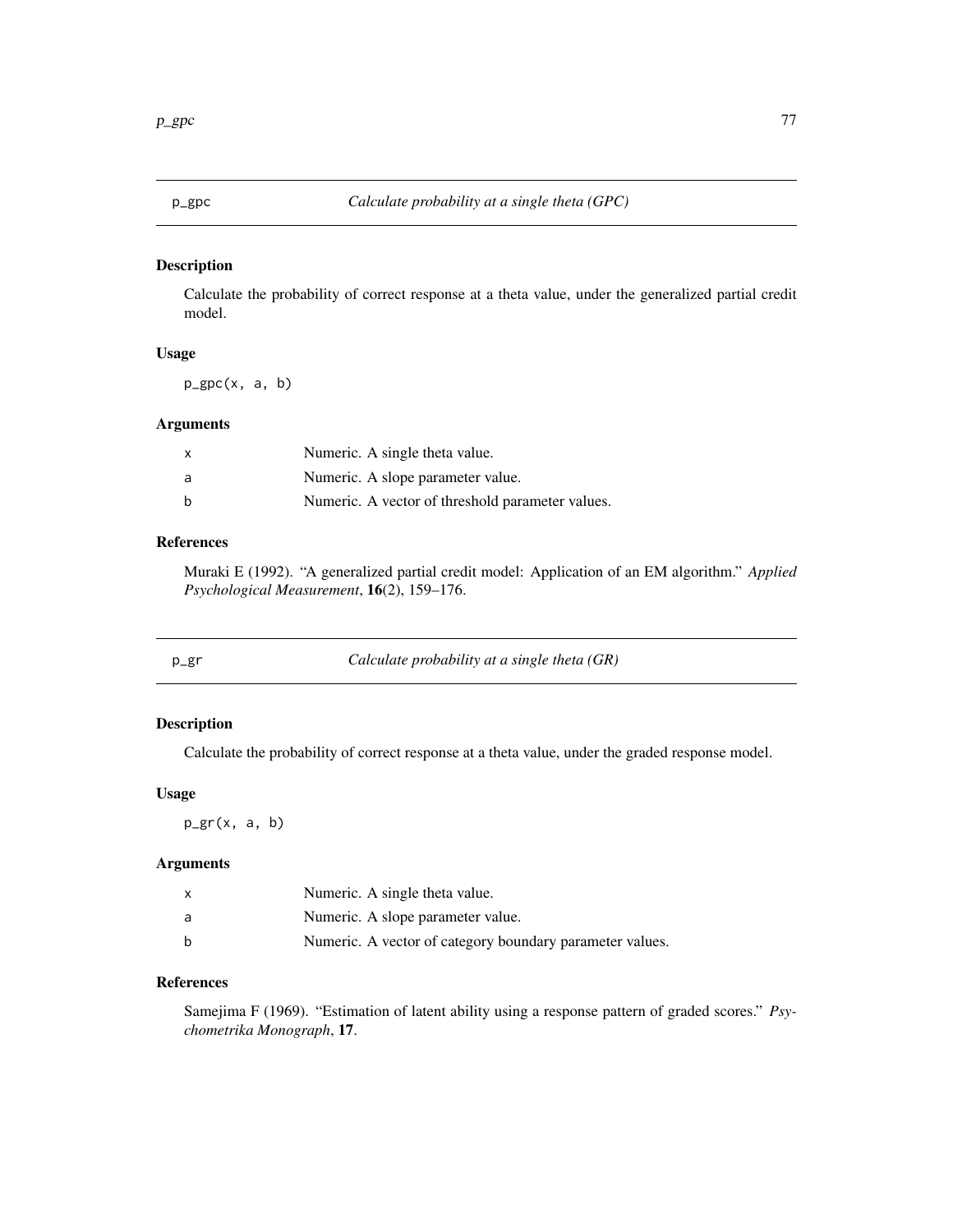## p_gpc — *Calculate probability at a single theta (GPC)*

### Description

Calculate the probability of correct response at a theta value, under the generalized partial credit model.

### Usage

```
p_gpc(x, a, b)
```

### Arguments

| | |
|---|---|
| x | Numeric. A single theta value. |
| a | Numeric. A slope parameter value. |
| b | Numeric. A vector of threshold parameter values. |

### References

Muraki E (1992). "A generalized partial credit model: Application of an EM algorithm." *Applied Psychological Measurement*, **16**(2), 159–176.

## p_gr — *Calculate probability at a single theta (GR)*

### Description

Calculate the probability of correct response at a theta value, under the graded response model.

### Usage

```
p_gr(x, a, b)
```

### Arguments

| | |
|---|---|
| x | Numeric. A single theta value. |
| a | Numeric. A slope parameter value. |
| b | Numeric. A vector of category boundary parameter values. |

### References

Samejima F (1969). "Estimation of latent ability using a response pattern of graded scores." *Psychometrika Monograph*, **17**.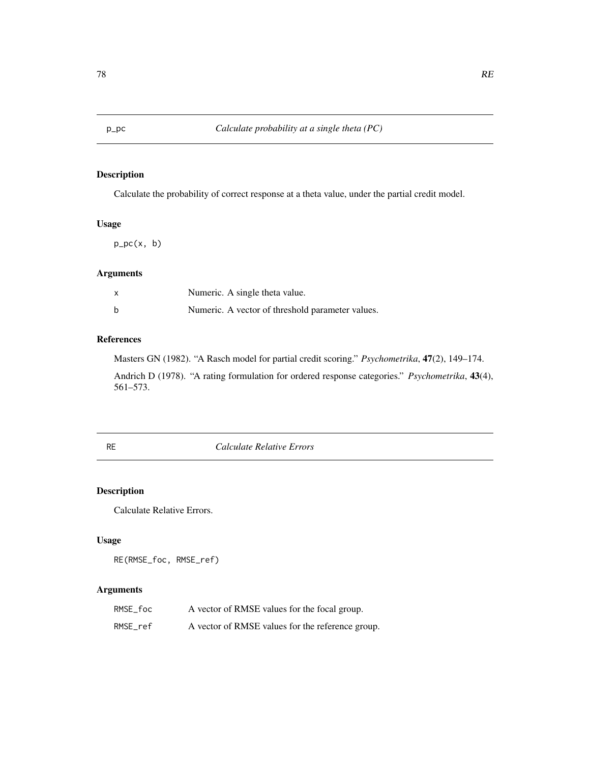## p_pc *Calculate probability at a single theta (PC)*

### Description

Calculate the probability of correct response at a theta value, under the partial credit model.

### Usage

```
p_pc(x, b)
```

### Arguments

| | |
|---|---|
| x | Numeric. A single theta value. |
| b | Numeric. A vector of threshold parameter values. |

### References

Masters GN (1982). "A Rasch model for partial credit scoring." *Psychometrika*, **47**(2), 149–174.

Andrich D (1978). "A rating formulation for ordered response categories." *Psychometrika*, **43**(4), 561–573.

## RE *Calculate Relative Errors*

### Description

Calculate Relative Errors.

### Usage

```
RE(RMSE_foc, RMSE_ref)
```

### Arguments

| | |
|---|---|
| RMSE_foc | A vector of RMSE values for the focal group. |
| RMSE_ref | A vector of RMSE values for the reference group. |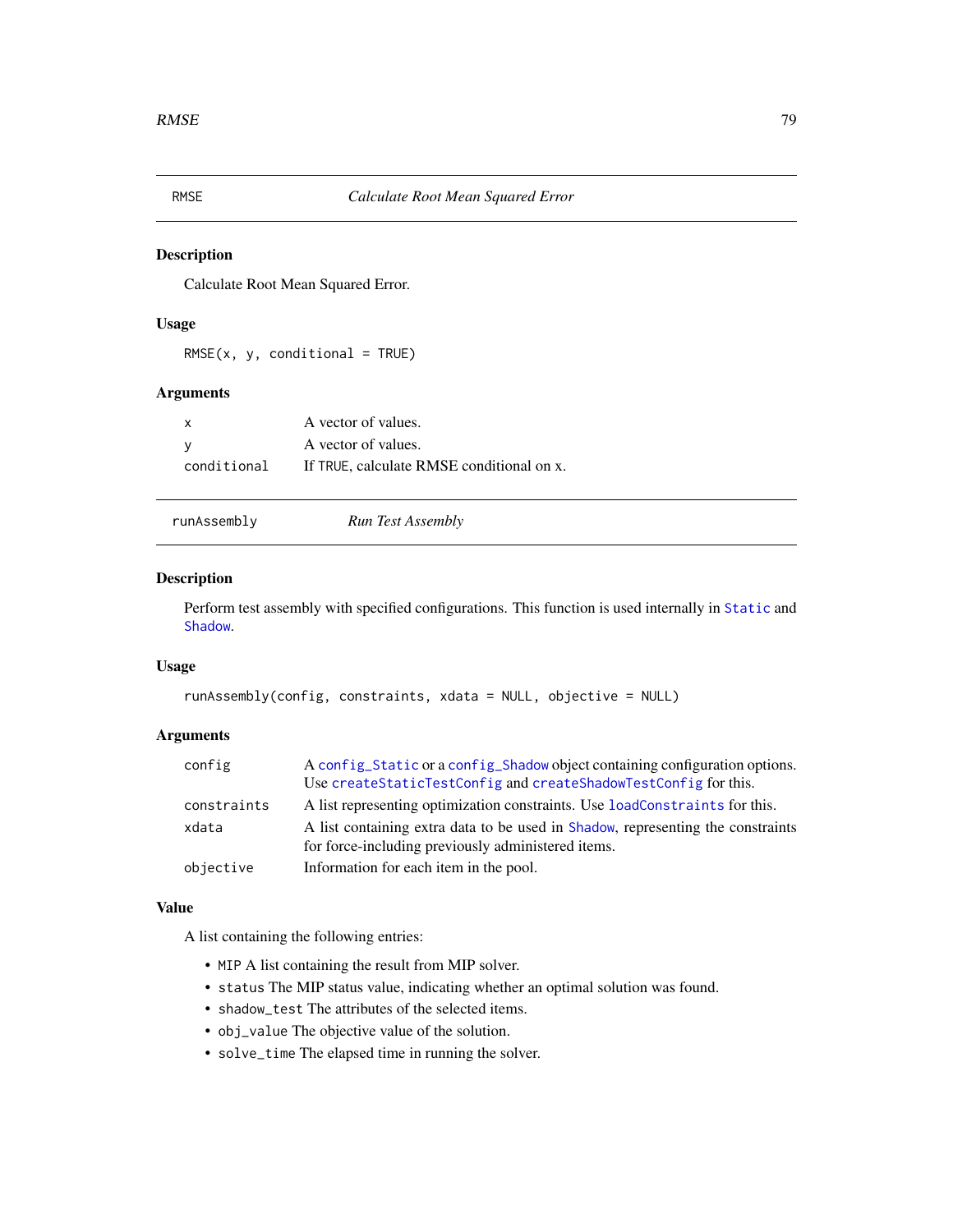## RMSE — *Calculate Root Mean Squared Error*

### Description

Calculate Root Mean Squared Error.

### Usage

```
RMSE(x, y, conditional = TRUE)
```

### Arguments

| | |
|---|---|
| `x` | A vector of values. |
| `y` | A vector of values. |
| `conditional` | If `TRUE`, calculate RMSE conditional on x. |

## runAssembly — *Run Test Assembly*

### Description

Perform test assembly with specified configurations. This function is used internally in `Static` and `Shadow`.

### Usage

```
runAssembly(config, constraints, xdata = NULL, objective = NULL)
```

### Arguments

| | |
|---|---|
| `config` | A `config_Static` or a `config_Shadow` object containing configuration options. Use `createStaticTestConfig` and `createShadowTestConfig` for this. |
| `constraints` | A list representing optimization constraints. Use `loadConstraints` for this. |
| `xdata` | A list containing extra data to be used in `Shadow`, representing the constraints for force-including previously administered items. |
| `objective` | Information for each item in the pool. |

### Value

A list containing the following entries:

- `MIP` A list containing the result from MIP solver.
- `status` The MIP status value, indicating whether an optimal solution was found.
- `shadow_test` The attributes of the selected items.
- `obj_value` The objective value of the solution.
- `solve_time` The elapsed time in running the solver.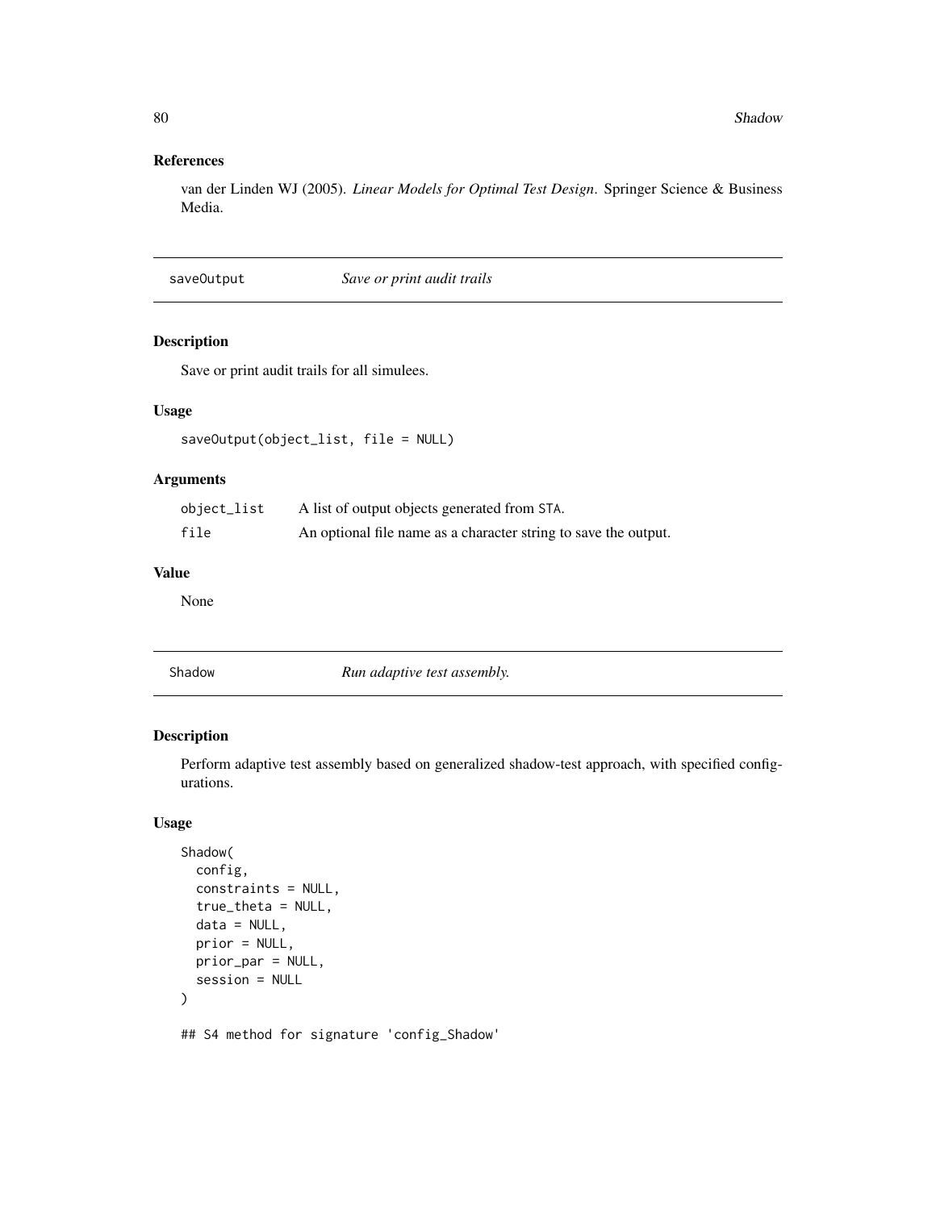### References

van der Linden WJ (2005). *Linear Models for Optimal Test Design*. Springer Science & Business Media.

## saveOutput — *Save or print audit trails*

### Description

Save or print audit trails for all simulees.

### Usage

```
saveOutput(object_list, file = NULL)
```

### Arguments

| | |
|---|---|
| object_list | A list of output objects generated from STA. |
| file | An optional file name as a character string to save the output. |

### Value

None

## Shadow — *Run adaptive test assembly.*

### Description

Perform adaptive test assembly based on generalized shadow-test approach, with specified configurations.

### Usage

```
Shadow(
  config,
  constraints = NULL,
  true_theta = NULL,
  data = NULL,
  prior = NULL,
  prior_par = NULL,
  session = NULL
)

## S4 method for signature 'config_Shadow'
```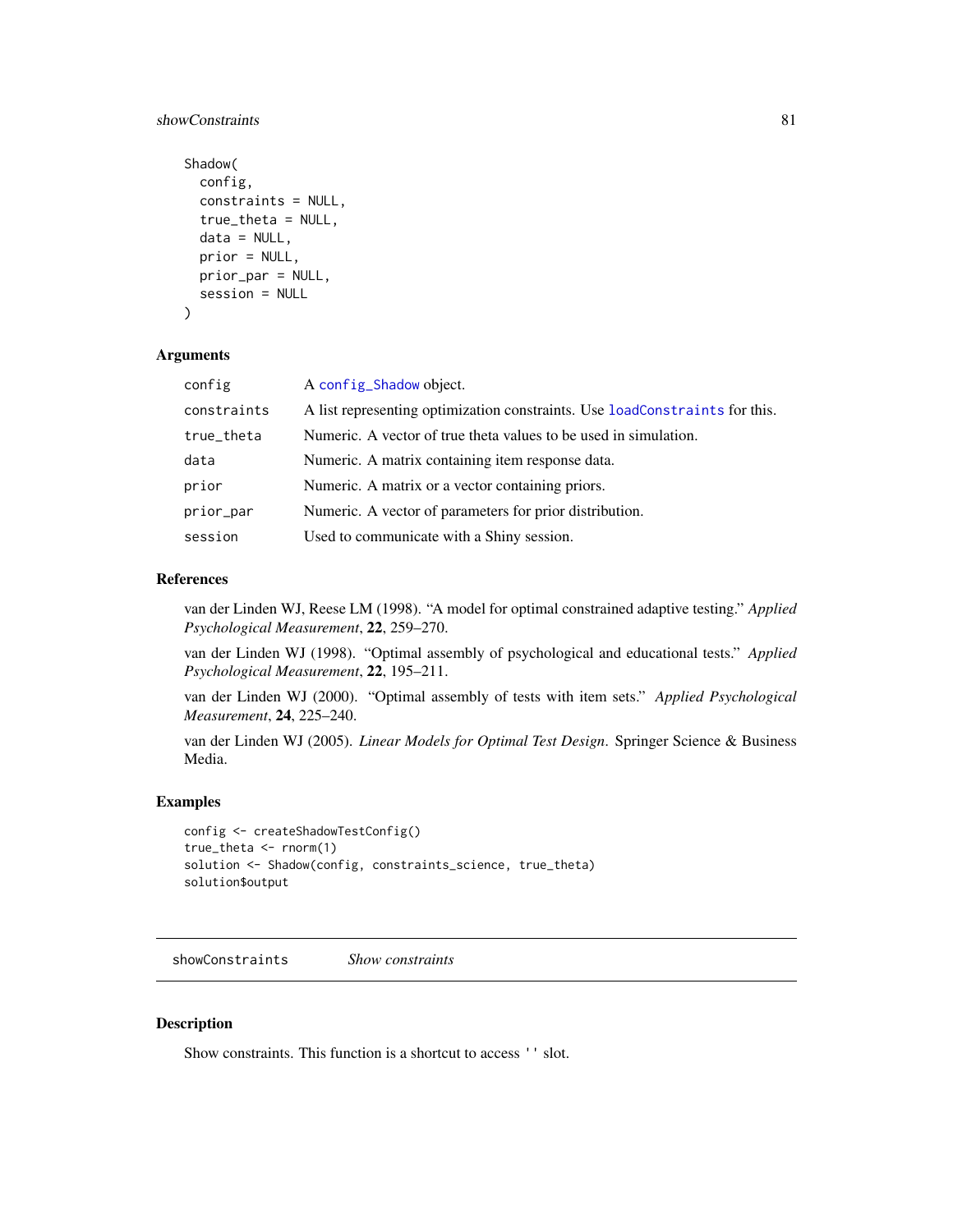```
Shadow(
  config,
  constraints = NULL,
  true_theta = NULL,
  data = NULL,
  prior = NULL,
  prior_par = NULL,
  session = NULL
)
```

### Arguments

| | |
|---|---|
| config | A config_Shadow object. |
| constraints | A list representing optimization constraints. Use loadConstraints for this. |
| true_theta | Numeric. A vector of true theta values to be used in simulation. |
| data | Numeric. A matrix containing item response data. |
| prior | Numeric. A matrix or a vector containing priors. |
| prior_par | Numeric. A vector of parameters for prior distribution. |
| session | Used to communicate with a Shiny session. |

### References

van der Linden WJ, Reese LM (1998). "A model for optimal constrained adaptive testing." *Applied Psychological Measurement*, **22**, 259–270.

van der Linden WJ (1998). "Optimal assembly of psychological and educational tests." *Applied Psychological Measurement*, **22**, 195–211.

van der Linden WJ (2000). "Optimal assembly of tests with item sets." *Applied Psychological Measurement*, **24**, 225–240.

van der Linden WJ (2005). *Linear Models for Optimal Test Design*. Springer Science & Business Media.

### Examples

```
config <- createShadowTestConfig()
true_theta <- rnorm(1)
solution <- Shadow(config, constraints_science, true_theta)
solution$output
```

## showConstraints — *Show constraints*

### Description

Show constraints. This function is a shortcut to access '' slot.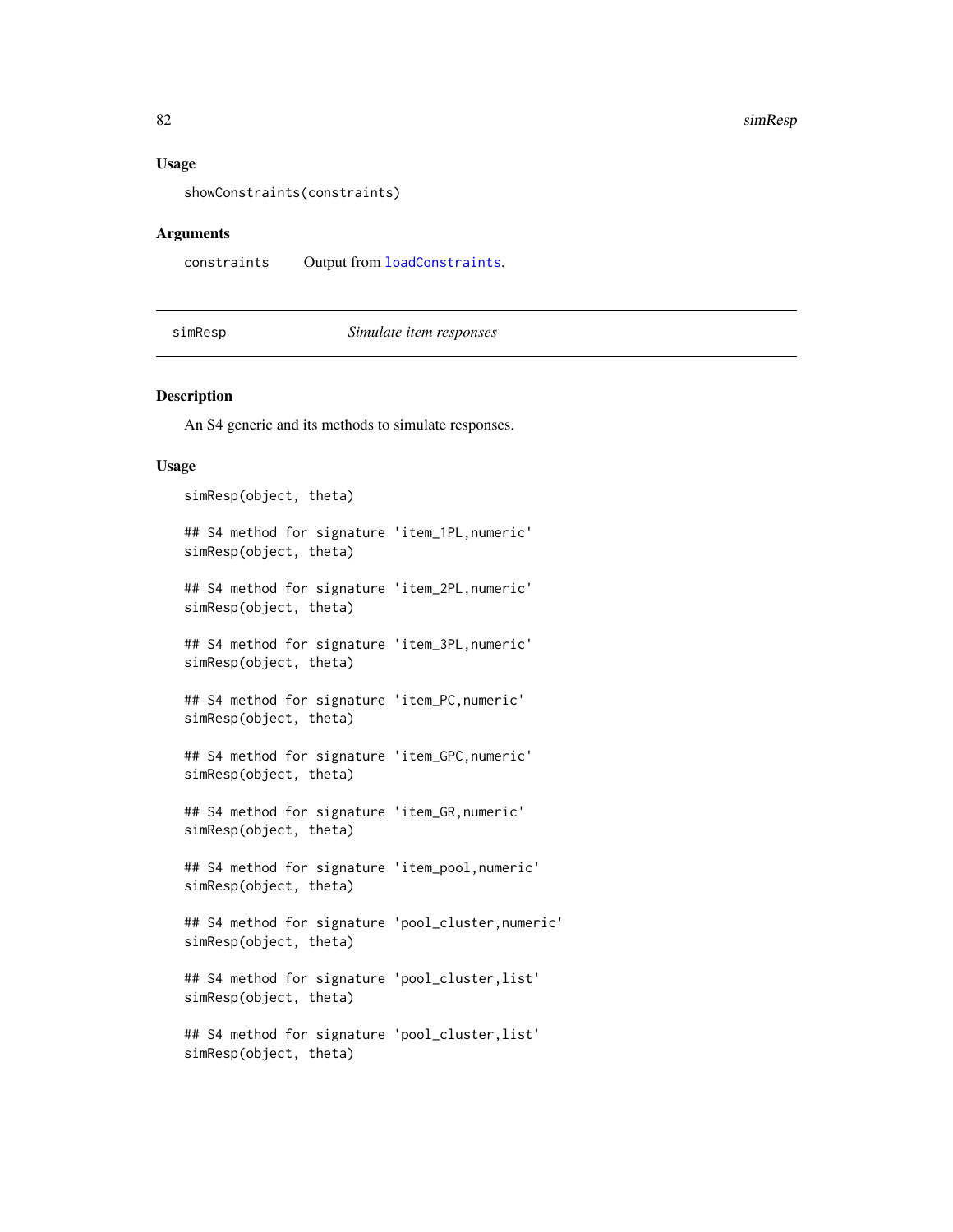### Usage

```
showConstraints(constraints)
```

### Arguments

| | |
|---|---|
| constraints | Output from loadConstraints. |

---

## simResp — *Simulate item responses*

---

### Description

An S4 generic and its methods to simulate responses.

### Usage

```
simResp(object, theta)

## S4 method for signature 'item_1PL,numeric'
simResp(object, theta)

## S4 method for signature 'item_2PL,numeric'
simResp(object, theta)

## S4 method for signature 'item_3PL,numeric'
simResp(object, theta)

## S4 method for signature 'item_PC,numeric'
simResp(object, theta)

## S4 method for signature 'item_GPC,numeric'
simResp(object, theta)

## S4 method for signature 'item_GR,numeric'
simResp(object, theta)

## S4 method for signature 'item_pool,numeric'
simResp(object, theta)

## S4 method for signature 'pool_cluster,numeric'
simResp(object, theta)

## S4 method for signature 'pool_cluster,list'
simResp(object, theta)

## S4 method for signature 'pool_cluster,list'
simResp(object, theta)
```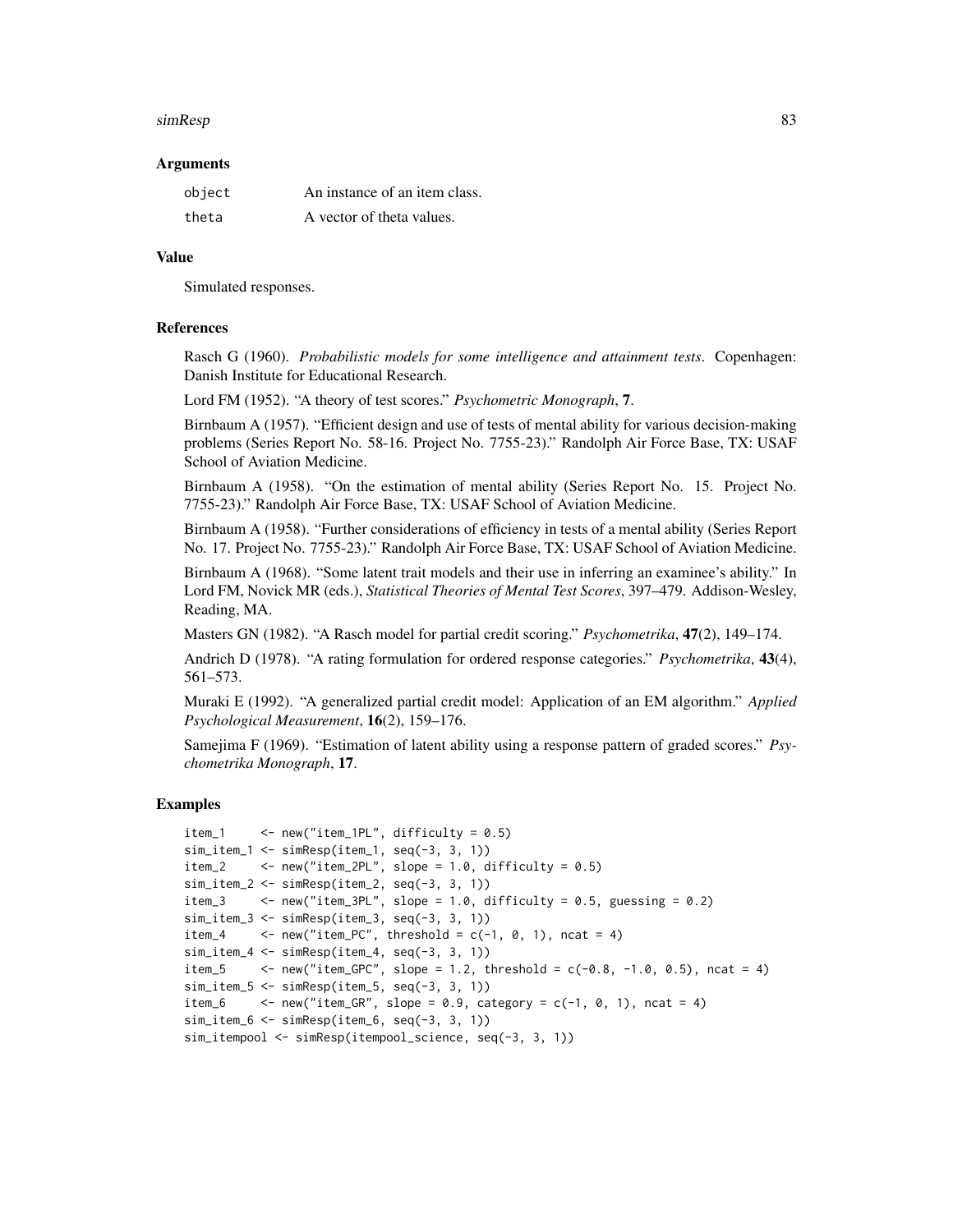### Arguments

| | |
|---|---|
| object | An instance of an item class. |
| theta | A vector of theta values. |

### Value

Simulated responses.

### References

Rasch G (1960). *Probabilistic models for some intelligence and attainment tests*. Copenhagen: Danish Institute for Educational Research.

Lord FM (1952). "A theory of test scores." *Psychometric Monograph*, **7**.

Birnbaum A (1957). "Efficient design and use of tests of mental ability for various decision-making problems (Series Report No. 58-16. Project No. 7755-23)." Randolph Air Force Base, TX: USAF School of Aviation Medicine.

Birnbaum A (1958). "On the estimation of mental ability (Series Report No. 15. Project No. 7755-23)." Randolph Air Force Base, TX: USAF School of Aviation Medicine.

Birnbaum A (1958). "Further considerations of efficiency in tests of a mental ability (Series Report No. 17. Project No. 7755-23)." Randolph Air Force Base, TX: USAF School of Aviation Medicine.

Birnbaum A (1968). "Some latent trait models and their use in inferring an examinee's ability." In Lord FM, Novick MR (eds.), *Statistical Theories of Mental Test Scores*, 397–479. Addison-Wesley, Reading, MA.

Masters GN (1982). "A Rasch model for partial credit scoring." *Psychometrika*, **47**(2), 149–174.

Andrich D (1978). "A rating formulation for ordered response categories." *Psychometrika*, **43**(4), 561–573.

Muraki E (1992). "A generalized partial credit model: Application of an EM algorithm." *Applied Psychological Measurement*, **16**(2), 159–176.

Samejima F (1969). "Estimation of latent ability using a response pattern of graded scores." *Psychometrika Monograph*, **17**.

### Examples

```
item_1     <- new("item_1PL", difficulty = 0.5)
sim_item_1 <- simResp(item_1, seq(-3, 3, 1))
item_2     <- new("item_2PL", slope = 1.0, difficulty = 0.5)
sim_item_2 <- simResp(item_2, seq(-3, 3, 1))
item_3     <- new("item_3PL", slope = 1.0, difficulty = 0.5, guessing = 0.2)
sim_item_3 <- simResp(item_3, seq(-3, 3, 1))
item_4     <- new("item_PC", threshold = c(-1, 0, 1), ncat = 4)
sim_item_4 <- simResp(item_4, seq(-3, 3, 1))
item_5     <- new("item_GPC", slope = 1.2, threshold = c(-0.8, -1.0, 0.5), ncat = 4)
sim_item_5 <- simResp(item_5, seq(-3, 3, 1))
item_6     <- new("item_GR", slope = 0.9, category = c(-1, 0, 1), ncat = 4)
sim_item_6 <- simResp(item_6, seq(-3, 3, 1))
sim_itempool <- simResp(itempool_science, seq(-3, 3, 1))
```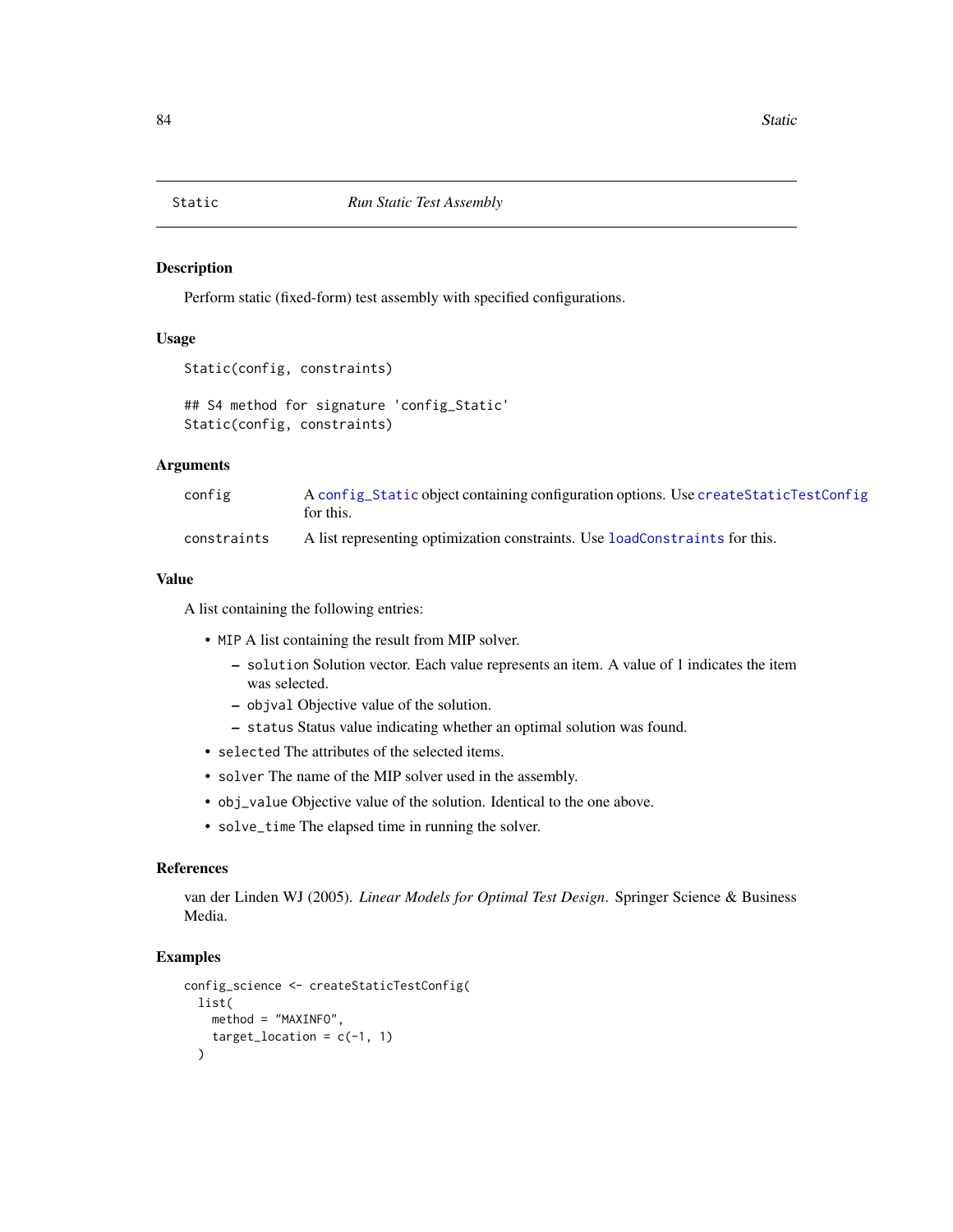# Static — *Run Static Test Assembly*

## Description

Perform static (fixed-form) test assembly with specified configurations.

## Usage

```
Static(config, constraints)

## S4 method for signature 'config_Static'
Static(config, constraints)
```

## Arguments

| | |
|---|---|
| `config` | A `config_Static` object containing configuration options. Use `createStaticTestConfig` for this. |
| `constraints` | A list representing optimization constraints. Use `loadConstraints` for this. |

## Value

A list containing the following entries:

- `MIP` A list containing the result from MIP solver.
  - `solution` Solution vector. Each value represents an item. A value of 1 indicates the item was selected.
  - `objval` Objective value of the solution.
  - `status` Status value indicating whether an optimal solution was found.
- `selected` The attributes of the selected items.
- `solver` The name of the MIP solver used in the assembly.
- `obj_value` Objective value of the solution. Identical to the one above.
- `solve_time` The elapsed time in running the solver.

## References

van der Linden WJ (2005). *Linear Models for Optimal Test Design*. Springer Science & Business Media.

## Examples

```
config_science <- createStaticTestConfig(
  list(
    method = "MAXINFO",
    target_location = c(-1, 1)
  )
```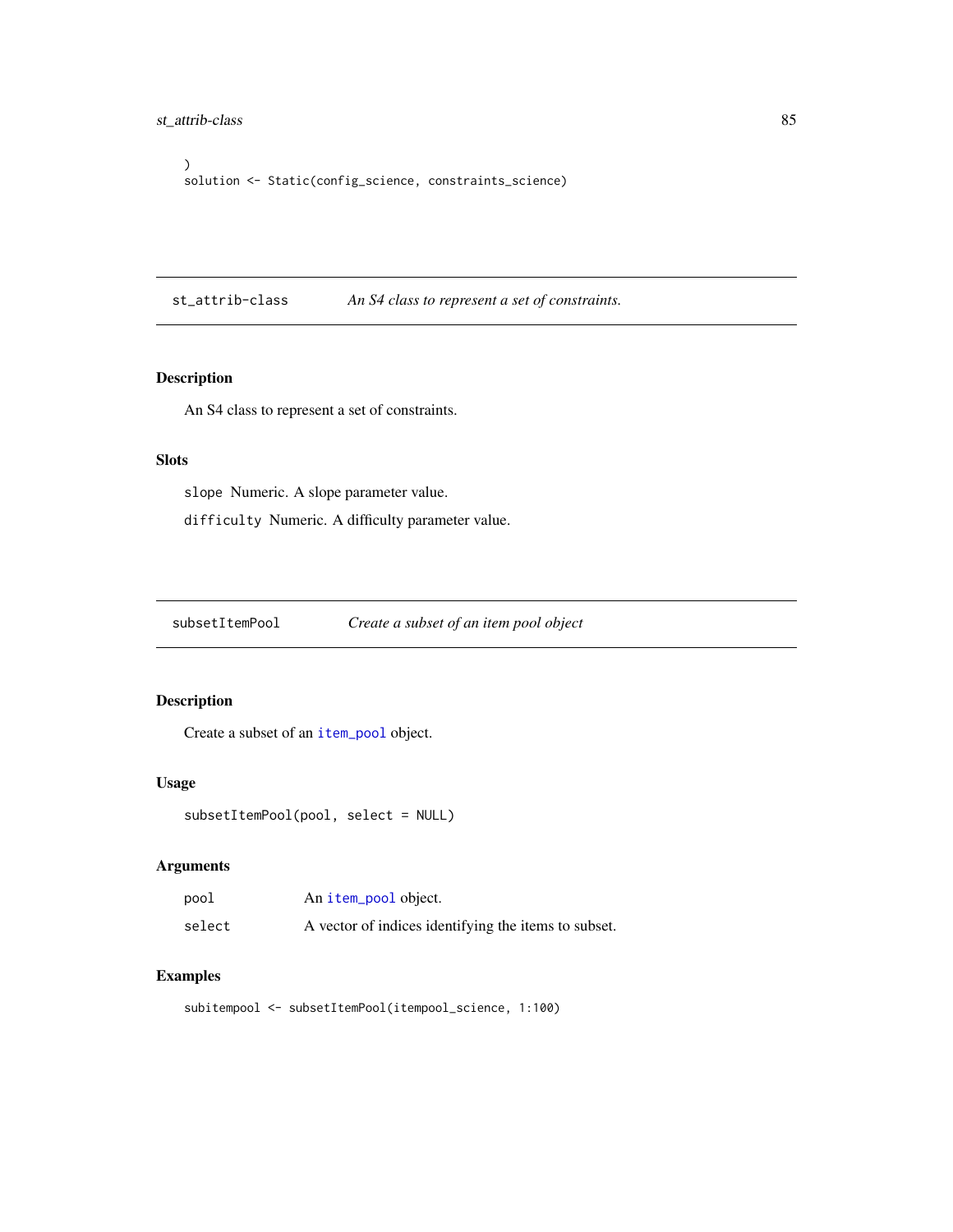```
)
solution <- Static(config_science, constraints_science)
```

## st_attrib-class — *An S4 class to represent a set of constraints.*

### Description

An S4 class to represent a set of constraints.

### Slots

`slope` Numeric. A slope parameter value.

`difficulty` Numeric. A difficulty parameter value.

## subsetItemPool — *Create a subset of an item pool object*

### Description

Create a subset of an `item_pool` object.

### Usage

```
subsetItemPool(pool, select = NULL)
```

### Arguments

| | |
|---|---|
| `pool` | An `item_pool` object. |
| `select` | A vector of indices identifying the items to subset. |

### Examples

```
subitempool <- subsetItemPool(itempool_science, 1:100)
```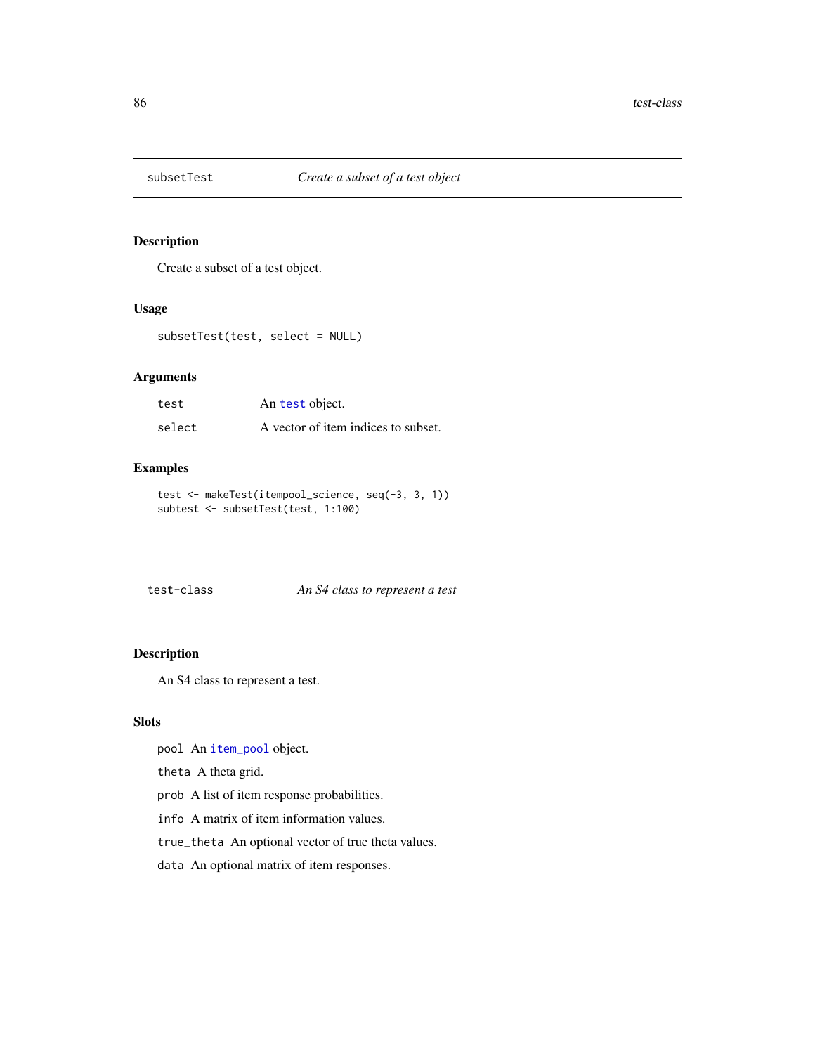## subsetTest *Create a subset of a test object*

### Description

Create a subset of a test object.

### Usage

```
subsetTest(test, select = NULL)
```

### Arguments

| | |
|---|---|
| test | An test object. |
| select | A vector of item indices to subset. |

### Examples

```
test <- makeTest(itempool_science, seq(-3, 3, 1))
subtest <- subsetTest(test, 1:100)
```

## test-class *An S4 class to represent a test*

### Description

An S4 class to represent a test.

### Slots

pool An item_pool object.

theta A theta grid.

prob A list of item response probabilities.

info A matrix of item information values.

true_theta An optional vector of true theta values.

data An optional matrix of item responses.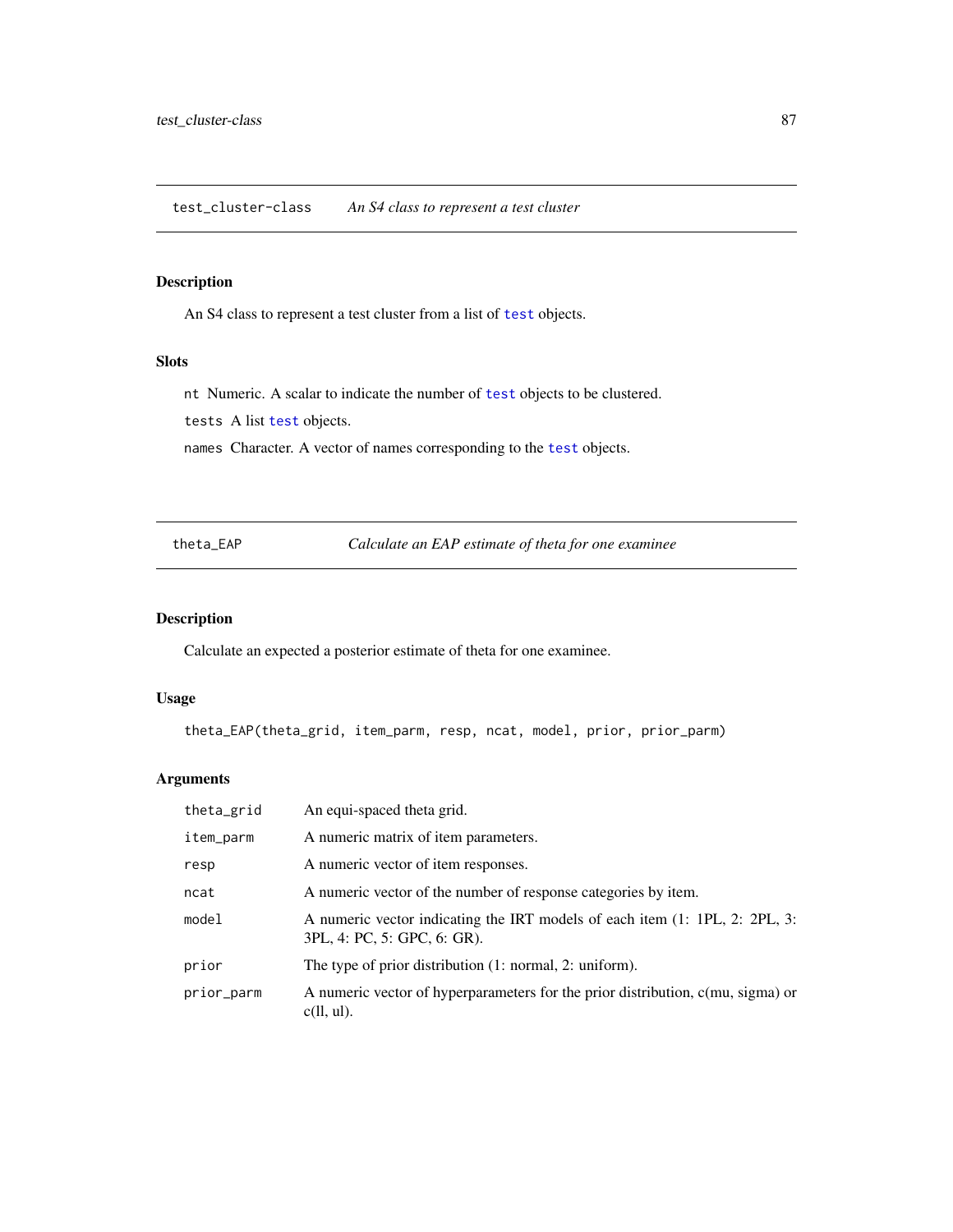## test_cluster-class *An S4 class to represent a test cluster*

### Description

An S4 class to represent a test cluster from a list of `test` objects.

### Slots

`nt` Numeric. A scalar to indicate the number of `test` objects to be clustered.

`tests` A list `test` objects.

`names` Character. A vector of names corresponding to the `test` objects.

## theta_EAP *Calculate an EAP estimate of theta for one examinee*

### Description

Calculate an expected a posterior estimate of theta for one examinee.

### Usage

```
theta_EAP(theta_grid, item_parm, resp, ncat, model, prior, prior_parm)
```

### Arguments

| | |
|---|---|
| `theta_grid` | An equi-spaced theta grid. |
| `item_parm` | A numeric matrix of item parameters. |
| `resp` | A numeric vector of item responses. |
| `ncat` | A numeric vector of the number of response categories by item. |
| `model` | A numeric vector indicating the IRT models of each item (1: 1PL, 2: 2PL, 3: 3PL, 4: PC, 5: GPC, 6: GR). |
| `prior` | The type of prior distribution (1: normal, 2: uniform). |
| `prior_parm` | A numeric vector of hyperparameters for the prior distribution, c(mu, sigma) or c(ll, ul). |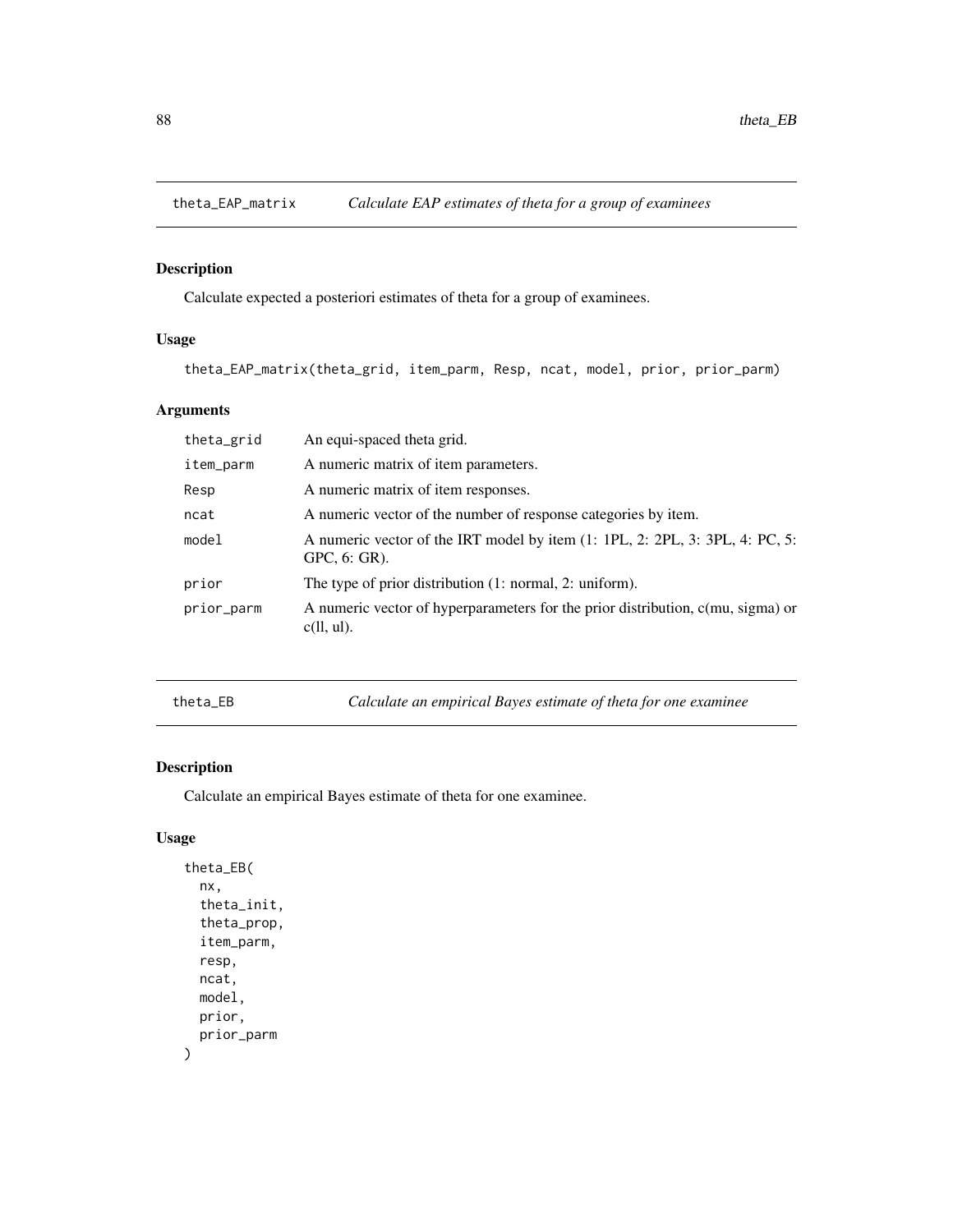## theta_EAP_matrix — *Calculate EAP estimates of theta for a group of examinees*

### Description

Calculate expected a posteriori estimates of theta for a group of examinees.

### Usage

```
theta_EAP_matrix(theta_grid, item_parm, Resp, ncat, model, prior, prior_parm)
```

### Arguments

| | |
|---|---|
| theta_grid | An equi-spaced theta grid. |
| item_parm | A numeric matrix of item parameters. |
| Resp | A numeric matrix of item responses. |
| ncat | A numeric vector of the number of response categories by item. |
| model | A numeric vector of the IRT model by item (1: 1PL, 2: 2PL, 3: 3PL, 4: PC, 5: GPC, 6: GR). |
| prior | The type of prior distribution (1: normal, 2: uniform). |
| prior_parm | A numeric vector of hyperparameters for the prior distribution, c(mu, sigma) or c(ll, ul). |

## theta_EB — *Calculate an empirical Bayes estimate of theta for one examinee*

### Description

Calculate an empirical Bayes estimate of theta for one examinee.

### Usage

```
theta_EB(
  nx,
  theta_init,
  theta_prop,
  item_parm,
  resp,
  ncat,
  model,
  prior,
  prior_parm
)
```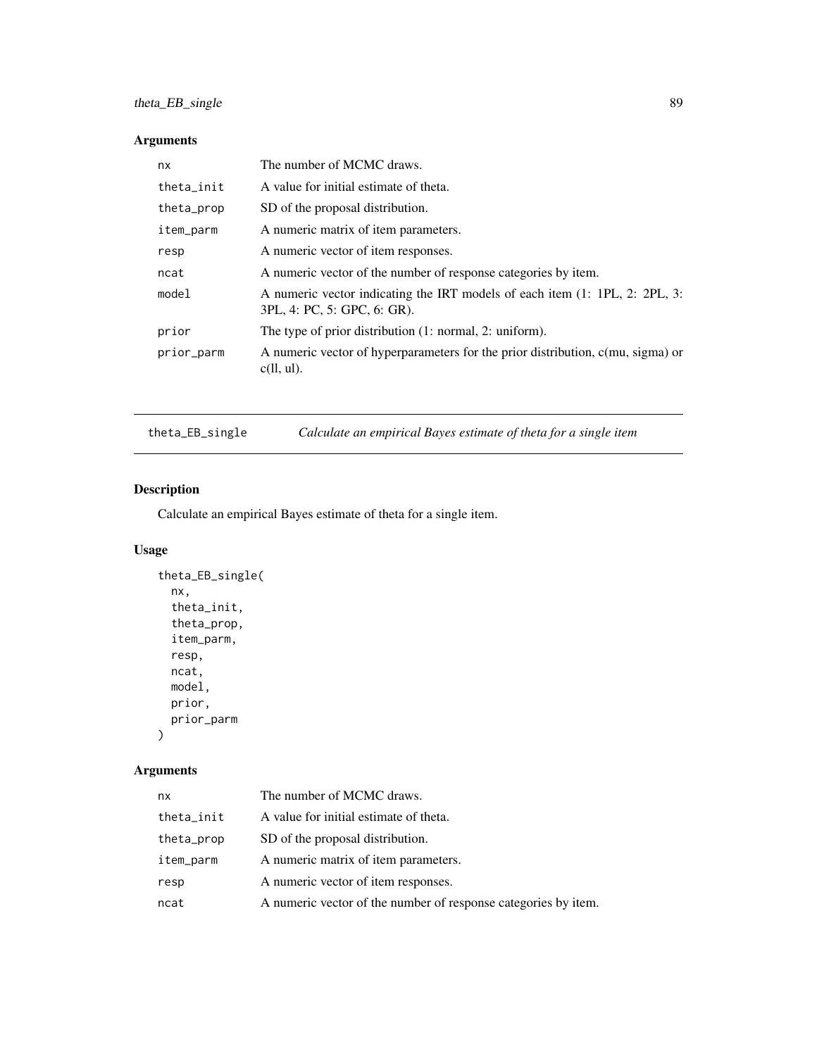## Arguments

| | |
|---|---|
| nx | The number of MCMC draws. |
| theta_init | A value for initial estimate of theta. |
| theta_prop | SD of the proposal distribution. |
| item_parm | A numeric matrix of item parameters. |
| resp | A numeric vector of item responses. |
| ncat | A numeric vector of the number of response categories by item. |
| model | A numeric vector indicating the IRT models of each item (1: 1PL, 2: 2PL, 3: 3PL, 4: PC, 5: GPC, 6: GR). |
| prior | The type of prior distribution (1: normal, 2: uniform). |
| prior_parm | A numeric vector of hyperparameters for the prior distribution, c(mu, sigma) or c(ll, ul). |

---

# theta_EB_single *Calculate an empirical Bayes estimate of theta for a single item*

## Description

Calculate an empirical Bayes estimate of theta for a single item.

## Usage

```
theta_EB_single(
  nx,
  theta_init,
  theta_prop,
  item_parm,
  resp,
  ncat,
  model,
  prior,
  prior_parm
)
```

## Arguments

| | |
|---|---|
| nx | The number of MCMC draws. |
| theta_init | A value for initial estimate of theta. |
| theta_prop | SD of the proposal distribution. |
| item_parm | A numeric matrix of item parameters. |
| resp | A numeric vector of item responses. |
| ncat | A numeric vector of the number of response categories by item. |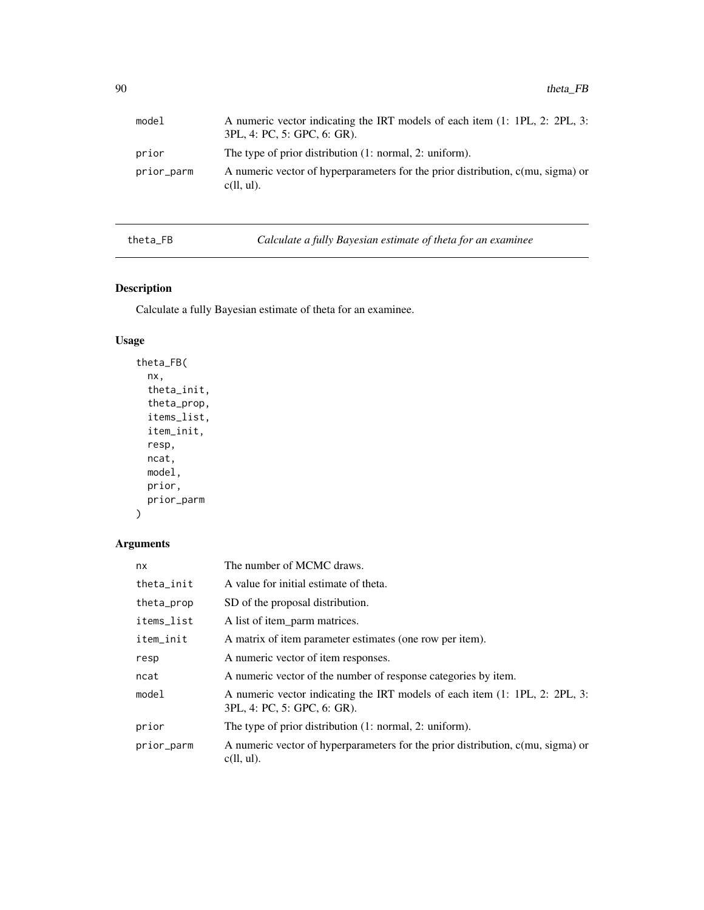| | |
|---|---|
| model | A numeric vector indicating the IRT models of each item (1: 1PL, 2: 2PL, 3: 3PL, 4: PC, 5: GPC, 6: GR). |
| prior | The type of prior distribution (1: normal, 2: uniform). |
| prior_parm | A numeric vector of hyperparameters for the prior distribution, c(mu, sigma) or c(ll, ul). |

---

## theta_FB — *Calculate a fully Bayesian estimate of theta for an examinee*

### Description

Calculate a fully Bayesian estimate of theta for an examinee.

### Usage

```
theta_FB(
  nx,
  theta_init,
  theta_prop,
  items_list,
  item_init,
  resp,
  ncat,
  model,
  prior,
  prior_parm
)
```

### Arguments

| | |
|---|---|
| nx | The number of MCMC draws. |
| theta_init | A value for initial estimate of theta. |
| theta_prop | SD of the proposal distribution. |
| items_list | A list of item_parm matrices. |
| item_init | A matrix of item parameter estimates (one row per item). |
| resp | A numeric vector of item responses. |
| ncat | A numeric vector of the number of response categories by item. |
| model | A numeric vector indicating the IRT models of each item (1: 1PL, 2: 2PL, 3: 3PL, 4: PC, 5: GPC, 6: GR). |
| prior | The type of prior distribution (1: normal, 2: uniform). |
| prior_parm | A numeric vector of hyperparameters for the prior distribution, c(mu, sigma) or c(ll, ul). |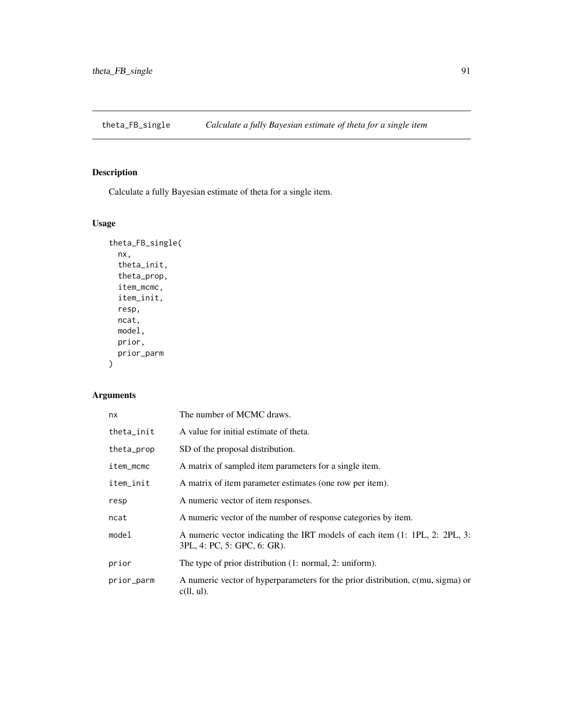## theta_FB_single — *Calculate a fully Bayesian estimate of theta for a single item*

### Description

Calculate a fully Bayesian estimate of theta for a single item.

### Usage

```
theta_FB_single(
  nx,
  theta_init,
  theta_prop,
  item_mcmc,
  item_init,
  resp,
  ncat,
  model,
  prior,
  prior_parm
)
```

### Arguments

| | |
|---|---|
| nx | The number of MCMC draws. |
| theta_init | A value for initial estimate of theta. |
| theta_prop | SD of the proposal distribution. |
| item_mcmc | A matrix of sampled item parameters for a single item. |
| item_init | A matrix of item parameter estimates (one row per item). |
| resp | A numeric vector of item responses. |
| ncat | A numeric vector of the number of response categories by item. |
| model | A numeric vector indicating the IRT models of each item (1: 1PL, 2: 2PL, 3: 3PL, 4: PC, 5: GPC, 6: GR). |
| prior | The type of prior distribution (1: normal, 2: uniform). |
| prior_parm | A numeric vector of hyperparameters for the prior distribution, c(mu, sigma) or c(ll, ul). |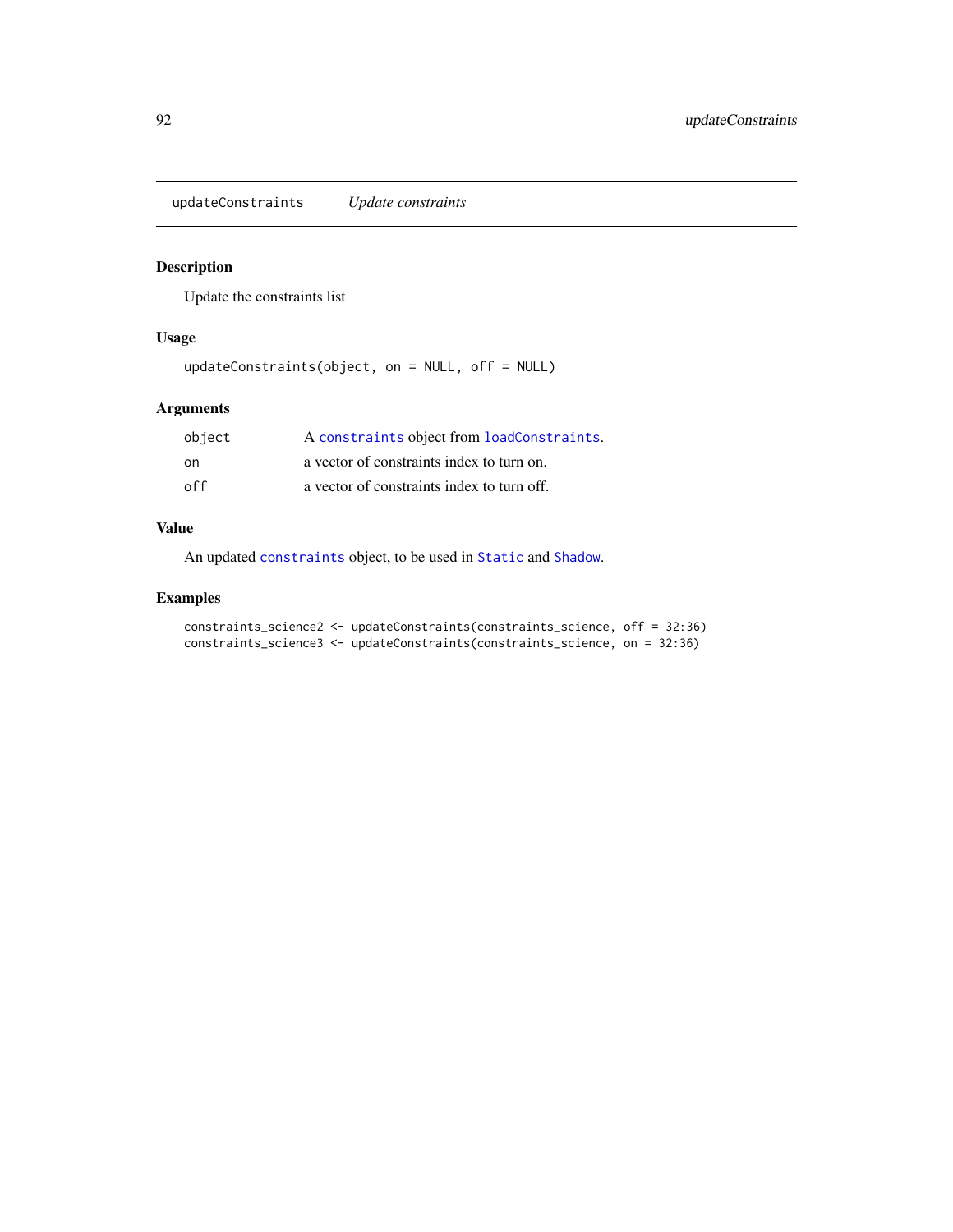## updateConstraints *Update constraints*

### Description

Update the constraints list

### Usage

```
updateConstraints(object, on = NULL, off = NULL)
```

### Arguments

| | |
|---|---|
| object | A constraints object from loadConstraints. |
| on | a vector of constraints index to turn on. |
| off | a vector of constraints index to turn off. |

### Value

An updated constraints object, to be used in Static and Shadow.

### Examples

```
constraints_science2 <- updateConstraints(constraints_science, off = 32:36)
constraints_science3 <- updateConstraints(constraints_science, on = 32:36)
```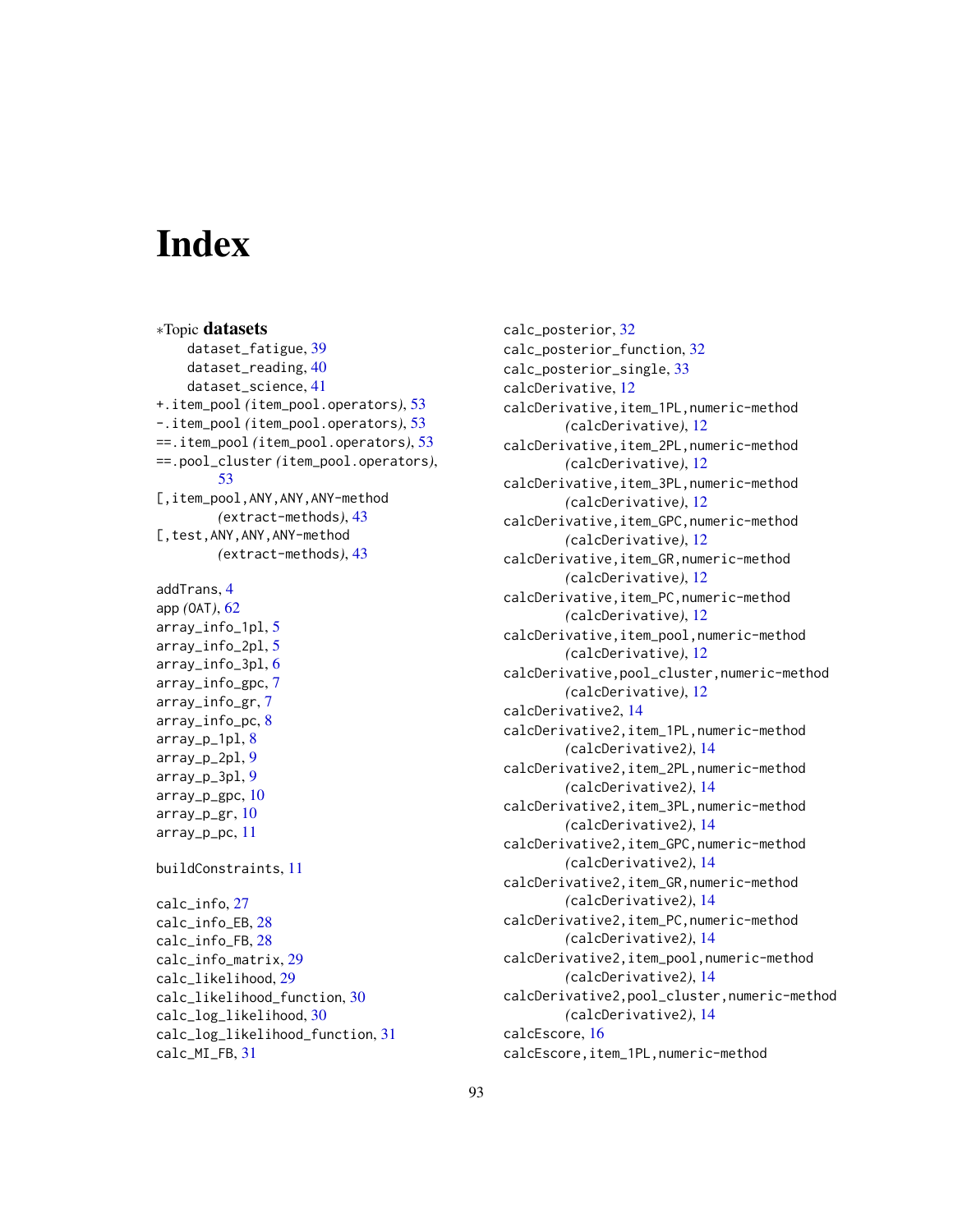# Index

*Topic **datasets**
- dataset_fatigue, 39
- dataset_reading, 40
- dataset_science, 41

+.item_pool *(item_pool.operators)*, 53
-.item_pool *(item_pool.operators)*, 53
==.item_pool *(item_pool.operators)*, 53
==.pool_cluster *(item_pool.operators)*, 53
[,item_pool,ANY,ANY,ANY-method *(extract-methods)*, 43
[,test,ANY,ANY,ANY-method *(extract-methods)*, 43

addTrans, 4
app *(OAT)*, 62
array_info_1pl, 5
array_info_2pl, 5
array_info_3pl, 6
array_info_gpc, 7
array_info_gr, 7
array_info_pc, 8
array_p_1pl, 8
array_p_2pl, 9
array_p_3pl, 9
array_p_gpc, 10
array_p_gr, 10
array_p_pc, 11

buildConstraints, 11

calc_info, 27
calc_info_EB, 28
calc_info_FB, 28
calc_info_matrix, 29
calc_likelihood, 29
calc_likelihood_function, 30
calc_log_likelihood, 30
calc_log_likelihood_function, 31
calc_MI_FB, 31
calc_posterior, 32
calc_posterior_function, 32
calc_posterior_single, 33
calcDerivative, 12
calcDerivative,item_1PL,numeric-method *(calcDerivative)*, 12
calcDerivative,item_2PL,numeric-method *(calcDerivative)*, 12
calcDerivative,item_3PL,numeric-method *(calcDerivative)*, 12
calcDerivative,item_GPC,numeric-method *(calcDerivative)*, 12
calcDerivative,item_GR,numeric-method *(calcDerivative)*, 12
calcDerivative,item_PC,numeric-method *(calcDerivative)*, 12
calcDerivative,item_pool,numeric-method *(calcDerivative)*, 12
calcDerivative,pool_cluster,numeric-method *(calcDerivative)*, 12
calcDerivative2, 14
calcDerivative2,item_1PL,numeric-method *(calcDerivative2)*, 14
calcDerivative2,item_2PL,numeric-method *(calcDerivative2)*, 14
calcDerivative2,item_3PL,numeric-method *(calcDerivative2)*, 14
calcDerivative2,item_GPC,numeric-method *(calcDerivative2)*, 14
calcDerivative2,item_GR,numeric-method *(calcDerivative2)*, 14
calcDerivative2,item_PC,numeric-method *(calcDerivative2)*, 14
calcDerivative2,item_pool,numeric-method *(calcDerivative2)*, 14
calcDerivative2,pool_cluster,numeric-method *(calcDerivative2)*, 14
calcEscore, 16
calcEscore,item_1PL,numeric-method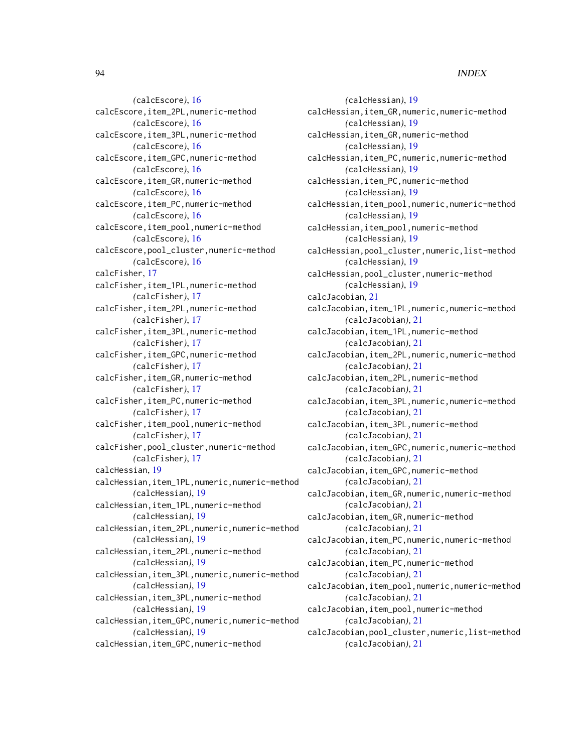(calcEscore), 16
calcEscore,item_2PL,numeric-method
    (calcEscore), 16
calcEscore,item_3PL,numeric-method
    (calcEscore), 16
calcEscore,item_GPC,numeric-method
    (calcEscore), 16
calcEscore,item_GR,numeric-method
    (calcEscore), 16
calcEscore,item_PC,numeric-method
    (calcEscore), 16
calcEscore,item_pool,numeric-method
    (calcEscore), 16
calcEscore,pool_cluster,numeric-method
    (calcEscore), 16
calcFisher, 17
calcFisher,item_1PL,numeric-method
    (calcFisher), 17
calcFisher,item_2PL,numeric-method
    (calcFisher), 17
calcFisher,item_3PL,numeric-method
    (calcFisher), 17
calcFisher,item_GPC,numeric-method
    (calcFisher), 17
calcFisher,item_GR,numeric-method
    (calcFisher), 17
calcFisher,item_PC,numeric-method
    (calcFisher), 17
calcFisher,item_pool,numeric-method
    (calcFisher), 17
calcFisher,pool_cluster,numeric-method
    (calcFisher), 17
calcHessian, 19
calcHessian,item_1PL,numeric,numeric-method
    (calcHessian), 19
calcHessian,item_1PL,numeric-method
    (calcHessian), 19
calcHessian,item_2PL,numeric,numeric-method
    (calcHessian), 19
calcHessian,item_2PL,numeric-method
    (calcHessian), 19
calcHessian,item_3PL,numeric,numeric-method
    (calcHessian), 19
calcHessian,item_3PL,numeric-method
    (calcHessian), 19
calcHessian,item_GPC,numeric,numeric-method
    (calcHessian), 19
calcHessian,item_GPC,numeric-method
    (calcHessian), 19
calcHessian,item_GR,numeric,numeric-method
    (calcHessian), 19
calcHessian,item_GR,numeric-method
    (calcHessian), 19
calcHessian,item_PC,numeric,numeric-method
    (calcHessian), 19
calcHessian,item_PC,numeric-method
    (calcHessian), 19
calcHessian,item_pool,numeric,numeric-method
    (calcHessian), 19
calcHessian,item_pool,numeric-method
    (calcHessian), 19
calcHessian,pool_cluster,numeric,list-method
    (calcHessian), 19
calcHessian,pool_cluster,numeric-method
    (calcHessian), 19
calcJacobian, 21
calcJacobian,item_1PL,numeric,numeric-method
    (calcJacobian), 21
calcJacobian,item_1PL,numeric-method
    (calcJacobian), 21
calcJacobian,item_2PL,numeric,numeric-method
    (calcJacobian), 21
calcJacobian,item_2PL,numeric-method
    (calcJacobian), 21
calcJacobian,item_3PL,numeric,numeric-method
    (calcJacobian), 21
calcJacobian,item_3PL,numeric-method
    (calcJacobian), 21
calcJacobian,item_GPC,numeric,numeric-method
    (calcJacobian), 21
calcJacobian,item_GPC,numeric-method
    (calcJacobian), 21
calcJacobian,item_GR,numeric,numeric-method
    (calcJacobian), 21
calcJacobian,item_GR,numeric-method
    (calcJacobian), 21
calcJacobian,item_PC,numeric,numeric-method
    (calcJacobian), 21
calcJacobian,item_PC,numeric-method
    (calcJacobian), 21
calcJacobian,item_pool,numeric,numeric-method
    (calcJacobian), 21
calcJacobian,item_pool,numeric-method
    (calcJacobian), 21
calcJacobian,pool_cluster,numeric,list-method
    (calcJacobian), 21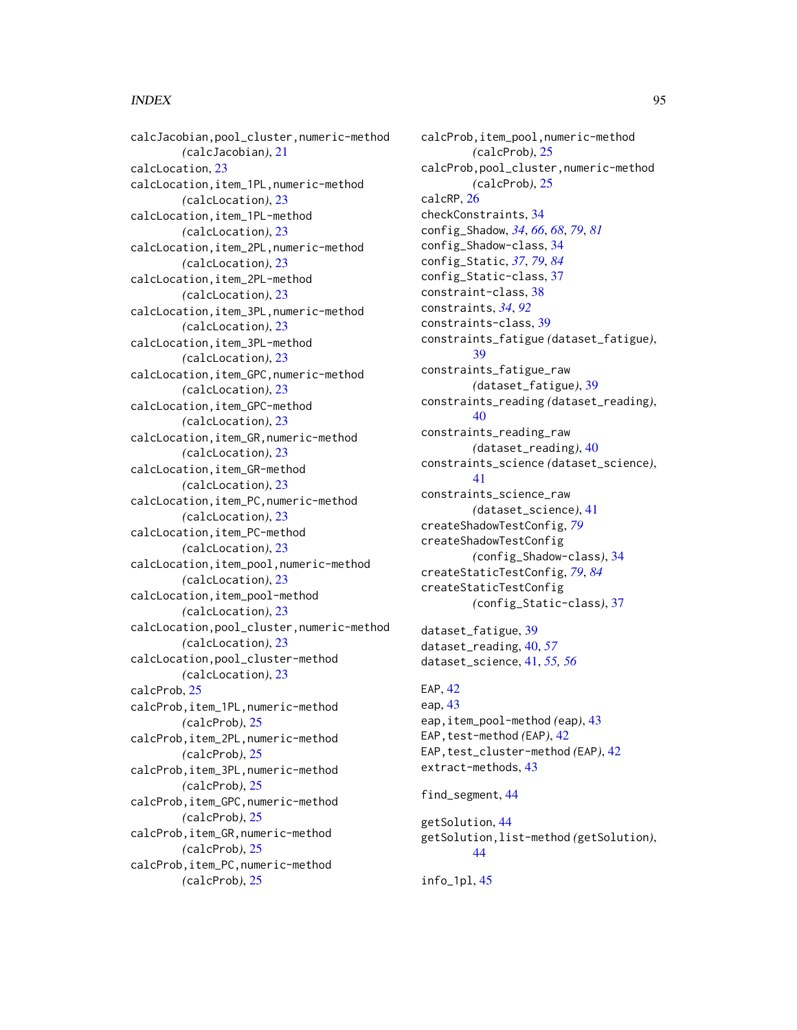calcJacobian,pool_cluster,numeric-method (calcJacobian), 21
calcLocation, 23
calcLocation,item_1PL,numeric-method (calcLocation), 23
calcLocation,item_1PL-method (calcLocation), 23
calcLocation,item_2PL,numeric-method (calcLocation), 23
calcLocation,item_2PL-method (calcLocation), 23
calcLocation,item_3PL,numeric-method (calcLocation), 23
calcLocation,item_3PL-method (calcLocation), 23
calcLocation,item_GPC,numeric-method (calcLocation), 23
calcLocation,item_GPC-method (calcLocation), 23
calcLocation,item_GR,numeric-method (calcLocation), 23
calcLocation,item_GR-method (calcLocation), 23
calcLocation,item_PC,numeric-method (calcLocation), 23
calcLocation,item_PC-method (calcLocation), 23
calcLocation,item_pool,numeric-method (calcLocation), 23
calcLocation,item_pool-method (calcLocation), 23
calcLocation,pool_cluster,numeric-method (calcLocation), 23
calcLocation,pool_cluster-method (calcLocation), 23
calcProb, 25
calcProb,item_1PL,numeric-method (calcProb), 25
calcProb,item_2PL,numeric-method (calcProb), 25
calcProb,item_3PL,numeric-method (calcProb), 25
calcProb,item_GPC,numeric-method (calcProb), 25
calcProb,item_GR,numeric-method (calcProb), 25
calcProb,item_PC,numeric-method (calcProb), 25
calcProb,item_pool,numeric-method (calcProb), 25
calcProb,pool_cluster,numeric-method (calcProb), 25
calcRP, 26
checkConstraints, 34
config_Shadow, *34*, *66*, *68*, *79*, *81*
config_Shadow-class, 34
config_Static, *37*, *79*, *84*
config_Static-class, 37
constraint-class, 38
constraints, *34*, *92*
constraints-class, 39
constraints_fatigue (dataset_fatigue), 39
constraints_fatigue_raw (dataset_fatigue), 39
constraints_reading (dataset_reading), 40
constraints_reading_raw (dataset_reading), 40
constraints_science (dataset_science), 41
constraints_science_raw (dataset_science), 41
createShadowTestConfig, *79*
createShadowTestConfig (config_Shadow-class), 34
createStaticTestConfig, *79*, *84*
createStaticTestConfig (config_Static-class), 37

dataset_fatigue, 39
dataset_reading, 40, *57*
dataset_science, 41, *55, 56*

EAP, 42
eap, 43
eap,item_pool-method (eap), 43
EAP,test-method (EAP), 42
EAP,test_cluster-method (EAP), 42
extract-methods, 43

find_segment, 44

getSolution, 44
getSolution,list-method (getSolution), 44

info_1pl, 45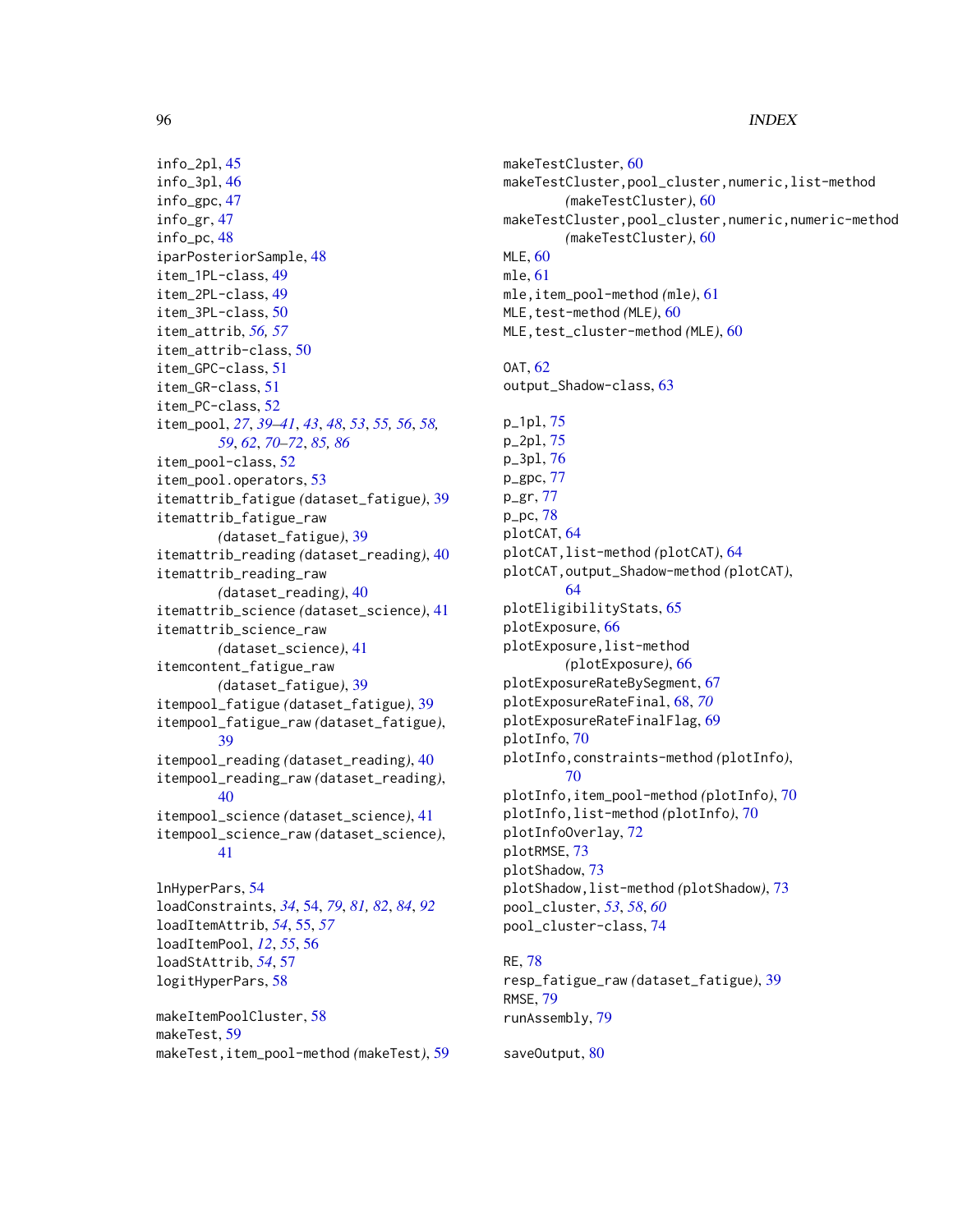info_2pl, 45
info_3pl, 46
info_gpc, 47
info_gr, 47
info_pc, 48
iparPosteriorSample, 48
item_1PL-class, 49
item_2PL-class, 49
item_3PL-class, 50
item_attrib, *56, 57*
item_attrib-class, 50
item_GPC-class, 51
item_GR-class, 51
item_PC-class, 52
item_pool, *27*, *39–41*, *43*, *48*, *53*, *55, 56*, *58, 59*, *62*, *70–72*, *85, 86*
item_pool-class, 52
item_pool.operators, 53
itemattrib_fatigue *(dataset_fatigue)*, 39
itemattrib_fatigue_raw *(dataset_fatigue)*, 39
itemattrib_reading *(dataset_reading)*, 40
itemattrib_reading_raw *(dataset_reading)*, 40
itemattrib_science *(dataset_science)*, 41
itemattrib_science_raw *(dataset_science)*, 41
itemcontent_fatigue_raw *(dataset_fatigue)*, 39
itempool_fatigue *(dataset_fatigue)*, 39
itempool_fatigue_raw *(dataset_fatigue)*, 39
itempool_reading *(dataset_reading)*, 40
itempool_reading_raw *(dataset_reading)*, 40
itempool_science *(dataset_science)*, 41
itempool_science_raw *(dataset_science)*, 41

lnHyperPars, 54
loadConstraints, *34*, 54, *79*, *81, 82*, *84*, *92*
loadItemAttrib, *54*, 55, *57*
loadItemPool, *12*, *55*, 56
loadStAttrib, *54*, 57
logitHyperPars, 58

makeItemPoolCluster, 58
makeTest, 59
makeTest,item_pool-method *(makeTest)*, 59
makeTestCluster, 60
makeTestCluster,pool_cluster,numeric,list-method *(makeTestCluster)*, 60
makeTestCluster,pool_cluster,numeric,numeric-method *(makeTestCluster)*, 60
MLE, 60
mle, 61
mle,item_pool-method *(mle)*, 61
MLE,test-method *(MLE)*, 60
MLE,test_cluster-method *(MLE)*, 60

OAT, 62
output_Shadow-class, 63

p_1pl, 75
p_2pl, 75
p_3pl, 76
p_gpc, 77
p_gr, 77
p_pc, 78
plotCAT, 64
plotCAT,list-method *(plotCAT)*, 64
plotCAT,output_Shadow-method *(plotCAT)*, 64
plotEligibilityStats, 65
plotExposure, 66
plotExposure,list-method *(plotExposure)*, 66
plotExposureRateBySegment, 67
plotExposureRateFinal, 68, *70*
plotExposureRateFinalFlag, 69
plotInfo, 70
plotInfo,constraints-method *(plotInfo)*, 70
plotInfo,item_pool-method *(plotInfo)*, 70
plotInfo,list-method *(plotInfo)*, 70
plotInfoOverlay, 72
plotRMSE, 73
plotShadow, 73
plotShadow,list-method *(plotShadow)*, 73
pool_cluster, *53*, *58*, *60*
pool_cluster-class, 74

RE, 78
resp_fatigue_raw *(dataset_fatigue)*, 39
RMSE, 79
runAssembly, 79

saveOutput, 80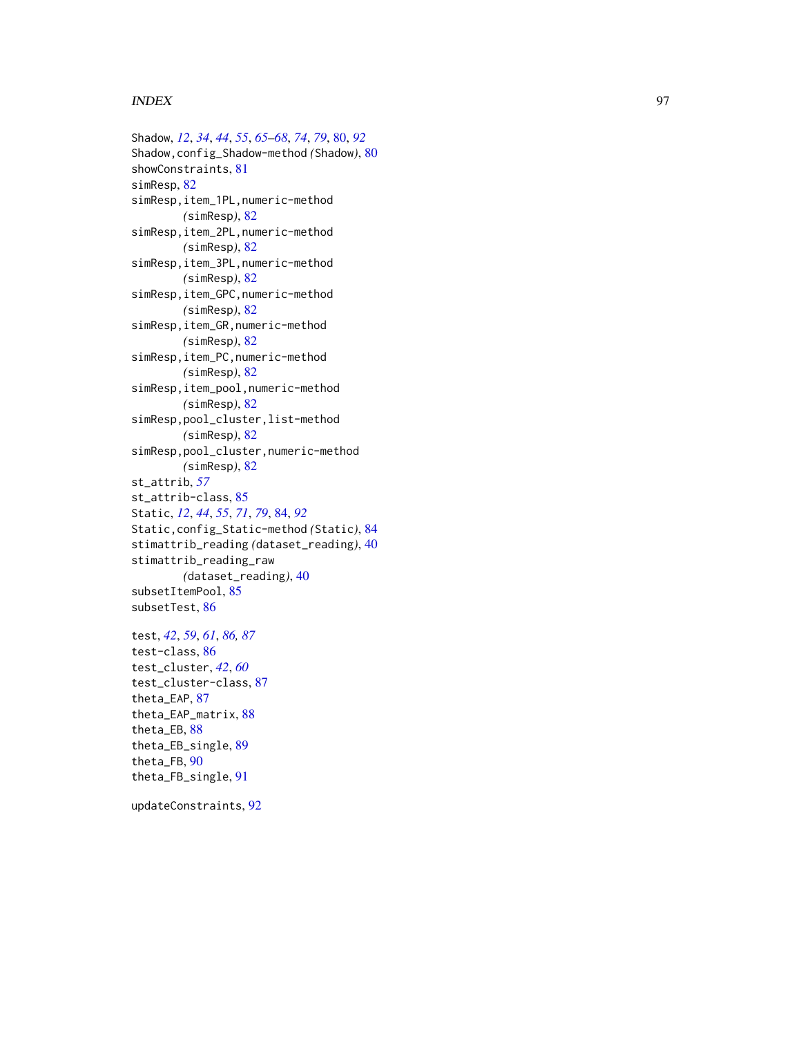Shadow, *12*, *34*, *44*, *55*, *65–68*, *74*, *79*, 80, *92*
Shadow,config_Shadow-method *(*Shadow*)*, 80
showConstraints, 81
simResp, 82
simResp,item_1PL,numeric-method
*(*simResp*)*, 82
simResp,item_2PL,numeric-method
*(*simResp*)*, 82
simResp,item_3PL,numeric-method
*(*simResp*)*, 82
simResp,item_GPC,numeric-method
*(*simResp*)*, 82
simResp,item_GR,numeric-method
*(*simResp*)*, 82
simResp,item_PC,numeric-method
*(*simResp*)*, 82
simResp,item_pool,numeric-method
*(*simResp*)*, 82
simResp,pool_cluster,list-method
*(*simResp*)*, 82
simResp,pool_cluster,numeric-method
*(*simResp*)*, 82
st_attrib, *57*
st_attrib-class, 85
Static, *12*, *44*, *55*, *71*, *79*, 84, *92*
Static,config_Static-method *(*Static*)*, 84
stimattrib_reading *(*dataset_reading*)*, 40
stimattrib_reading_raw
*(*dataset_reading*)*, 40
subsetItemPool, 85
subsetTest, 86

test, *42*, *59*, *61*, *86, 87*
test-class, 86
test_cluster, *42*, *60*
test_cluster-class, 87
theta_EAP, 87
theta_EAP_matrix, 88
theta_EB, 88
theta_EB_single, 89
theta_FB, 90
theta_FB_single, 91

updateConstraints, 92